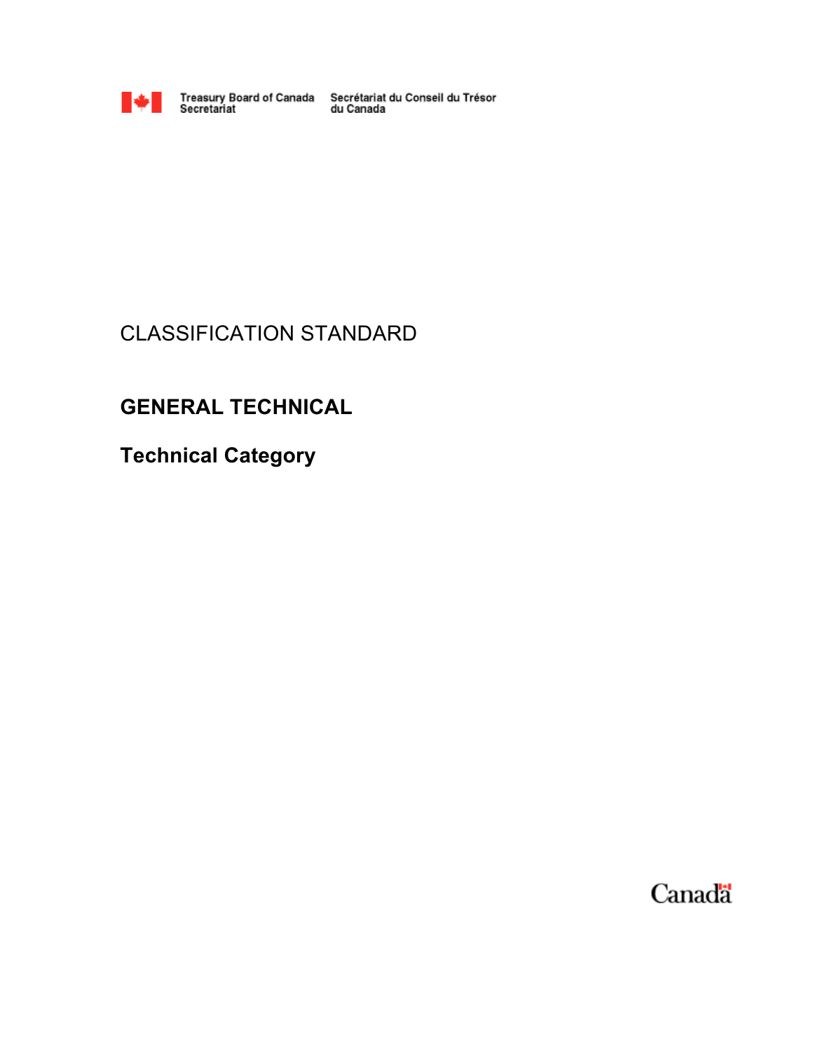Treasury Board of Canada Secretariat | Secrétariat du Conseil du Trésor du Canada

CLASSIFICATION STANDARD

# GENERAL TECHNICAL

## Technical Category

Canada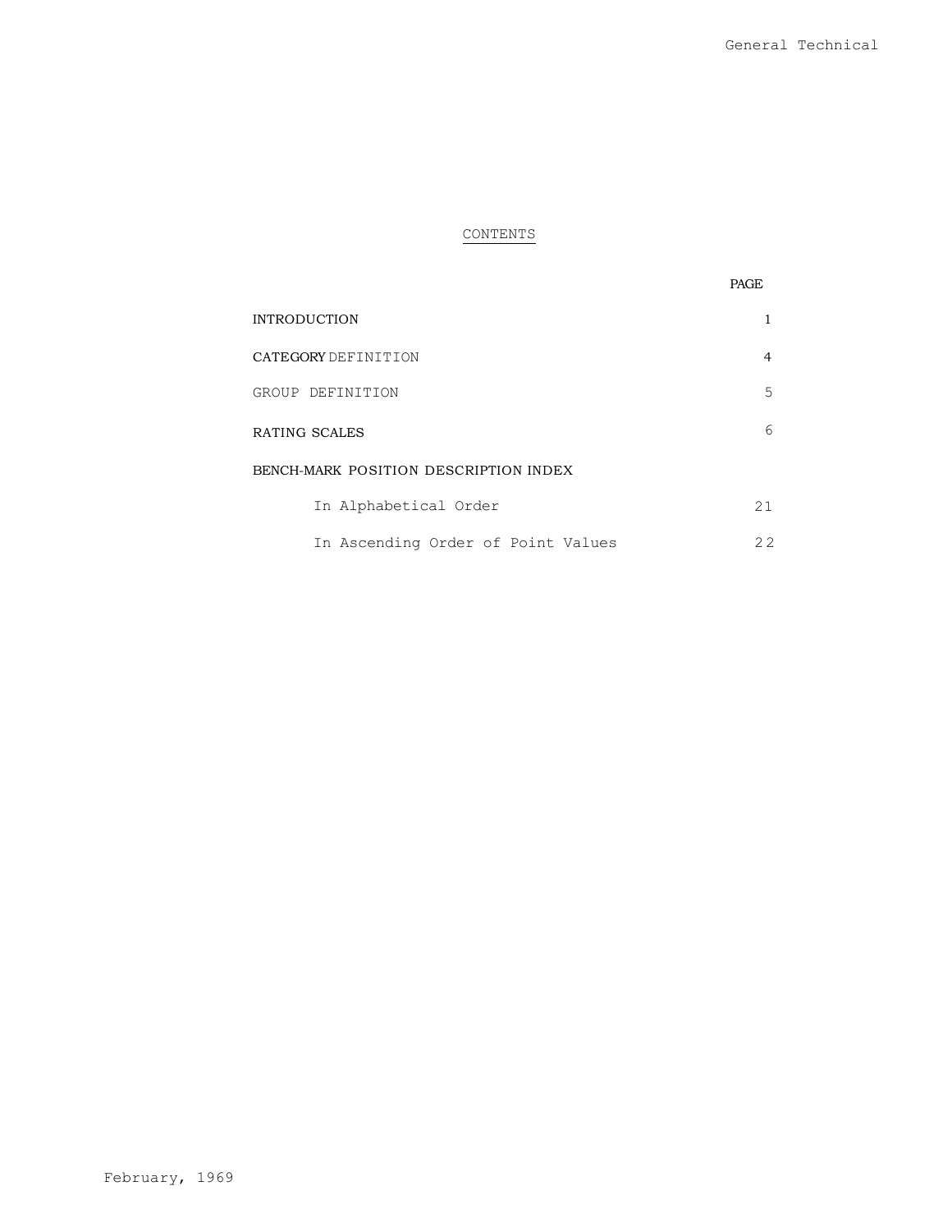# CONTENTS

| | PAGE |
|---|---|
| INTRODUCTION | 1 |
| CATEGORY DEFINITION | 4 |
| GROUP DEFINITION | 5 |
| RATING SCALES | 6 |
| BENCH-MARK POSITION DESCRIPTION INDEX | |
| In Alphabetical Order | 21 |
| In Ascending Order of Point Values | 22 |

February, 1969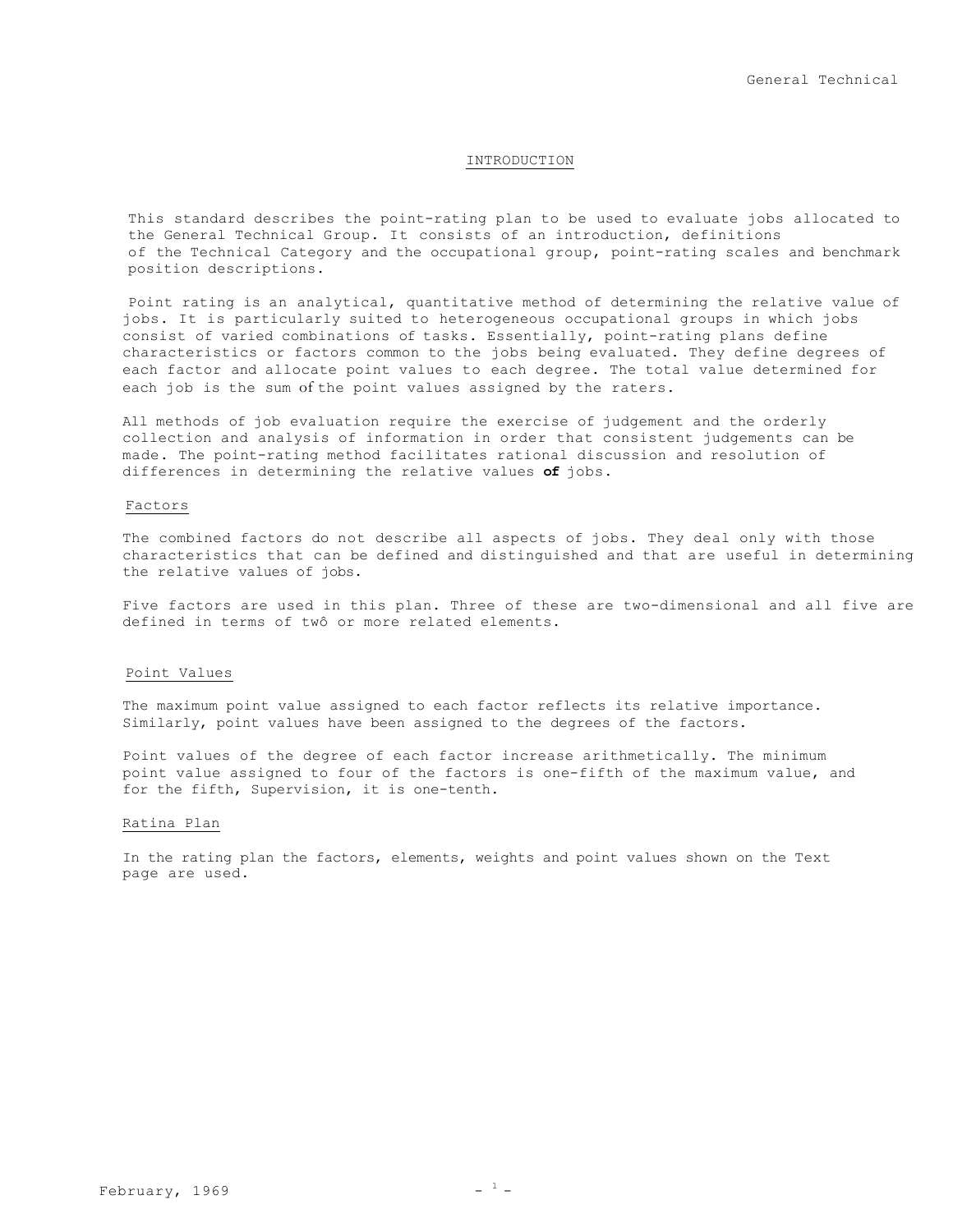## INTRODUCTION

This standard describes the point-rating plan to be used to evaluate jobs allocated to the General Technical Group. It consists of an introduction, definitions of the Technical Category and the occupational group, point-rating scales and benchmark position descriptions.

Point rating is an analytical, quantitative method of determining the relative value of jobs. It is particularly suited to heterogeneous occupational groups in which jobs consist of varied combinations of tasks. Essentially, point-rating plans define characteristics or factors common to the jobs being evaluated. They define degrees of each factor and allocate point values to each degree. The total value determined for each job is the sum of the point values assigned by the raters.

All methods of job evaluation require the exercise of judgement and the orderly collection and analysis of information in order that consistent judgements can be made. The point-rating method facilitates rational discussion and resolution of differences in determining the relative values **of** jobs.

### Factors

The combined factors do not describe all aspects of jobs. They deal only with those characteristics that can be defined and distinguished and that are useful in determining the relative values of jobs.

Five factors are used in this plan. Three of these are two-dimensional and all five are defined in terms of twô or more related elements.

### Point Values

The maximum point value assigned to each factor reflects its relative importance. Similarly, point values have been assigned to the degrees of the factors.

Point values of the degree of each factor increase arithmetically. The minimum point value assigned to four of the factors is one-fifth of the maximum value, and for the fifth, Supervision, it is one-tenth.

### Ratina Plan

In the rating plan the factors, elements, weights and point values shown on the Text page are used.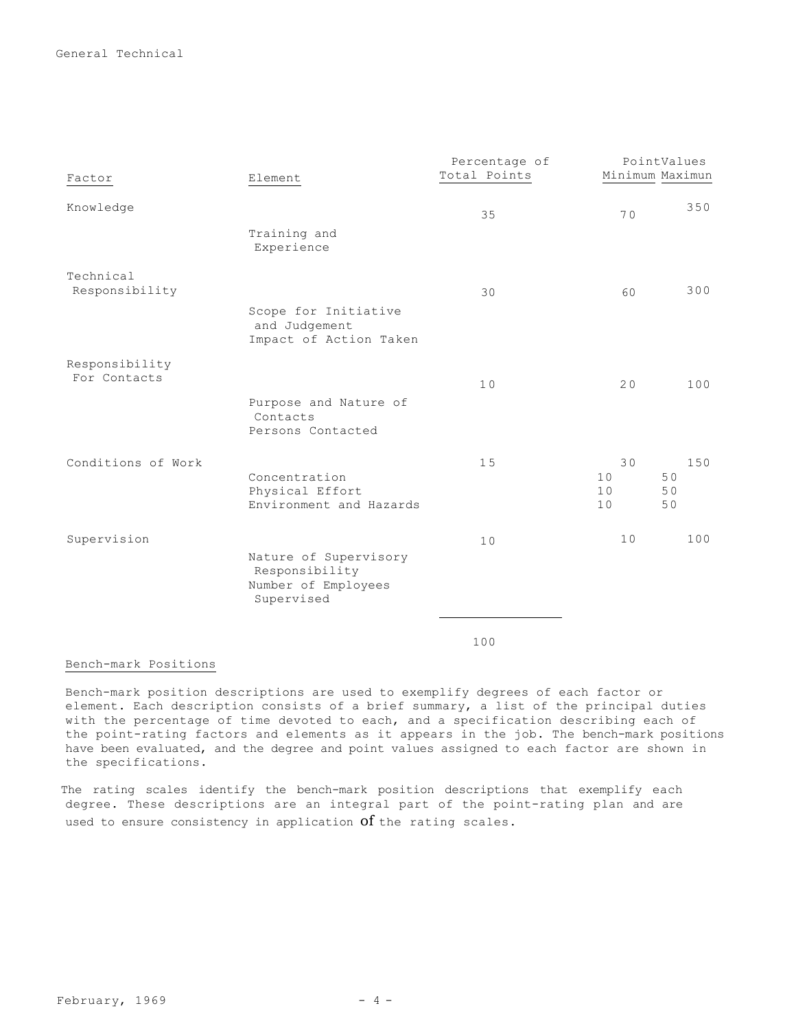| Factor | Element | Percentage of Total Points | PointValues Minimum | Maximun |
|---|---|---|---|---|
| Knowledge | | 35 | 70 | 350 |
| | Training and Experience | | | |
| Technical Responsibility | | 30 | 60 | 300 |
| | Scope for Initiative and Judgement | | | |
| | Impact of Action Taken | | | |
| Responsibility For Contacts | | 10 | 20 | 100 |
| | Purpose and Nature of Contacts | | | |
| | Persons Contacted | | | |
| Conditions of Work | | 15 | 30 | 150 |
| | Concentration | | 10 | 50 |
| | Physical Effort | | 10 | 50 |
| | Environment and Hazards | | 10 | 50 |
| Supervision | | 10 | 10 | 100 |
| | Nature of Supervisory Responsibility | | | |
| | Number of Employees Supervised | | | |
| | | 100 | | |

## Bench-mark Positions

Bench-mark position descriptions are used to exemplify degrees of each factor or element. Each description consists of a brief summary, a list of the principal duties with the percentage of time devoted to each, and a specification describing each of the point-rating factors and elements as it appears in the job. The bench-mark positions have been evaluated, and the degree and point values assigned to each factor are shown in the specifications.

The rating scales identify the bench-mark position descriptions that exemplify each degree. These descriptions are an integral part of the point-rating plan and are used to ensure consistency in application of the rating scales.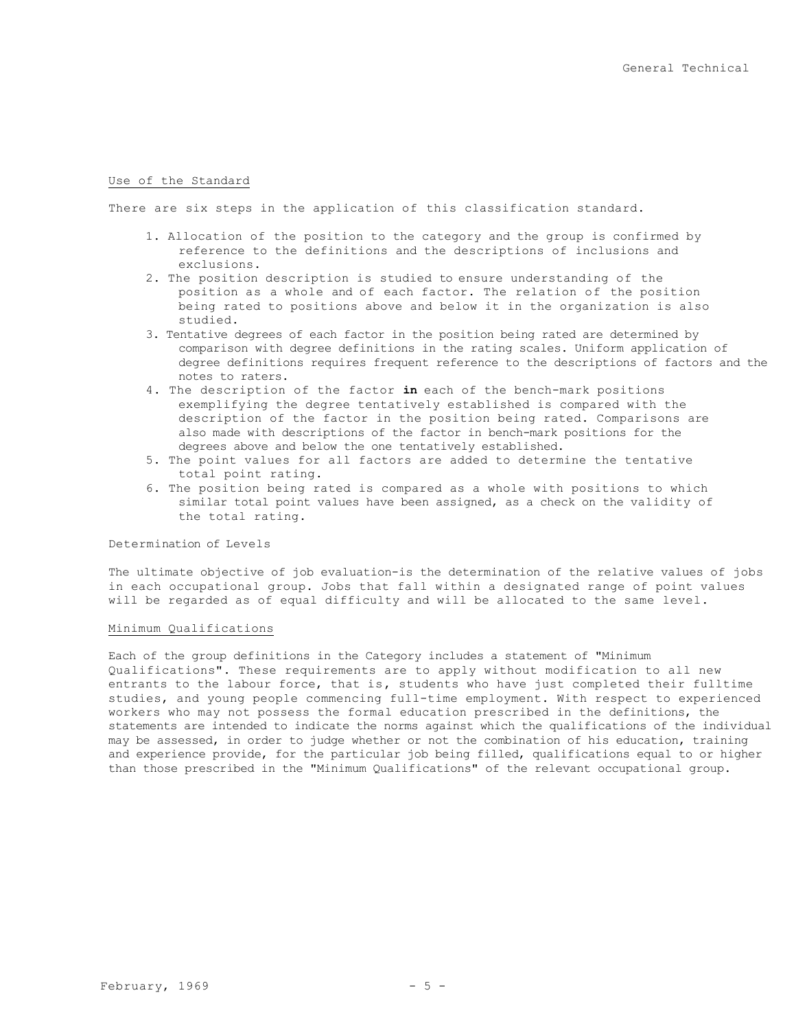## Use of the Standard

There are six steps in the application of this classification standard.

1. Allocation of the position to the category and the group is confirmed by reference to the definitions and the descriptions of inclusions and exclusions.
2. The position description is studied to ensure understanding of the position as a whole and of each factor. The relation of the position being rated to positions above and below it in the organization is also studied.
3. Tentative degrees of each factor in the position being rated are determined by comparison with degree definitions in the rating scales. Uniform application of degree definitions requires frequent reference to the descriptions of factors and the notes to raters.
4. The description of the factor **in** each of the bench-mark positions exemplifying the degree tentatively established is compared with the description of the factor in the position being rated. Comparisons are also made with descriptions of the factor in bench-mark positions for the degrees above and below the one tentatively established.
5. The point values for all factors are added to determine the tentative total point rating.
6. The position being rated is compared as a whole with positions to which similar total point values have been assigned, as a check on the validity of the total rating.

Determination of Levels

The ultimate objective of job evaluation-is the determination of the relative values of jobs in each occupational group. Jobs that fall within a designated range of point values will be regarded as of equal difficulty and will be allocated to the same level.

## Minimum Qualifications

Each of the group definitions in the Category includes a statement of "Minimum Qualifications". These requirements are to apply without modification to all new entrants to the labour force, that is, students who have just completed their fulltime studies, and young people commencing full-time employment. With respect to experienced workers who may not possess the formal education prescribed in the definitions, the statements are intended to indicate the norms against which the qualifications of the individual may be assessed, in order to judge whether or not the combination of his education, training and experience provide, for the particular job being filled, qualifications equal to or higher than those prescribed in the "Minimum Qualifications" of the relevant occupational group.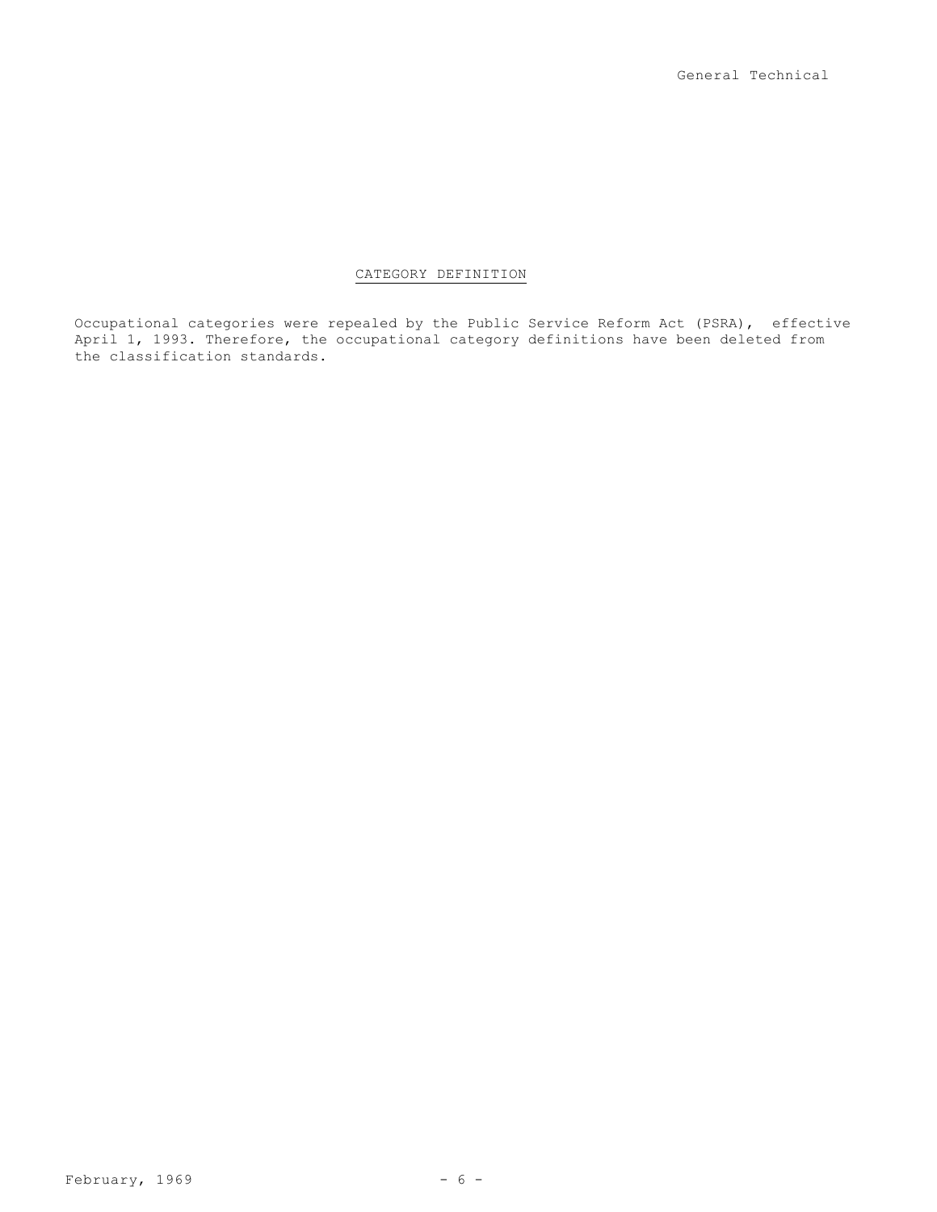## CATEGORY DEFINITION

Occupational categories were repealed by the Public Service Reform Act (PSRA), effective April 1, 1993. Therefore, the occupational category definitions have been deleted from the classification standards.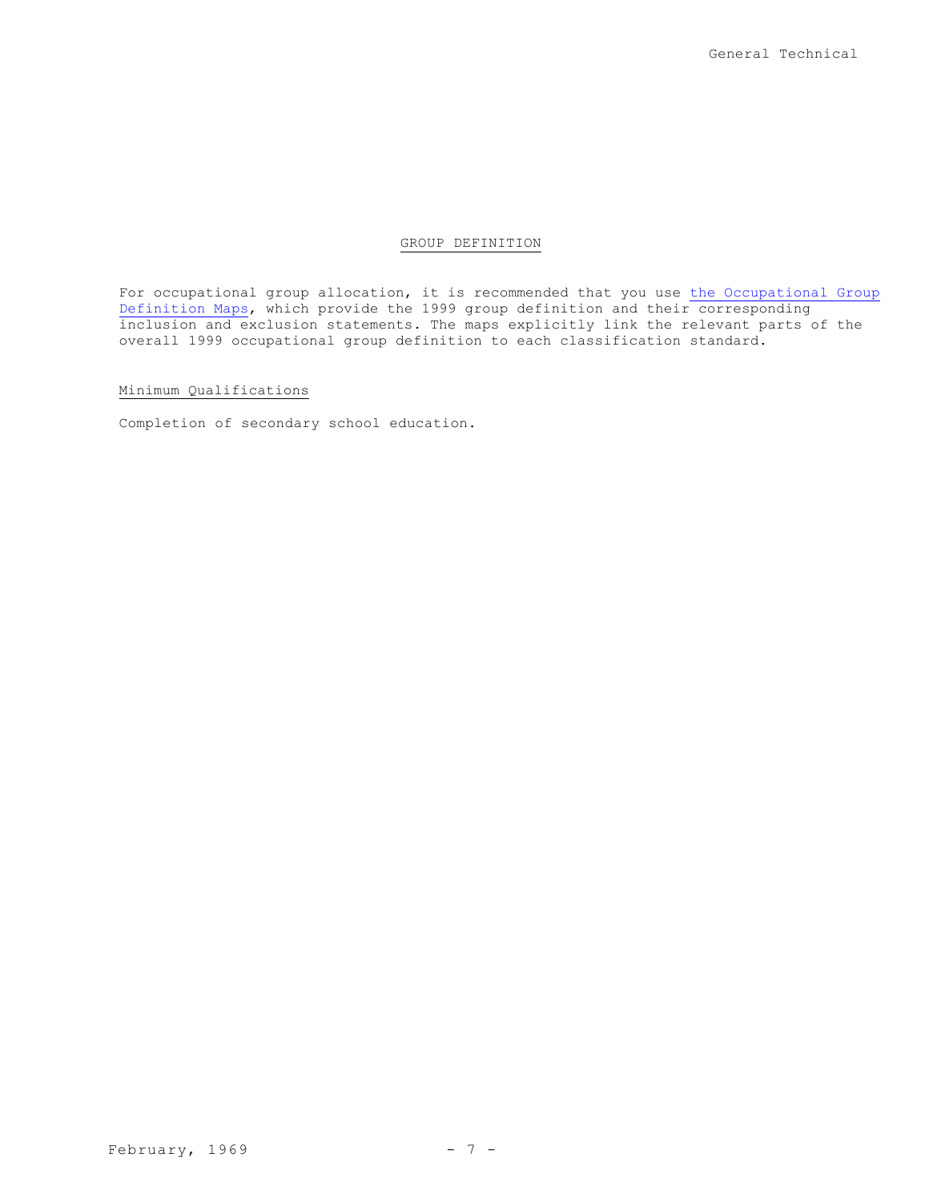## GROUP DEFINITION

For occupational group allocation, it is recommended that you use [the Occupational Group Definition Maps], which provide the 1999 group definition and their corresponding inclusion and exclusion statements. The maps explicitly link the relevant parts of the overall 1999 occupational group definition to each classification standard.

### Minimum Qualifications

Completion of secondary school education.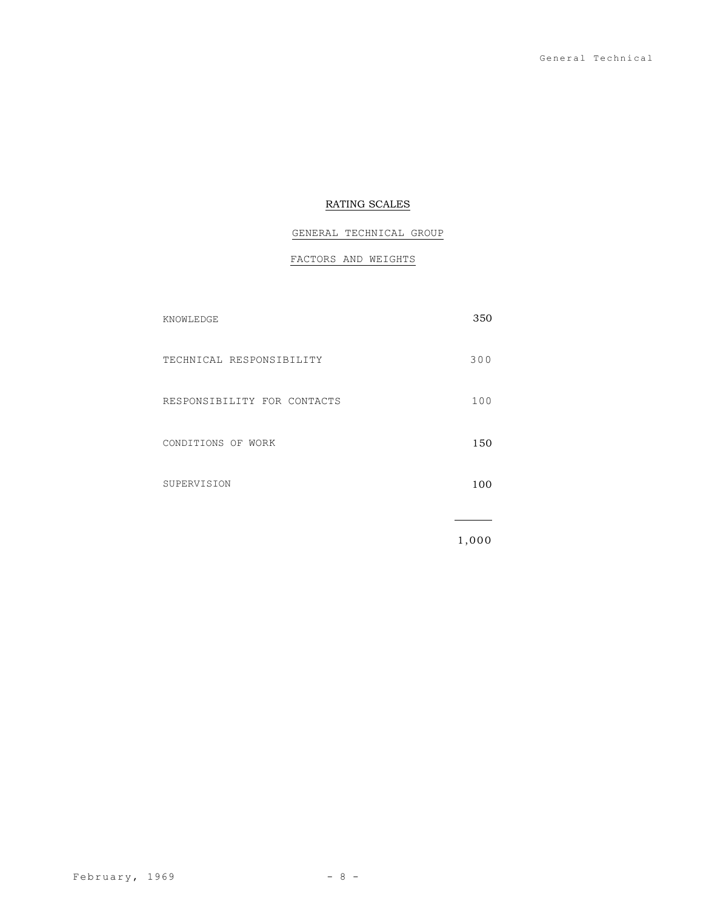## RATING SCALES

### GENERAL TECHNICAL GROUP

### FACTORS AND WEIGHTS

| Factor | Weight |
|---|---|
| KNOWLEDGE | 350 |
| TECHNICAL RESPONSIBILITY | 300 |
| RESPONSIBILITY FOR CONTACTS | 100 |
| CONDITIONS OF WORK | 150 |
| SUPERVISION | 100 |
| | 1,000 |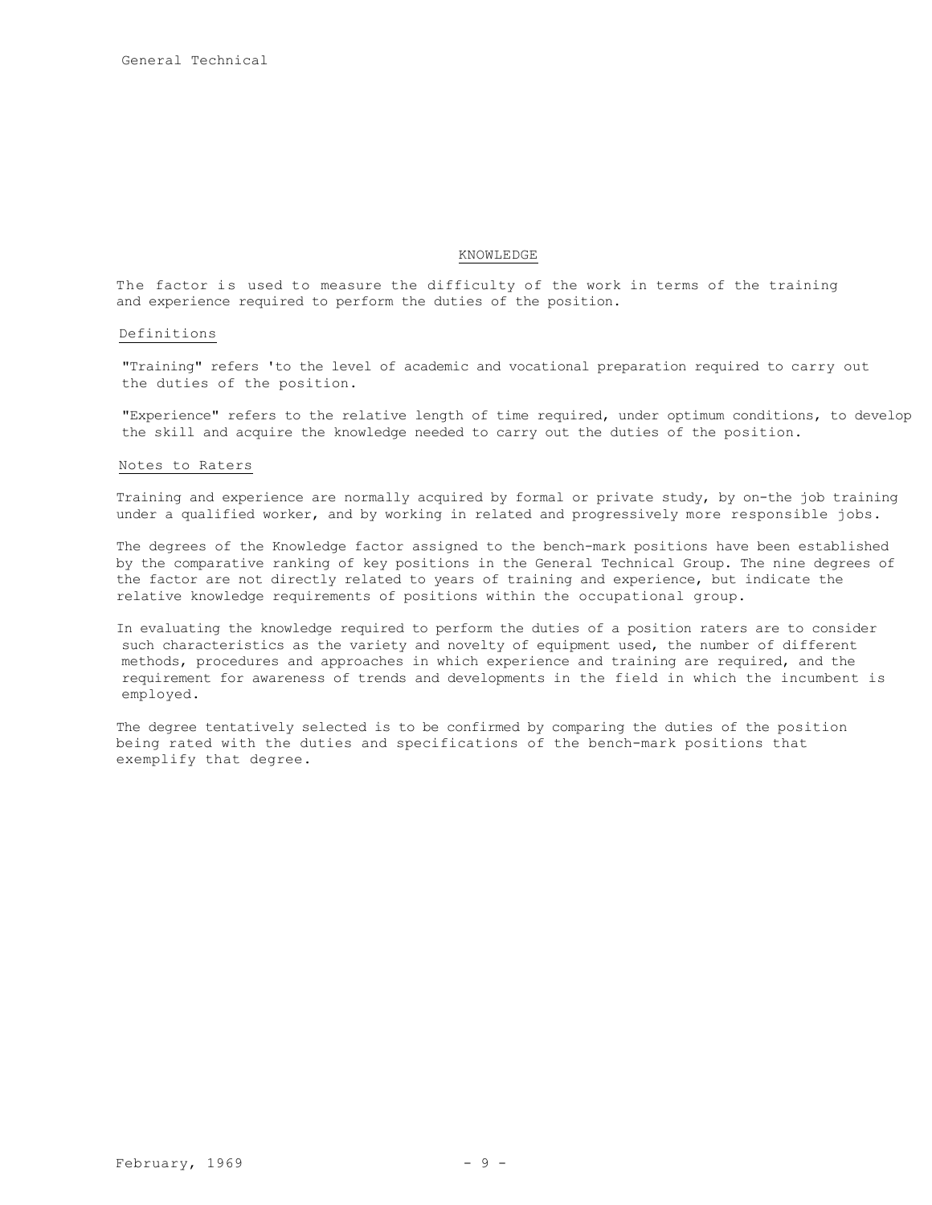## KNOWLEDGE

The factor is used to measure the difficulty of the work in terms of the training and experience required to perform the duties of the position.

### Definitions

"Training" refers 'to the level of academic and vocational preparation required to carry out the duties of the position.

"Experience" refers to the relative length of time required, under optimum conditions, to develop the skill and acquire the knowledge needed to carry out the duties of the position.

### Notes to Raters

Training and experience are normally acquired by formal or private study, by on-the job training under a qualified worker, and by working in related and progressively more responsible jobs.

The degrees of the Knowledge factor assigned to the bench-mark positions have been established by the comparative ranking of key positions in the General Technical Group. The nine degrees of the factor are not directly related to years of training and experience, but indicate the relative knowledge requirements of positions within the occupational group.

In evaluating the knowledge required to perform the duties of a position raters are to consider such characteristics as the variety and novelty of equipment used, the number of different methods, procedures and approaches in which experience and training are required, and the requirement for awareness of trends and developments in the field in which the incumbent is employed.

The degree tentatively selected is to be confirmed by comparing the duties of the position being rated with the duties and specifications of the bench-mark positions that exemplify that degree.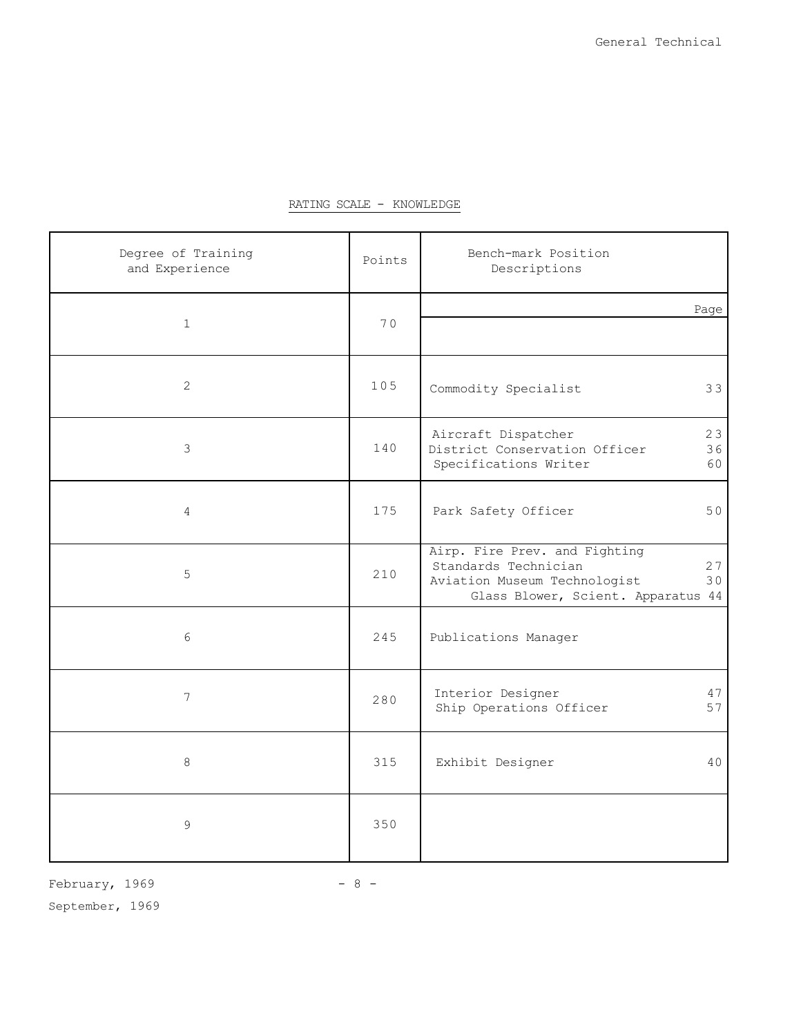## RATING SCALE - KNOWLEDGE

| Degree of Training and Experience | Points | Bench-mark Position Descriptions | Page |
|---|---|---|---|
| 1 | 70 | | |
| 2 | 105 | Commodity Specialist | 33 |
| 3 | 140 | Aircraft Dispatcher<br>District Conservation Officer<br>Specifications Writer | 23<br>36<br>60 |
| 4 | 175 | Park Safety Officer | 50 |
| 5 | 210 | Airp. Fire Prev. and Fighting Standards Technician<br>Aviation Museum Technologist<br>Glass Blower, Scient. Apparatus | 27<br>30<br>44 |
| 6 | 245 | Publications Manager | |
| 7 | 280 | Interior Designer<br>Ship Operations Officer | 47<br>57 |
| 8 | 315 | Exhibit Designer | 40 |
| 9 | 350 | | |

February, 1969

September, 1969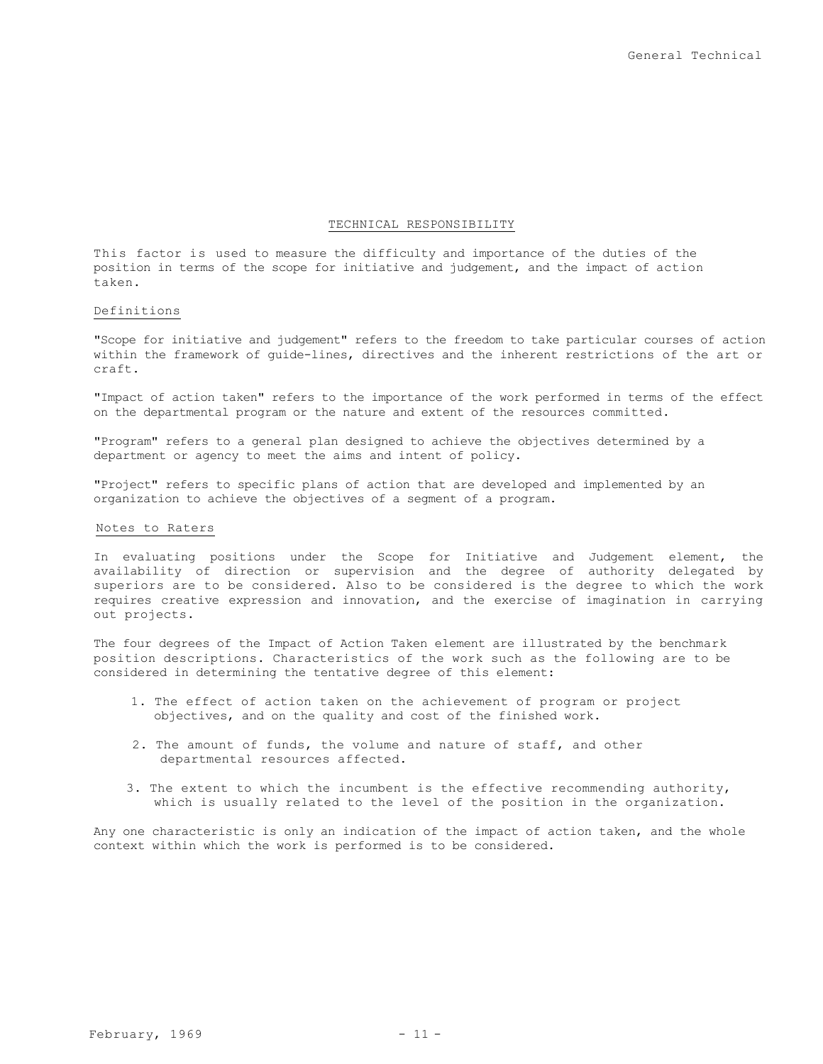## TECHNICAL RESPONSIBILITY

This factor is used to measure the difficulty and importance of the duties of the position in terms of the scope for initiative and judgement, and the impact of action taken.

### Definitions

"Scope for initiative and judgement" refers to the freedom to take particular courses of action within the framework of guide-lines, directives and the inherent restrictions of the art or craft.

"Impact of action taken" refers to the importance of the work performed in terms of the effect on the departmental program or the nature and extent of the resources committed.

"Program" refers to a general plan designed to achieve the objectives determined by a department or agency to meet the aims and intent of policy.

"Project" refers to specific plans of action that are developed and implemented by an organization to achieve the objectives of a segment of a program.

### Notes to Raters

In evaluating positions under the Scope for Initiative and Judgement element, the availability of direction or supervision and the degree of authority delegated by superiors are to be considered. Also to be considered is the degree to which the work requires creative expression and innovation, and the exercise of imagination in carrying out projects.

The four degrees of the Impact of Action Taken element are illustrated by the benchmark position descriptions. Characteristics of the work such as the following are to be considered in determining the tentative degree of this element:

1. The effect of action taken on the achievement of program or project objectives, and on the quality and cost of the finished work.
2. The amount of funds, the volume and nature of staff, and other departmental resources affected.
3. The extent to which the incumbent is the effective recommending authority, which is usually related to the level of the position in the organization.

Any one characteristic is only an indication of the impact of action taken, and the whole context within which the work is performed is to be considered.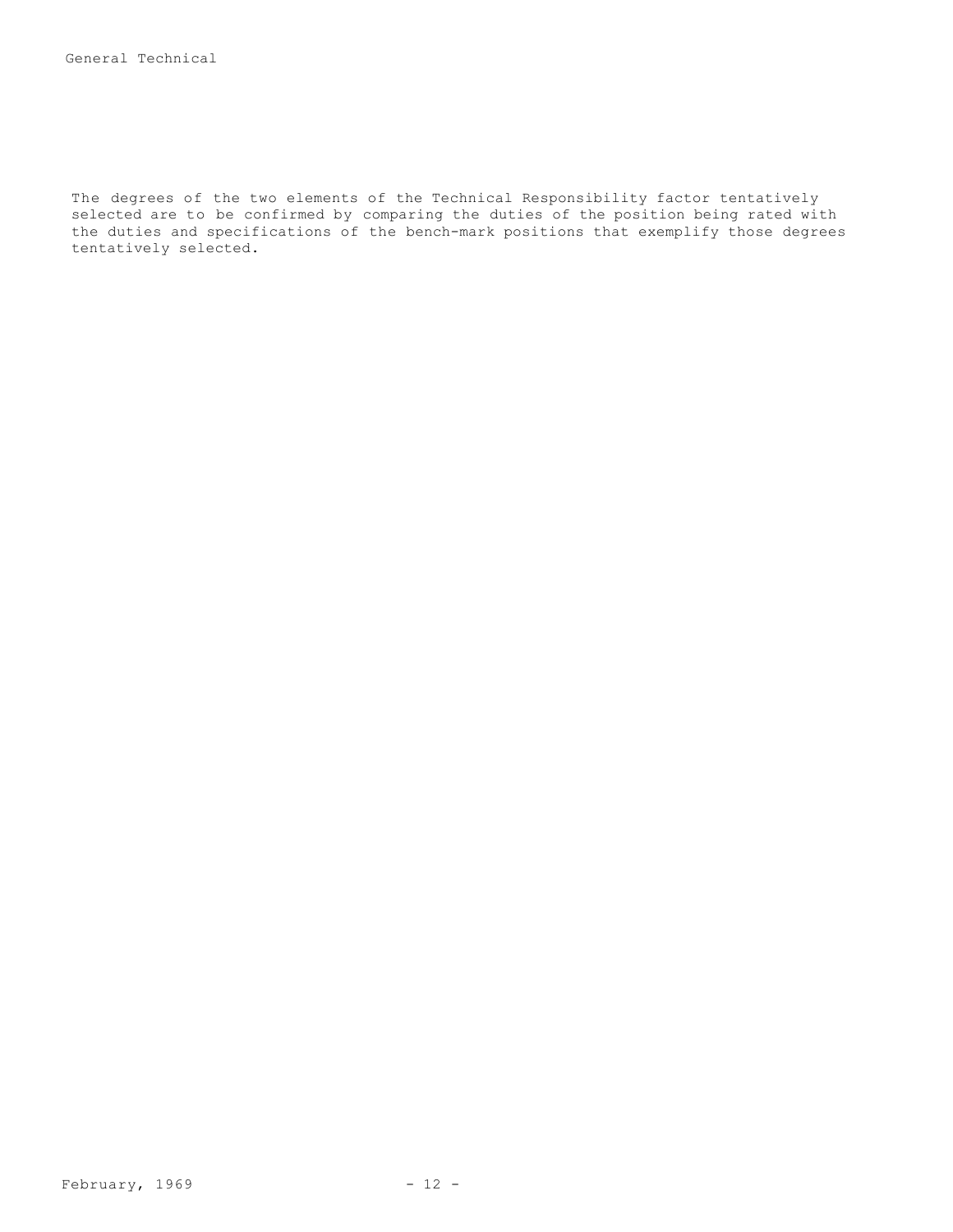The degrees of the two elements of the Technical Responsibility factor tentatively selected are to be confirmed by comparing the duties of the position being rated with the duties and specifications of the bench-mark positions that exemplify those degrees tentatively selected.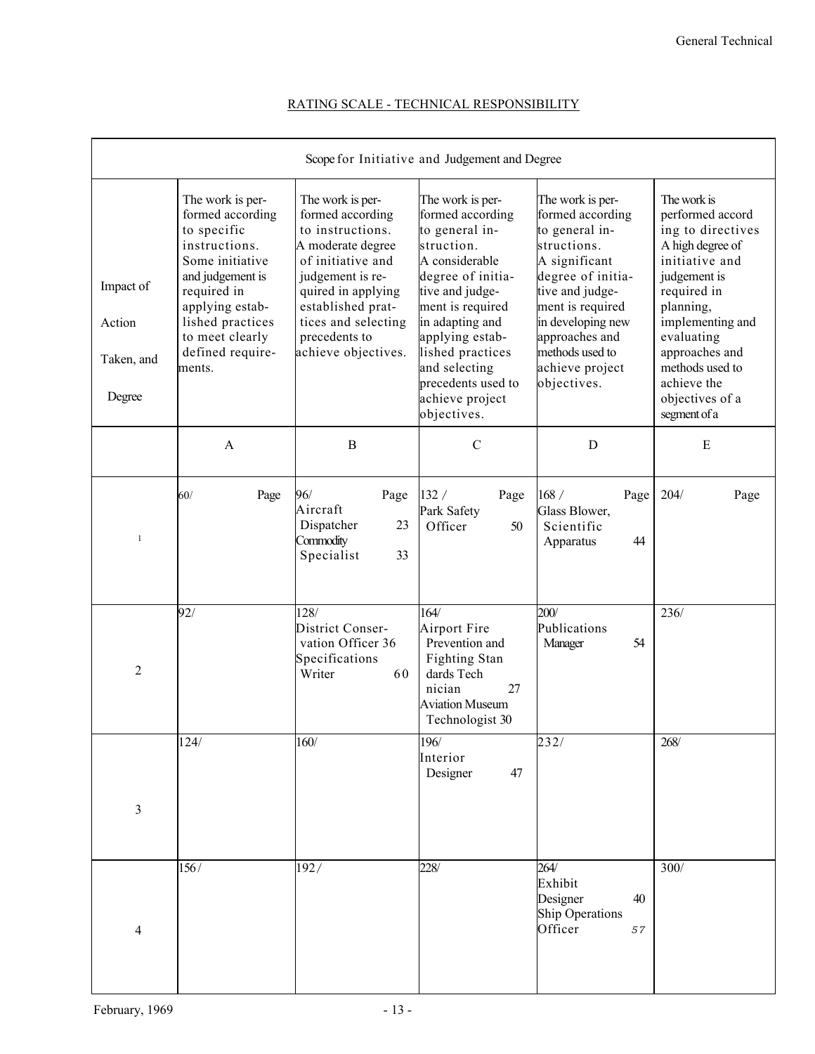## RATING SCALE - TECHNICAL RESPONSIBILITY

| | Scope for Initiative and Judgement and Degree | | | | |
|---|---|---|---|---|---|
| Impact of Action Taken, and Degree | The work is performed according to specific instructions. Some initiative and judgement is required in applying established practices to meet clearly defined requirements. | The work is performed according to instructions. A moderate degree of initiative and judgement is required in applying established practices and selecting precedents to achieve objectives. | The work is performed according to general instruction. A considerable degree of initiative and judgement is required in adapting and applying established practices and selecting precedents used to achieve project objectives. | The work is performed according to general instructions. A significant degree of initiative and judgement is required in developing new approaches and methods used to achieve project objectives. | The work is performed according to directives. A high degree of initiative and judgement is required in planning, implementing and evaluating approaches and methods used to achieve the objectives of a segment of a |
| | A | B | C | D | E |
| 1 | 60/ Page | 96/ Page<br>Aircraft Dispatcher 23<br>Commodity Specialist 33 | 132 / Page<br>Park Safety Officer 50 | 168 / Page<br>Glass Blower, Scientific Apparatus 44 | 204/ Page |
| 2 | 92/ | 128/<br>District Conservation Officer 36<br>Specifications Writer 60 | 164/<br>Airport Fire Prevention and Fighting Standards Technician 27<br>Aviation Museum Technologist 30 | 200/<br>Publications Manager 54 | 236/ |
| 3 | 124/ | 160/ | 196/<br>Interior Designer 47 | 232/ | 268/ |
| 4 | 156/ | 192/ | 228/ | 264/<br>Exhibit Designer 40<br>Ship Operations Officer 57 | 300/ |

February, 1969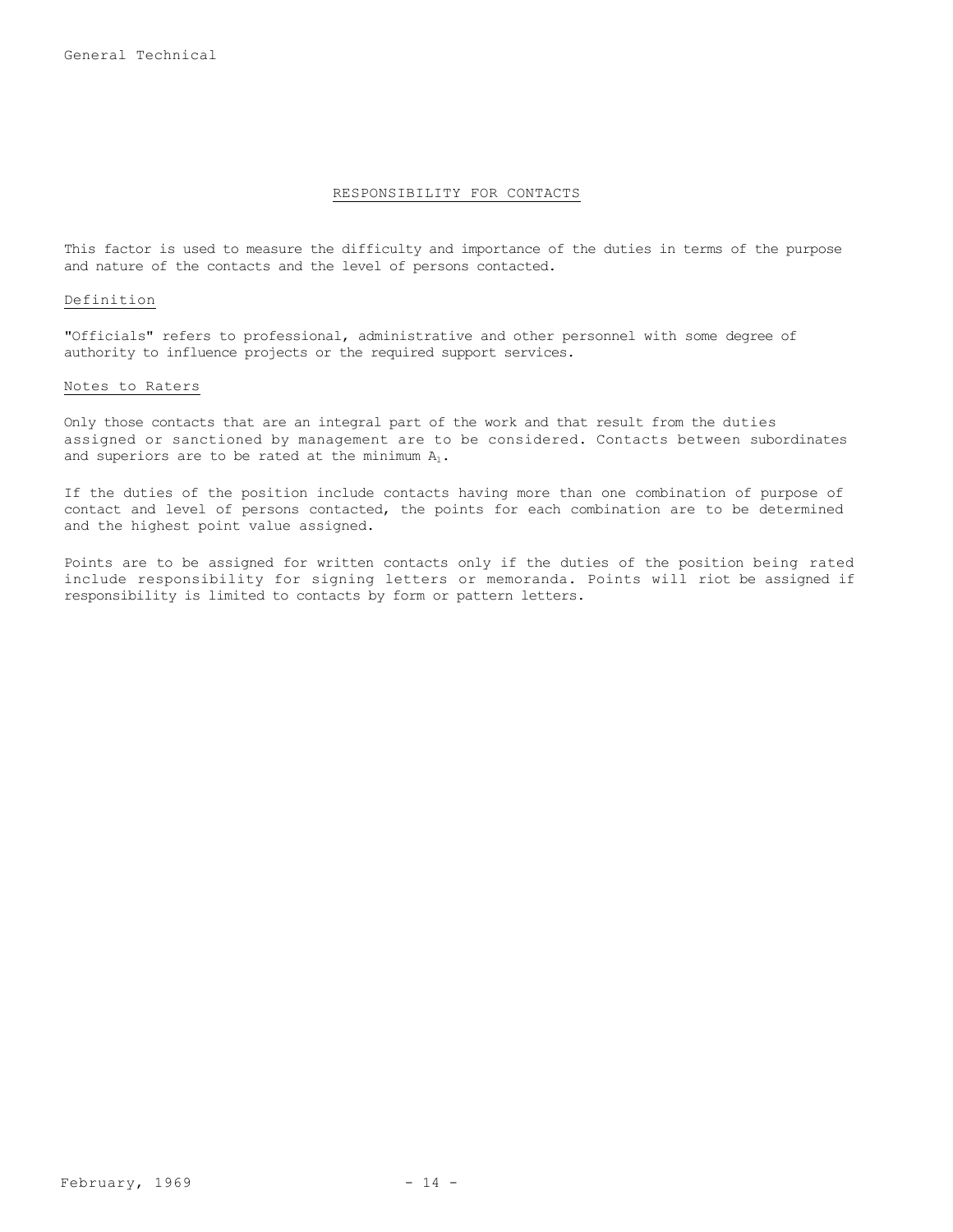## RESPONSIBILITY FOR CONTACTS

This factor is used to measure the difficulty and importance of the duties in terms of the purpose and nature of the contacts and the level of persons contacted.

### Definition

"Officials" refers to professional, administrative and other personnel with some degree of authority to influence projects or the required support services.

### Notes to Raters

Only those contacts that are an integral part of the work and that result from the duties assigned or sanctioned by management are to be considered. Contacts between subordinates and superiors are to be rated at the minimum $A_1$.

If the duties of the position include contacts having more than one combination of purpose of contact and level of persons contacted, the points for each combination are to be determined and the highest point value assigned.

Points are to be assigned for written contacts only if the duties of the position being rated include responsibility for signing letters or memoranda. Points will riot be assigned if responsibility is limited to contacts by form or pattern letters.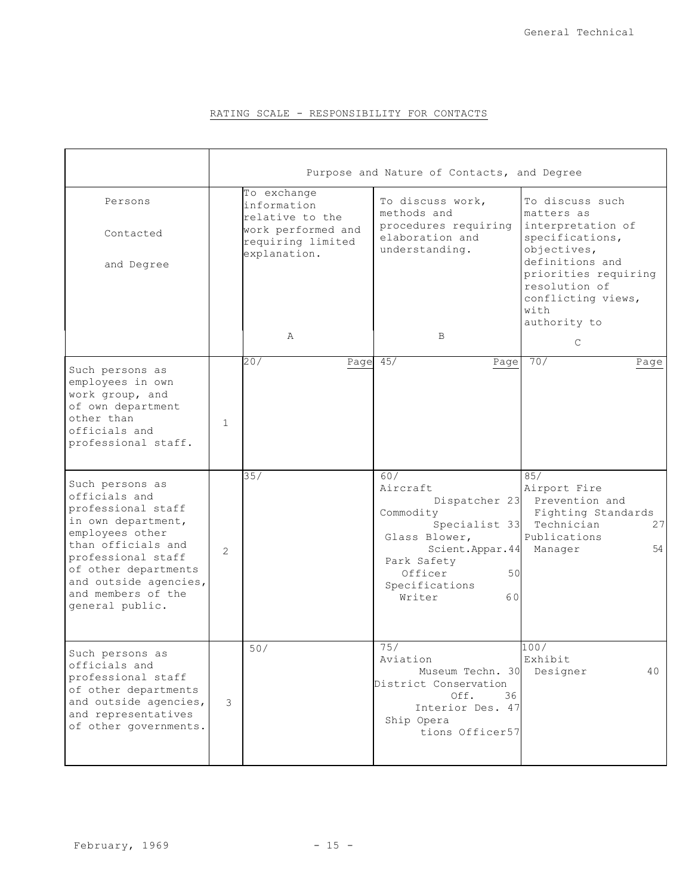## RATING SCALE - RESPONSIBILITY FOR CONTACTS

| Persons Contacted and Degree | | Purpose and Nature of Contacts, and Degree | | |
|---|---|---|---|---|
| | | To exchange information relative to the work performed and requiring limited explanation.<br>A | To discuss work, methods and procedures requiring elaboration and understanding.<br>B | To discuss such matters as interpretation of specifications, objectives, definitions and priorities requiring resolution of conflicting views, with authority to<br>C |
| Such persons as employees in own work group, and of own department other than officials and professional staff. | 1 | 20/ Page | 45/ Page | 70/ Page |
| Such persons as officials and professional staff in own department, employees other than officials and professional staff of other departments and outside agencies, and members of the general public. | 2 | 35/ | 60/<br>Aircraft Dispatcher 23<br>Commodity Specialist 33<br>Glass Blower, Scient.Appar. 44<br>Park Safety Officer 50<br>Specifications Writer 60 | 85/<br>Airport Fire Prevention and Fighting Standards Technician 27<br>Publications Manager 54 |
| Such persons as officials and professional staff of other departments and outside agencies, and representatives of other governments. | 3 | 50/ | 75/<br>Aviation Museum Techn. 30<br>District Conservation Off. 36<br>Interior Des. 47<br>Ship Operations Officer 57 | 100/<br>Exhibit Designer 40 |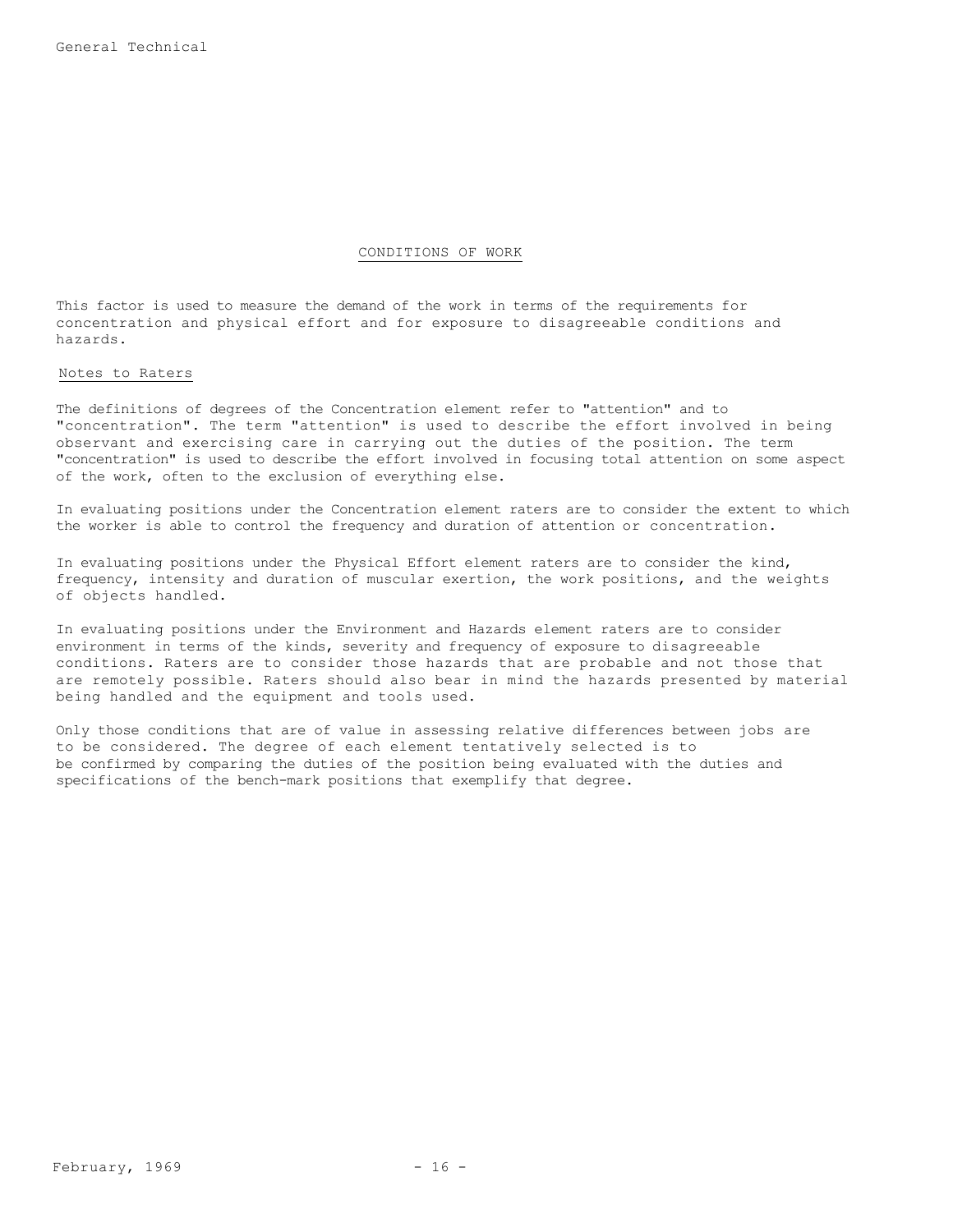## CONDITIONS OF WORK

This factor is used to measure the demand of the work in terms of the requirements for concentration and physical effort and for exposure to disagreeable conditions and hazards.

### Notes to Raters

The definitions of degrees of the Concentration element refer to "attention" and to "concentration". The term "attention" is used to describe the effort involved in being observant and exercising care in carrying out the duties of the position. The term "concentration" is used to describe the effort involved in focusing total attention on some aspect of the work, often to the exclusion of everything else.

In evaluating positions under the Concentration element raters are to consider the extent to which the worker is able to control the frequency and duration of attention or concentration.

In evaluating positions under the Physical Effort element raters are to consider the kind, frequency, intensity and duration of muscular exertion, the work positions, and the weights of objects handled.

In evaluating positions under the Environment and Hazards element raters are to consider environment in terms of the kinds, severity and frequency of exposure to disagreeable conditions. Raters are to consider those hazards that are probable and not those that are remotely possible. Raters should also bear in mind the hazards presented by material being handled and the equipment and tools used.

Only those conditions that are of value in assessing relative differences between jobs are to be considered. The degree of each element tentatively selected is to be confirmed by comparing the duties of the position being evaluated with the duties and specifications of the bench-mark positions that exemplify that degree.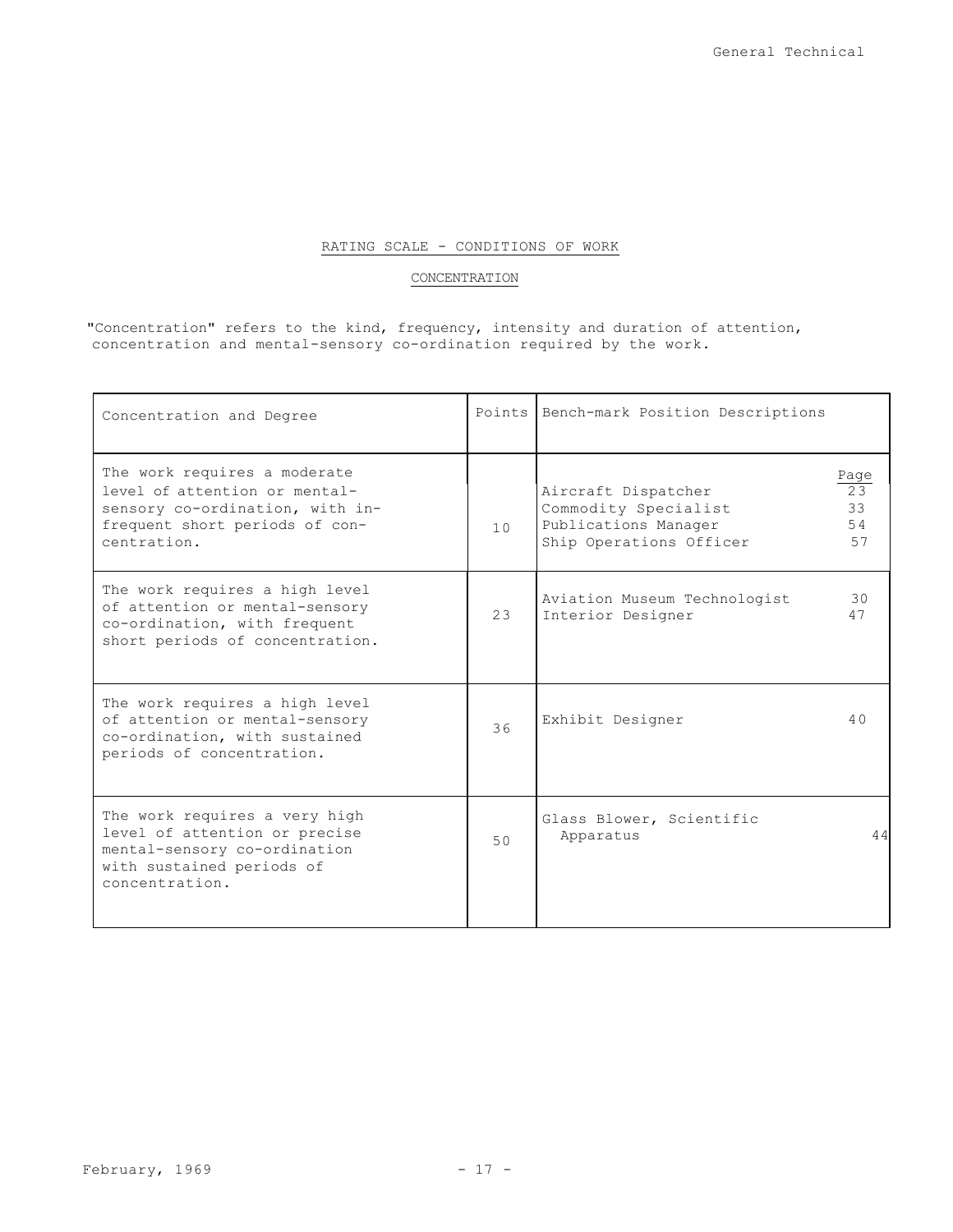## RATING SCALE - CONDITIONS OF WORK

### CONCENTRATION

"Concentration" refers to the kind, frequency, intensity and duration of attention, concentration and mental-sensory co-ordination required by the work.

| Concentration and Degree | Points | Bench-mark Position Descriptions | Page |
|---|---|---|---|
| The work requires a moderate level of attention or mental-sensory co-ordination, with infrequent short periods of concentration. | 10 | Aircraft Dispatcher<br>Commodity Specialist<br>Publications Manager<br>Ship Operations Officer | 23<br>33<br>54<br>57 |
| The work requires a high level of attention or mental-sensory co-ordination, with frequent short periods of concentration. | 23 | Aviation Museum Technologist<br>Interior Designer | 30<br>47 |
| The work requires a high level of attention or mental-sensory co-ordination, with sustained periods of concentration. | 36 | Exhibit Designer | 40 |
| The work requires a very high level of attention or precise mental-sensory co-ordination with sustained periods of concentration. | 50 | Glass Blower, Scientific Apparatus | 44 |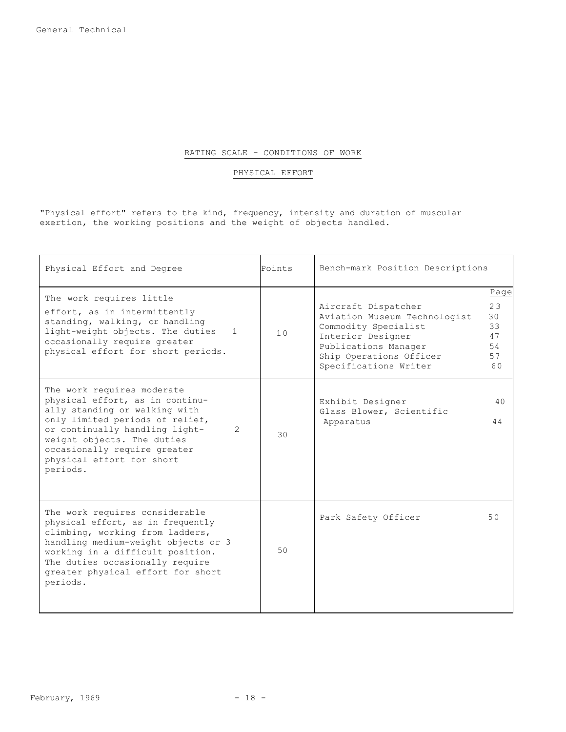## RATING SCALE - CONDITIONS OF WORK

### PHYSICAL EFFORT

"Physical effort" refers to the kind, frequency, intensity and duration of muscular exertion, the working positions and the weight of objects handled.

| Physical Effort and Degree | | Points | Bench-mark Position Descriptions | Page |
|---|---|---|---|---|
| The work requires little effort, as in intermittently standing, walking, or handling light-weight objects. The duties occasionally require greater physical effort for short periods. | 1 | 10 | Aircraft Dispatcher<br>Aviation Museum Technologist<br>Commodity Specialist<br>Interior Designer<br>Publications Manager<br>Ship Operations Officer<br>Specifications Writer | 23<br>30<br>33<br>47<br>54<br>57<br>60 |
| The work requires moderate physical effort, as in continually standing or walking with only limited periods of relief, or continually handling light-weight objects. The duties occasionally require greater physical effort for short periods. | 2 | 30 | Exhibit Designer<br>Glass Blower, Scientific Apparatus | 40<br>44 |
| The work requires considerable physical effort, as in frequently climbing, working from ladders, handling medium-weight objects or working in a difficult position. The duties occasionally require greater physical effort for short periods. | 3 | 50 | Park Safety Officer | 50 |

February, 1969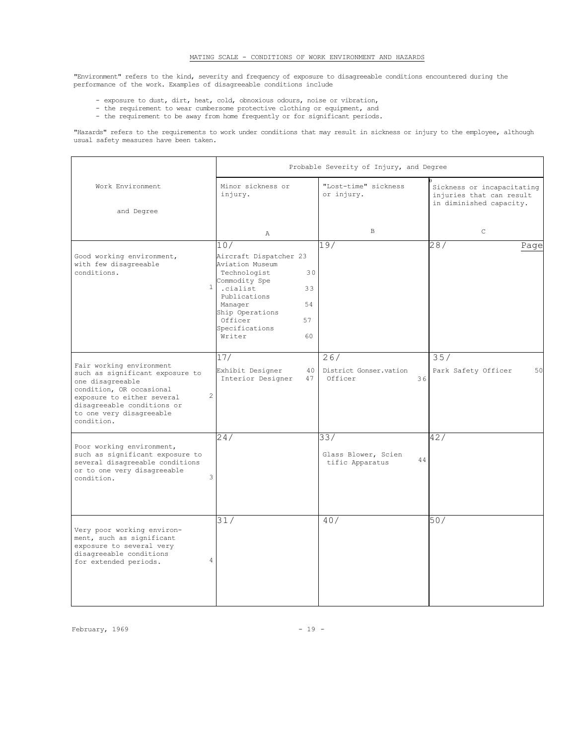## MATING SCALE - CONDITIONS OF WORK ENVIRONMENT AND HAZARDS

"Environment" refers to the kind, severity and frequency of exposure to disagreeable conditions encountered during the performance of the work. Examples of disagreeable conditions include

- exposure to dust, dirt, heat, cold, obnoxious odours, noise or vibration,
- the requirement to wear cumbersome protective clothing or equipment, and
- the requirement to be away from home frequently or for significant periods.

"Hazards" refers to the requirements to work under conditions that may result in sickness or injury to the employee, although usual safety measures have been taken.

| Work Environment and Degree | Probable Severity of Injury, and Degree | | |
|---|---|---|---|
| | Minor sickness or injury. A | "Lost-time" sickness or injury. B | Sickness or incapacitating injuries that can result in diminished capacity. C |
| Good working environment, with few disagreeable conditions. 1 | 10/ Aircraft Dispatcher 23; Aviation Museum Technologist 30; Commodity Spe.cialist 33; Publications Manager 54; Ship Operations Officer 57; Specifications Writer 60 | 19/ | 28/ Page |
| Fair working environment such as significant exposure to one disagreeable condition, OR occasional exposure to either several disagreeable conditions or to one very disagreeable condition. 2 | 17/ Exhibit Designer 40; Interior Designer 47 | 26/ District Gonser.vation Officer 36 | 35/ Park Safety Officer 50 |
| Poor working environment, such as significant exposure to several disagreeable conditions or to one very disagreeable condition. 3 | 24/ | 33/ Glass Blower, Scientific Apparatus 44 | 42/ |
| Very poor working environment, such as significant exposure to several very disagreeable conditions for extended periods. 4 | 31/ | 40/ | 50/ |

February, 1969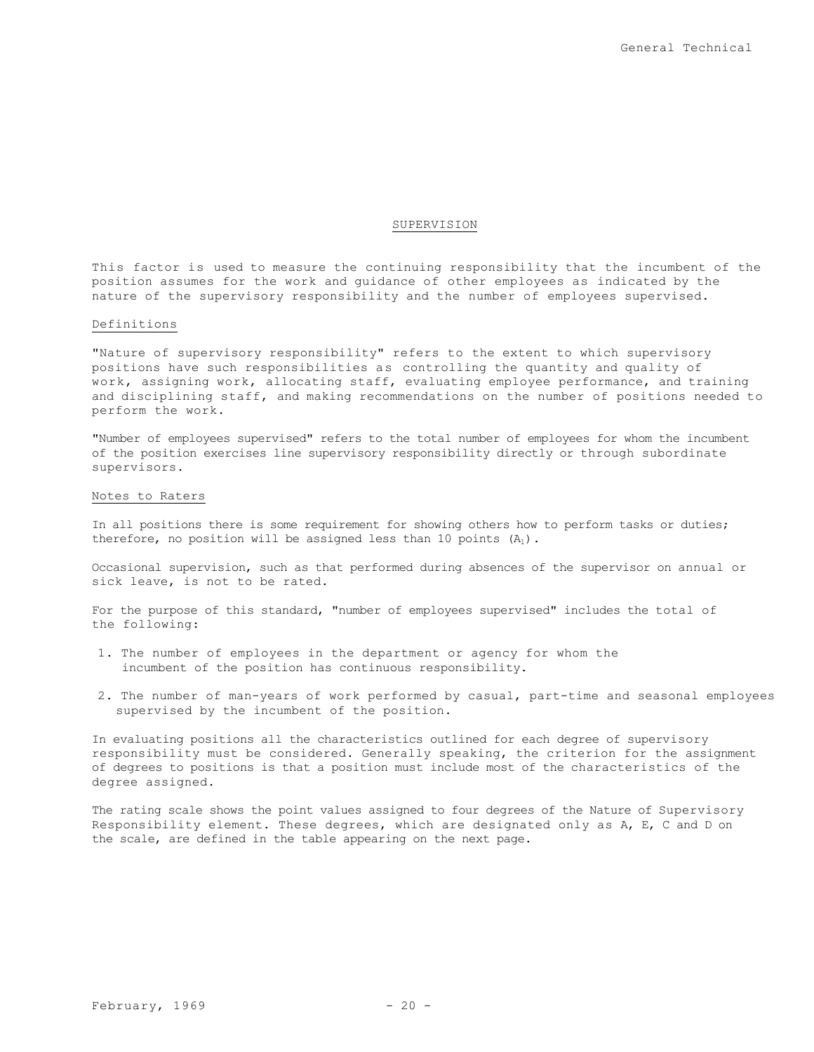## SUPERVISION

This factor is used to measure the continuing responsibility that the incumbent of the position assumes for the work and guidance of other employees as indicated by the nature of the supervisory responsibility and the number of employees supervised.

### Definitions

"Nature of supervisory responsibility" refers to the extent to which supervisory positions have such responsibilities as controlling the quantity and quality of work, assigning work, allocating staff, evaluating employee performance, and training and disciplining staff, and making recommendations on the number of positions needed to perform the work.

"Number of employees supervised" refers to the total number of employees for whom the incumbent of the position exercises line supervisory responsibility directly or through subordinate supervisors.

### Notes to Raters

In all positions there is some requirement for showing others how to perform tasks or duties; therefore, no position will be assigned less than 10 points ($A_1$).

Occasional supervision, such as that performed during absences of the supervisor on annual or sick leave, is not to be rated.

For the purpose of this standard, "number of employees supervised" includes the total of the following:

1. The number of employees in the department or agency for whom the incumbent of the position has continuous responsibility.
2. The number of man-years of work performed by casual, part-time and seasonal employees supervised by the incumbent of the position.

In evaluating positions all the characteristics outlined for each degree of supervisory responsibility must be considered. Generally speaking, the criterion for the assignment of degrees to positions is that a position must include most of the characteristics of the degree assigned.

The rating scale shows the point values assigned to four degrees of the Nature of Supervisory Responsibility element. These degrees, which are designated only as A, E, C and D on the scale, are defined in the table appearing on the next page.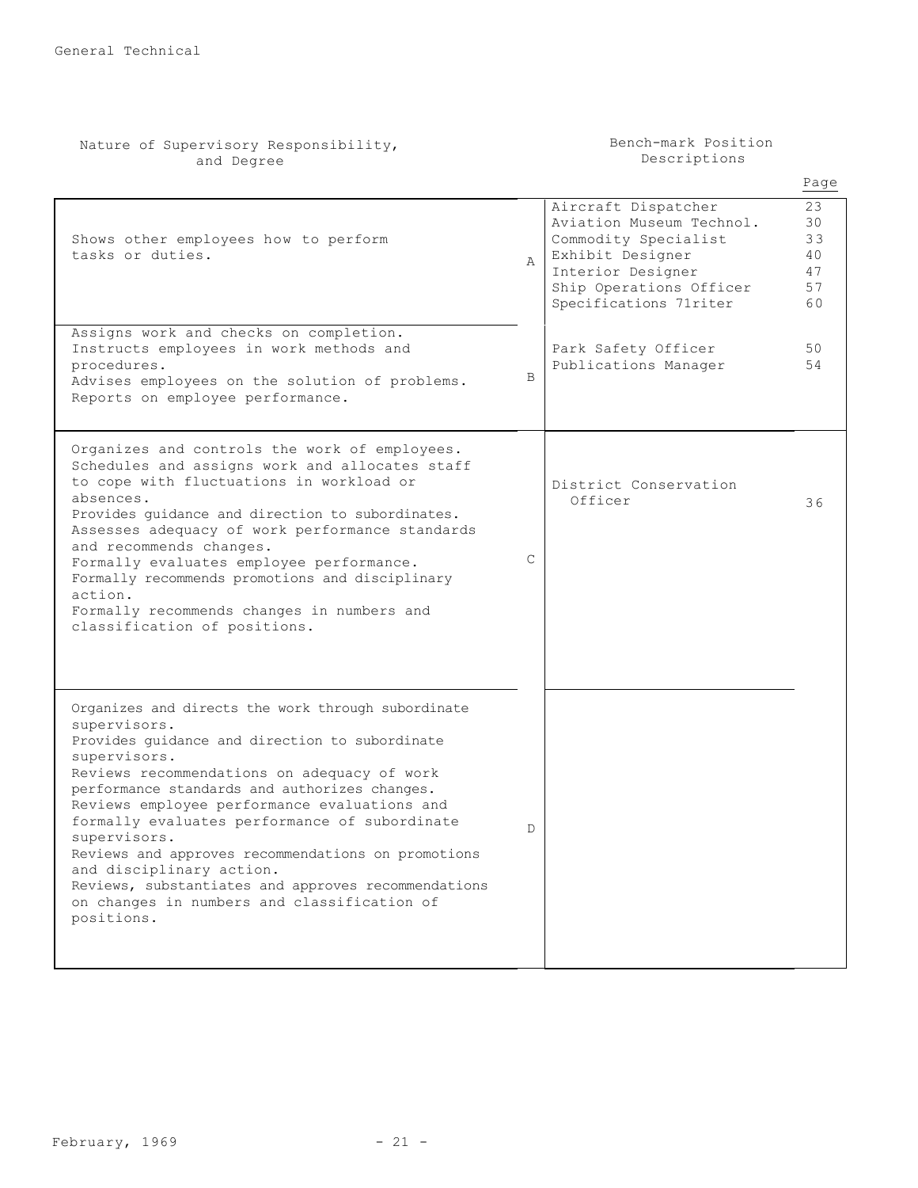| Nature of Supervisory Responsibility, and Degree | | Bench-mark Position Descriptions | Page |
|---|---|---|---|
| Shows other employees how to perform tasks or duties. | A | Aircraft Dispatcher<br>Aviation Museum Technol.<br>Commodity Specialist<br>Exhibit Designer<br>Interior Designer<br>Ship Operations Officer<br>Specifications 71riter | 23<br>30<br>33<br>40<br>47<br>57<br>60 |
| Assigns work and checks on completion.<br>Instructs employees in work methods and procedures.<br>Advises employees on the solution of problems.<br>Reports on employee performance. | B | Park Safety Officer<br>Publications Manager | 50<br>54 |
| Organizes and controls the work of employees.<br>Schedules and assigns work and allocates staff to cope with fluctuations in workload or absences.<br>Provides guidance and direction to subordinates.<br>Assesses adequacy of work performance standards and recommends changes.<br>Formally evaluates employee performance.<br>Formally recommends promotions and disciplinary action.<br>Formally recommends changes in numbers and classification of positions. | C | District Conservation Officer | 36 |
| Organizes and directs the work through subordinate supervisors.<br>Provides guidance and direction to subordinate supervisors.<br>Reviews recommendations on adequacy of work performance standards and authorizes changes.<br>Reviews employee performance evaluations and formally evaluates performance of subordinate supervisors.<br>Reviews and approves recommendations on promotions and disciplinary action.<br>Reviews, substantiates and approves recommendations on changes in numbers and classification of positions. | D | | |

February, 1969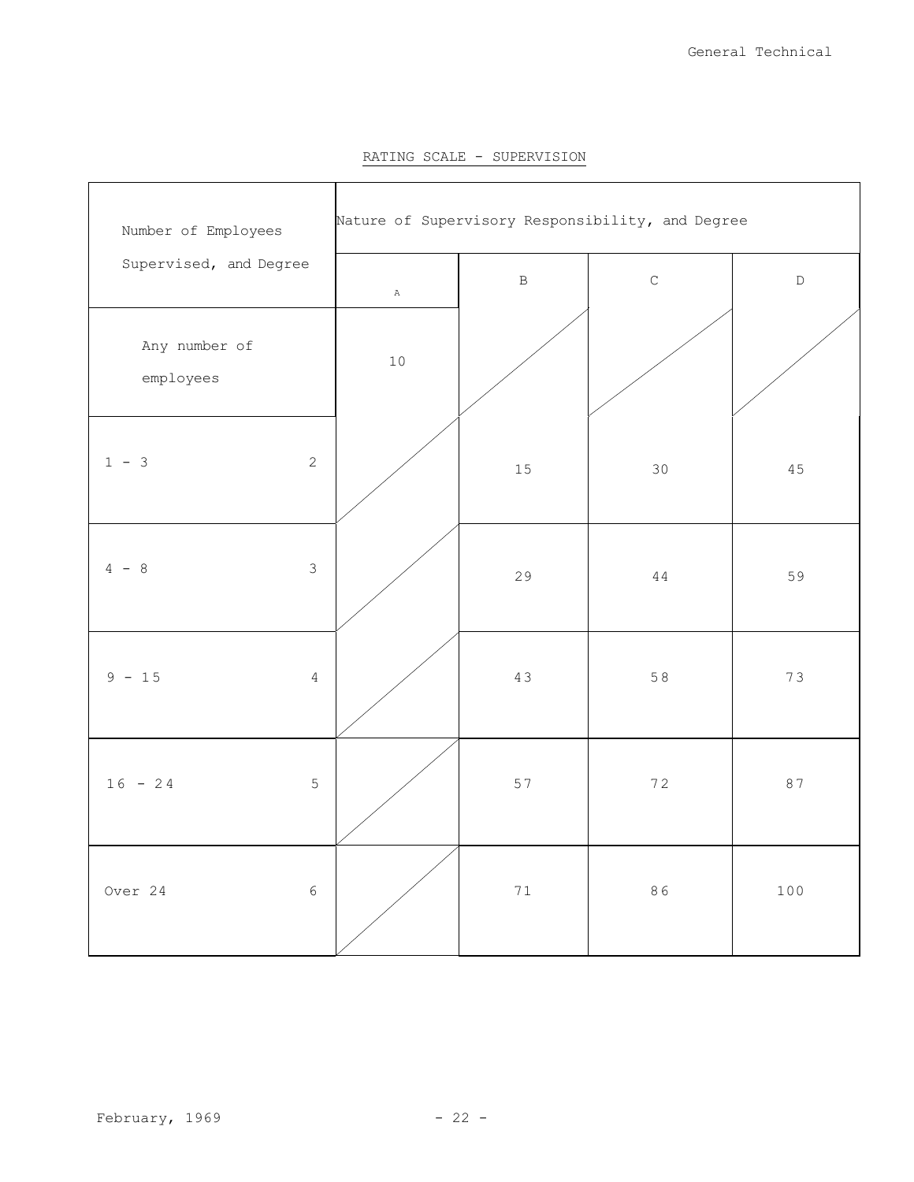RATING SCALE - SUPERVISION

| Number of Employees Supervised, and Degree | | Nature of Supervisory Responsibility, and Degree | | | |
|---|---|---|---|---|---|
| | | A | B | C | D |
| Any number of employees | | 10 | | | |
| 1 - 3 | 2 | | 15 | 30 | 45 |
| 4 - 8 | 3 | | 29 | 44 | 59 |
| 9 - 15 | 4 | | 43 | 58 | 73 |
| 16 - 24 | 5 | | 57 | 72 | 87 |
| Over 24 | 6 | | 71 | 86 | 100 |

February, 1969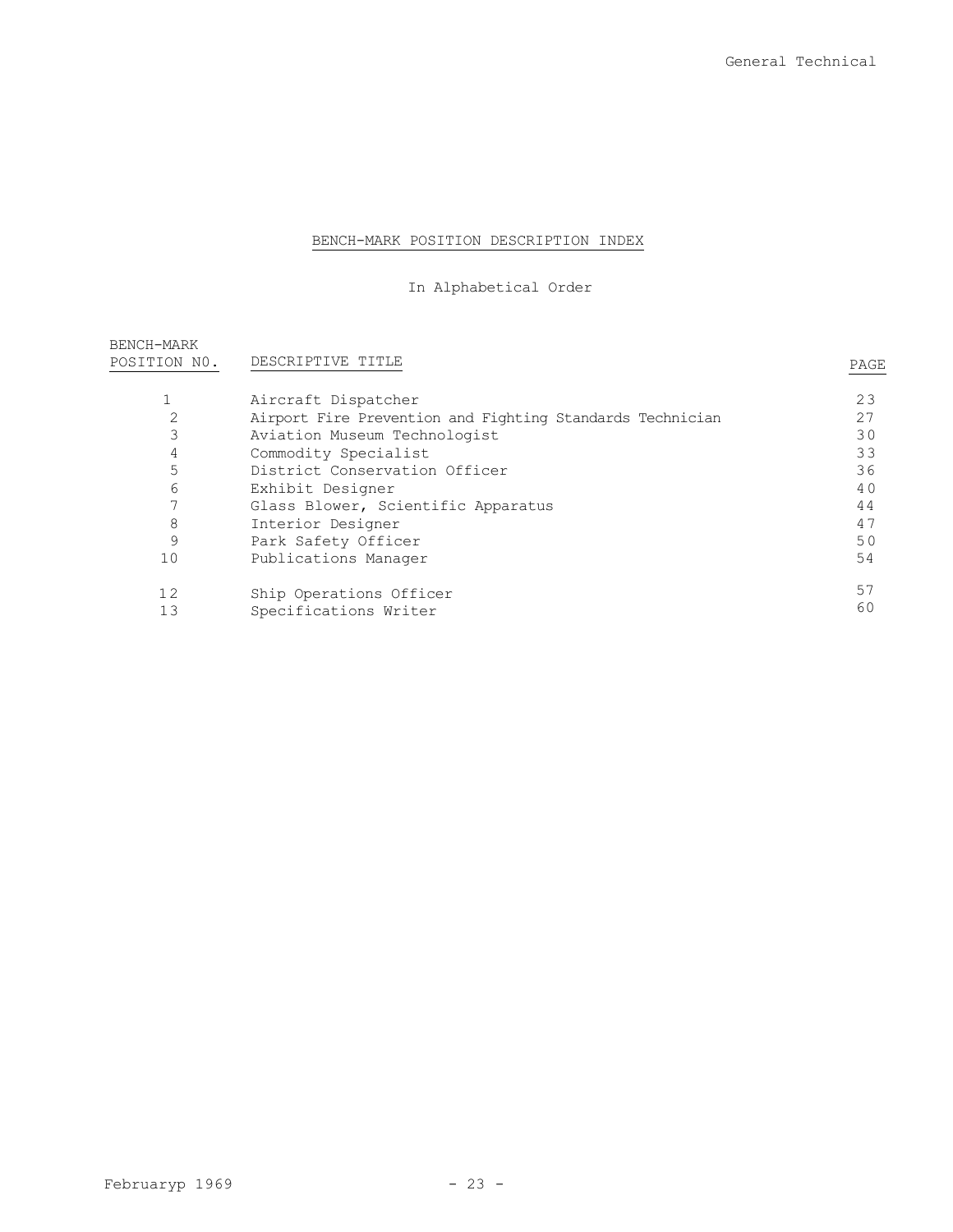# BENCH-MARK POSITION DESCRIPTION INDEX

In Alphabetical Order

| BENCH-MARK POSITION NO. | DESCRIPTIVE TITLE | PAGE |
|---|---|---|
| 1 | Aircraft Dispatcher | 23 |
| 2 | Airport Fire Prevention and Fighting Standards Technician | 27 |
| 3 | Aviation Museum Technologist | 30 |
| 4 | Commodity Specialist | 33 |
| 5 | District Conservation Officer | 36 |
| 6 | Exhibit Designer | 40 |
| 7 | Glass Blower, Scientific Apparatus | 44 |
| 8 | Interior Designer | 47 |
| 9 | Park Safety Officer | 50 |
| 10 | Publications Manager | 54 |
| 12 | Ship Operations Officer | 57 |
| 13 | Specifications Writer | 60 |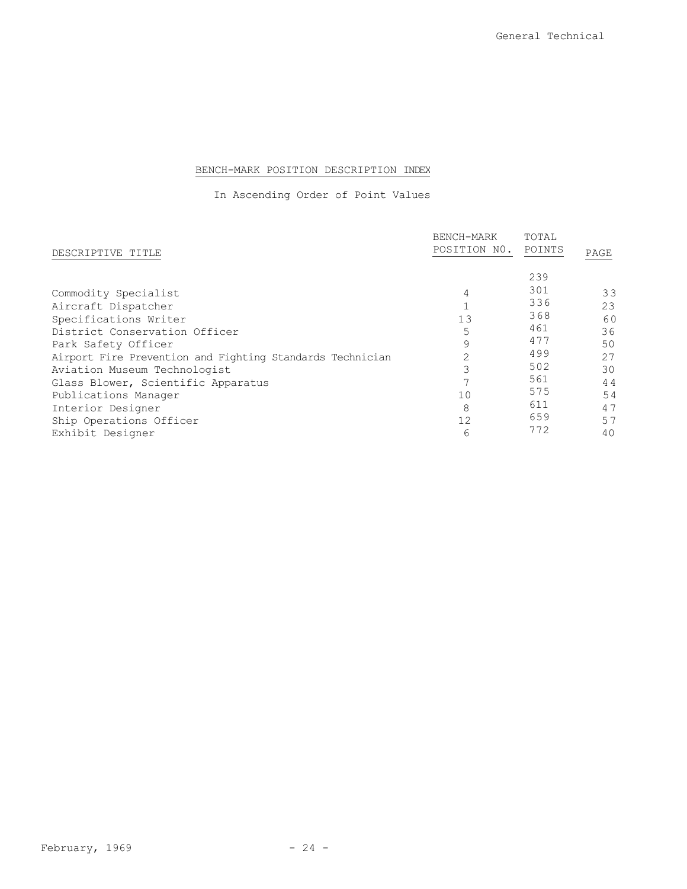## BENCH-MARK POSITION DESCRIPTION INDEX

In Ascending Order of Point Values

| DESCRIPTIVE TITLE | BENCH-MARK POSITION NO. | TOTAL POINTS | PAGE |
|---|---|---|---|
| | | 239 | |
| Commodity Specialist | 4 | 301 | 33 |
| Aircraft Dispatcher | 1 | 336 | 23 |
| Specifications Writer | 13 | 368 | 60 |
| District Conservation Officer | 5 | 461 | 36 |
| Park Safety Officer | 9 | 477 | 50 |
| Airport Fire Prevention and Fighting Standards Technician | 2 | 499 | 27 |
| Aviation Museum Technologist | 3 | 502 | 30 |
| Glass Blower, Scientific Apparatus | 7 | 561 | 44 |
| Publications Manager | 10 | 575 | 54 |
| Interior Designer | 8 | 611 | 47 |
| Ship Operations Officer | 12 | 659 | 57 |
| Exhibit Designer | 6 | 772 | 40 |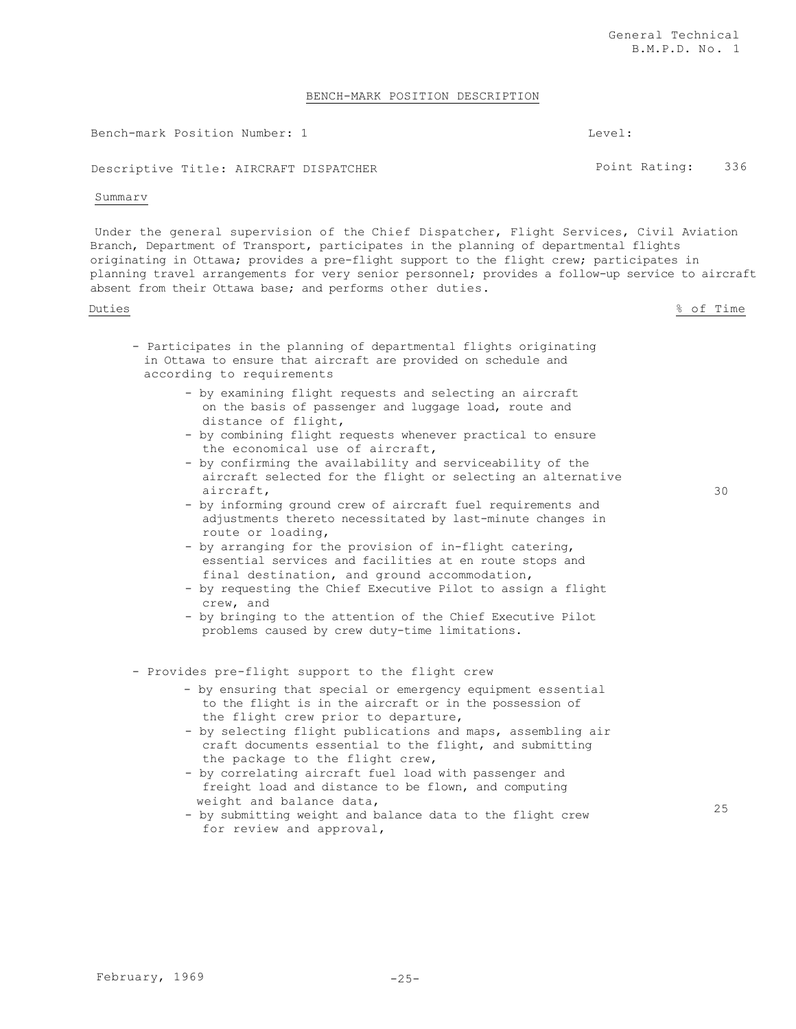## BENCH-MARK POSITION DESCRIPTION

Bench-mark Position Number: 1 — Level:

Descriptive Title: AIRCRAFT DISPATCHER — Point Rating: 336

### Summary

Under the general supervision of the Chief Dispatcher, Flight Services, Civil Aviation Branch, Department of Transport, participates in the planning of departmental flights originating in Ottawa; provides a pre-flight support to the flight crew; participates in planning travel arrangements for very senior personnel; provides a follow-up service to aircraft absent from their Ottawa base; and performs other duties.

| Duties | % of Time |
|---|---|
| - Participates in the planning of departmental flights originating in Ottawa to ensure that aircraft are provided on schedule and according to requirements<br>- by examining flight requests and selecting an aircraft on the basis of passenger and luggage load, route and distance of flight,<br>- by combining flight requests whenever practical to ensure the economical use of aircraft,<br>- by confirming the availability and serviceability of the aircraft selected for the flight or selecting an alternative aircraft,<br>- by informing ground crew of aircraft fuel requirements and adjustments thereto necessitated by last-minute changes in route or loading,<br>- by arranging for the provision of in-flight catering, essential services and facilities at en route stops and final destination, and ground accommodation,<br>- by requesting the Chief Executive Pilot to assign a flight crew, and<br>- by bringing to the attention of the Chief Executive Pilot problems caused by crew duty-time limitations. | 30 |
| - Provides pre-flight support to the flight crew<br>- by ensuring that special or emergency equipment essential to the flight is in the aircraft or in the possession of the flight crew prior to departure,<br>- by selecting flight publications and maps, assembling air craft documents essential to the flight, and submitting the package to the flight crew,<br>- by correlating aircraft fuel load with passenger and freight load and distance to be flown, and computing weight and balance data,<br>- by submitting weight and balance data to the flight crew for review and approval, | 25 |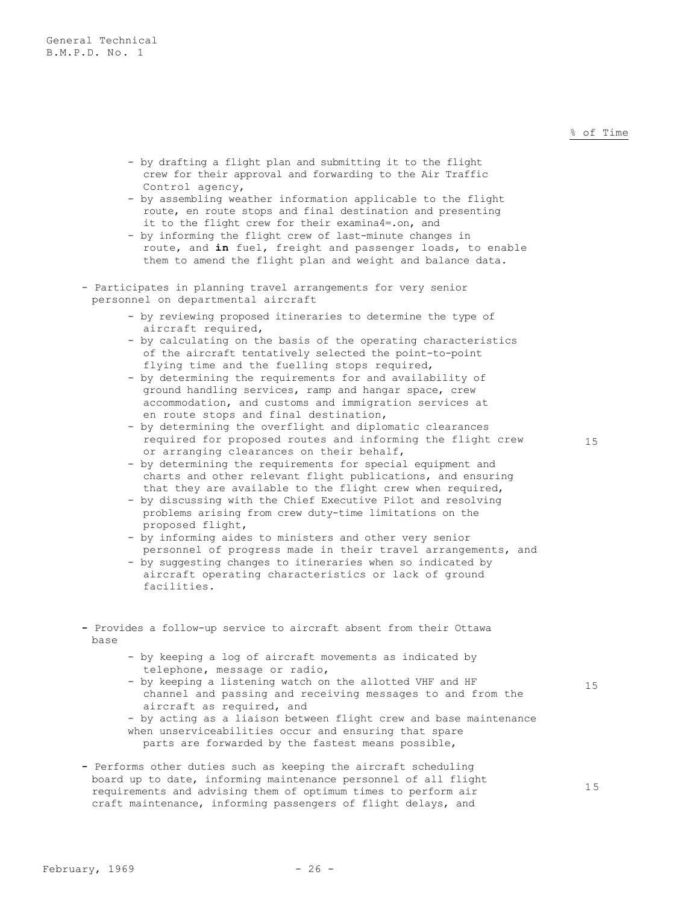% of Time

- by drafting a flight plan and submitting it to the flight crew for their approval and forwarding to the Air Traffic Control agency,
- by assembling weather information applicable to the flight route, en route stops and final destination and presenting it to the flight crew for their examina4=.on, and
- by informing the flight crew of last-minute changes in route, and **in** fuel, freight and passenger loads, to enable them to amend the flight plan and weight and balance data.

- Participates in planning travel arrangements for very senior personnel on departmental aircraft — 15
    - by reviewing proposed itineraries to determine the type of aircraft required,
    - by calculating on the basis of the operating characteristics of the aircraft tentatively selected the point-to-point flying time and the fuelling stops required,
    - by determining the requirements for and availability of ground handling services, ramp and hangar space, crew accommodation, and customs and immigration services at en route stops and final destination,
    - by determining the overflight and diplomatic clearances required for proposed routes and informing the flight crew or arranging clearances on their behalf,
    - by determining the requirements for special equipment and charts and other relevant flight publications, and ensuring that they are available to the flight crew when required,
    - by discussing with the Chief Executive Pilot and resolving problems arising from crew duty-time limitations on the proposed flight,
    - by informing aides to ministers and other very senior personnel of progress made in their travel arrangements, and
    - by suggesting changes to itineraries when so indicated by aircraft operating characteristics or lack of ground facilities.

- Provides a follow-up service to aircraft absent from their Ottawa base — 15
    - by keeping a log of aircraft movements as indicated by telephone, message or radio,
    - by keeping a listening watch on the allotted VHF and HF channel and passing and receiving messages to and from the aircraft as required, and
    - by acting as a liaison between flight crew and base maintenance when unserviceabilities occur and ensuring that spare parts are forwarded by the fastest means possible,

- Performs other duties such as keeping the aircraft scheduling board up to date, informing maintenance personnel of all flight requirements and advising them of optimum times to perform air craft maintenance, informing passengers of flight delays, and — 15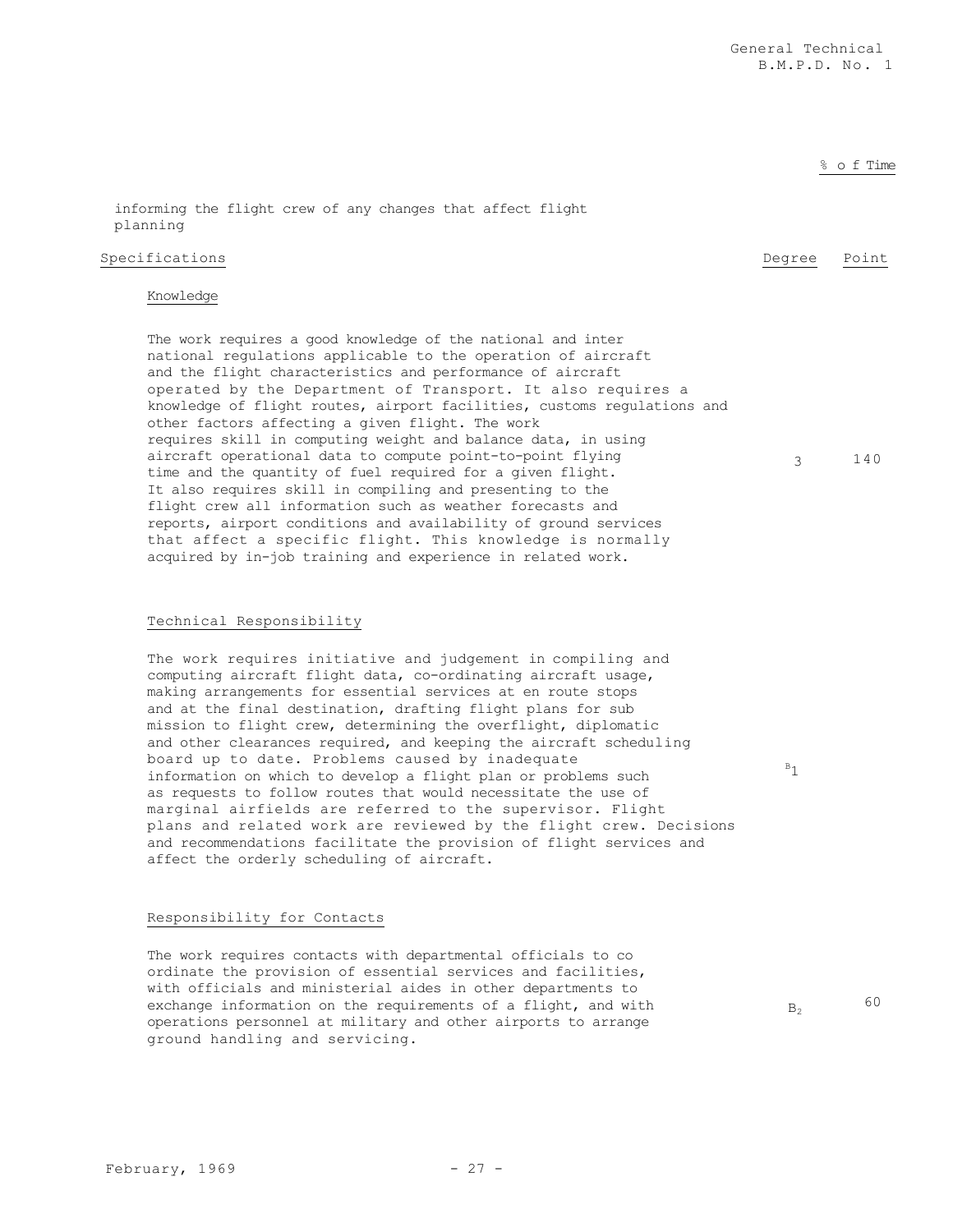% of Time

informing the flight crew of any changes that affect flight planning

| Specifications | Degree | Point |
|---|---|---|
| **Knowledge**<br><br>The work requires a good knowledge of the national and international regulations applicable to the operation of aircraft and the flight characteristics and performance of aircraft operated by the Department of Transport. It also requires a knowledge of flight routes, airport facilities, customs regulations and other factors affecting a given flight. The work requires skill in computing weight and balance data, in using aircraft operational data to compute point-to-point flying time and the quantity of fuel required for a given flight. It also requires skill in compiling and presenting to the flight crew all information such as weather forecasts and reports, airport conditions and availability of ground services that affect a specific flight. This knowledge is normally acquired by in-job training and experience in related work. | 3 | 140 |
| **Technical Responsibility**<br><br>The work requires initiative and judgement in compiling and computing aircraft flight data, co-ordinating aircraft usage, making arrangements for essential services at en route stops and at the final destination, drafting flight plans for submission to flight crew, determining the overflight, diplomatic and other clearances required, and keeping the aircraft scheduling board up to date. Problems caused by inadequate information on which to develop a flight plan or problems such as requests to follow routes that would necessitate the use of marginal airfields are referred to the supervisor. Flight plans and related work are reviewed by the flight crew. Decisions and recommendations facilitate the provision of flight services and affect the orderly scheduling of aircraft. | $B_1$ | |
| **Responsibility for Contacts**<br><br>The work requires contacts with departmental officials to co-ordinate the provision of essential services and facilities, with officials and ministerial aides in other departments to exchange information on the requirements of a flight, and with operations personnel at military and other airports to arrange ground handling and servicing. | $B_2$ | 60 |

February, 1969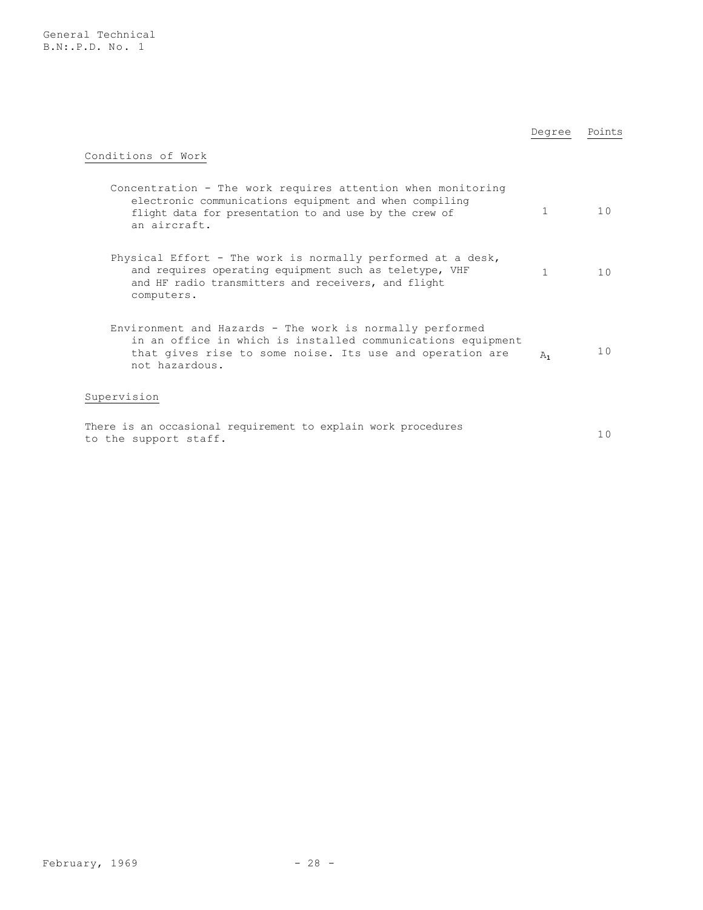| | Degree | Points |
|---|---|---|
| **Conditions of Work** | | |
| Concentration - The work requires attention when monitoring electronic communications equipment and when compiling flight data for presentation to and use by the crew of an aircraft. | 1 | 10 |
| Physical Effort - The work is normally performed at a desk, and requires operating equipment such as teletype, VHF and HF radio transmitters and receivers, and flight computers. | 1 | 10 |
| Environment and Hazards - The work is normally performed in an office in which is installed communications equipment that gives rise to some noise. Its use and operation are not hazardous. | $A_1$ | 10 |
| **Supervision** | | |
| There is an occasional requirement to explain work procedures to the support staff. | | 10 |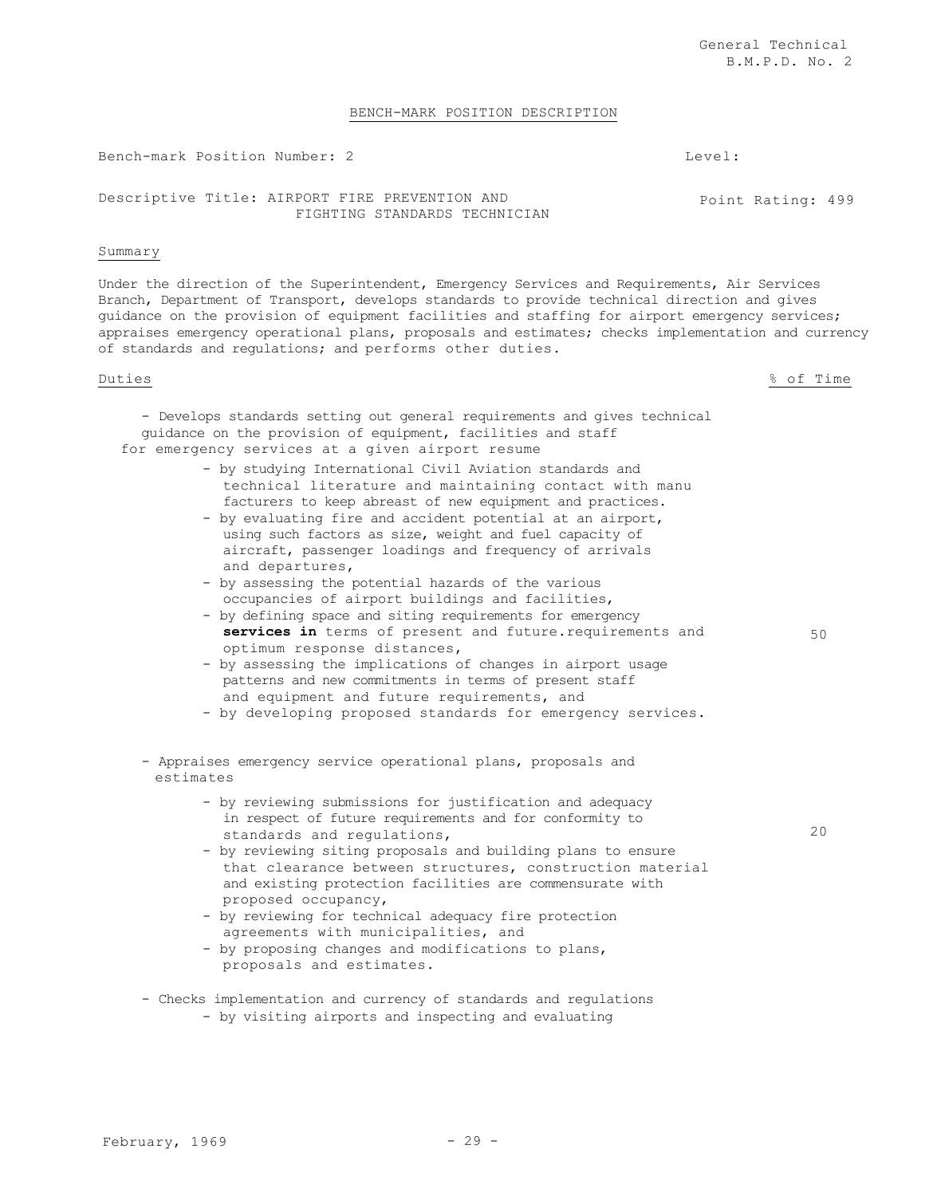General Technical
B.M.P.D. No. 2

## BENCH-MARK POSITION DESCRIPTION

Bench-mark Position Number: 2 Level:

Descriptive Title: AIRPORT FIRE PREVENTION AND FIGHTING STANDARDS TECHNICIAN Point Rating: 499

### Summary

Under the direction of the Superintendent, Emergency Services and Requirements, Air Services Branch, Department of Transport, develops standards to provide technical direction and gives guidance on the provision of equipment facilities and staffing for airport emergency services; appraises emergency operational plans, proposals and estimates; checks implementation and currency of standards and regulations; and performs other duties.

| Duties | % of Time |
|---|---|
| - Develops standards setting out general requirements and gives technical guidance on the provision of equipment, facilities and staff for emergency services at a given airport resume<br>- by studying International Civil Aviation standards and technical literature and maintaining contact with manu facturers to keep abreast of new equipment and practices.<br>- by evaluating fire and accident potential at an airport, using such factors as size, weight and fuel capacity of aircraft, passenger loadings and frequency of arrivals and departures,<br>- by assessing the potential hazards of the various occupancies of airport buildings and facilities,<br>- by defining space and siting requirements for emergency **services in** terms of present and future.requirements and optimum response distances,<br>- by assessing the implications of changes in airport usage patterns and new commitments in terms of present staff and equipment and future requirements, and<br>- by developing proposed standards for emergency services. | 50 |
| - Appraises emergency service operational plans, proposals and estimates<br>- by reviewing submissions for justification and adequacy in respect of future requirements and for conformity to standards and regulations,<br>- by reviewing siting proposals and building plans to ensure that clearance between structures, construction material and existing protection facilities are commensurate with proposed occupancy,<br>- by reviewing for technical adequacy fire protection agreements with municipalities, and<br>- by proposing changes and modifications to plans, proposals and estimates. | 20 |
| - Checks implementation and currency of standards and regulations<br>- by visiting airports and inspecting and evaluating | |

February, 1969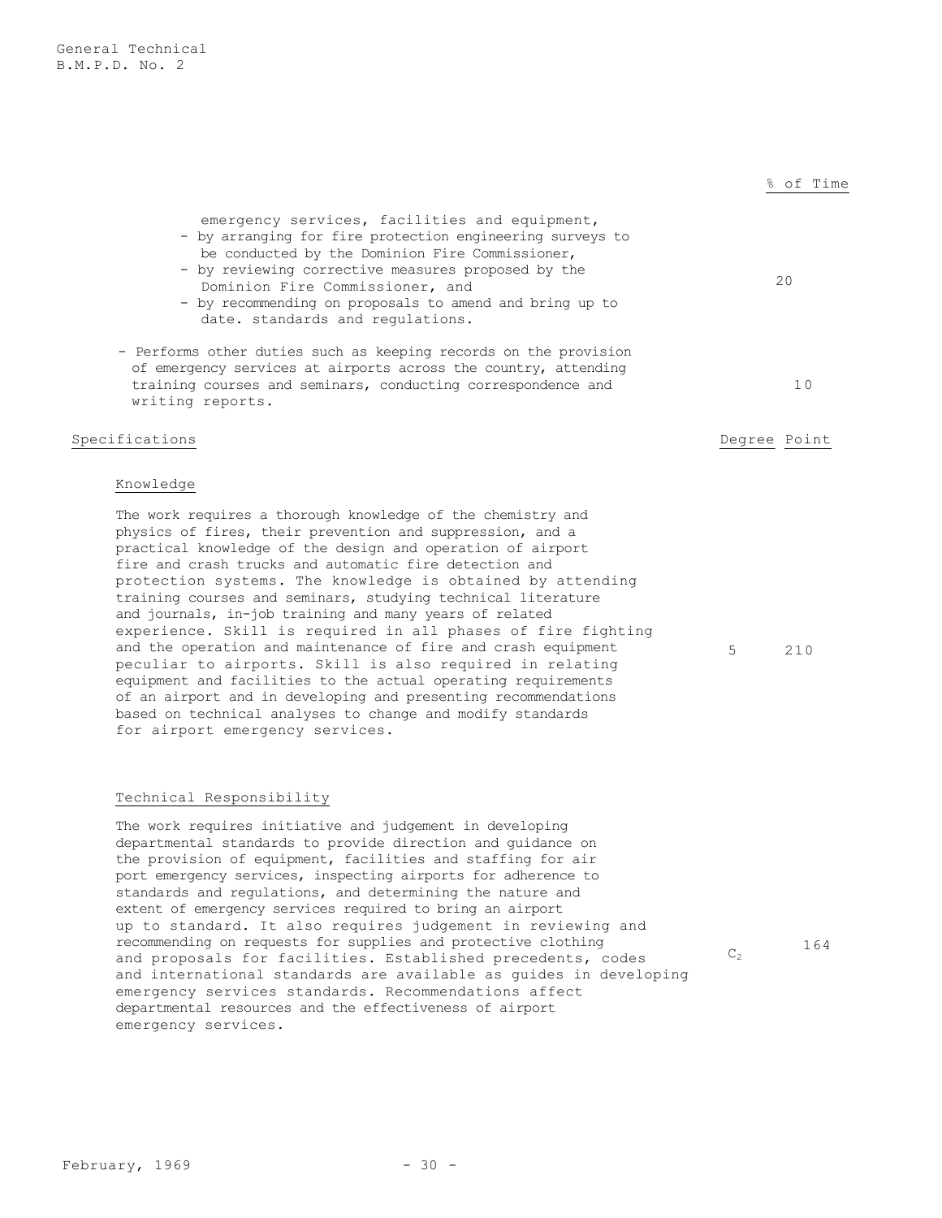| | % of Time |
|---|---|
| emergency services, facilities and equipment,<br>- by arranging for fire protection engineering surveys to be conducted by the Dominion Fire Commissioner,<br>- by reviewing corrective measures proposed by the Dominion Fire Commissioner, and<br>- by recommending on proposals to amend and bring up to date. standards and regulations. | 20 |
| - Performs other duties such as keeping records on the provision of emergency services at airports across the country, attending training courses and seminars, conducting correspondence and writing reports. | 10 |

| Specifications | Degree | Point |
|---|---|---|
| **Knowledge**<br><br>The work requires a thorough knowledge of the chemistry and physics of fires, their prevention and suppression, and a practical knowledge of the design and operation of airport fire and crash trucks and automatic fire detection and protection systems. The knowledge is obtained by attending training courses and seminars, studying technical literature and journals, in-job training and many years of related experience. Skill is required in all phases of fire fighting and the operation and maintenance of fire and crash equipment peculiar to airports. Skill is also required in relating equipment and facilities to the actual operating requirements of an airport and in developing and presenting recommendations based on technical analyses to change and modify standards for airport emergency services. | 5 | 210 |
| **Technical Responsibility**<br><br>The work requires initiative and judgement in developing departmental standards to provide direction and guidance on the provision of equipment, facilities and staffing for air port emergency services, inspecting airports for adherence to standards and regulations, and determining the nature and extent of emergency services required to bring an airport up to standard. It also requires judgement in reviewing and recommending on requests for supplies and protective clothing and proposals for facilities. Established precedents, codes and international standards are available as guides in developing emergency services standards. Recommendations affect departmental resources and the effectiveness of airport emergency services. | $C_2$ | 164 |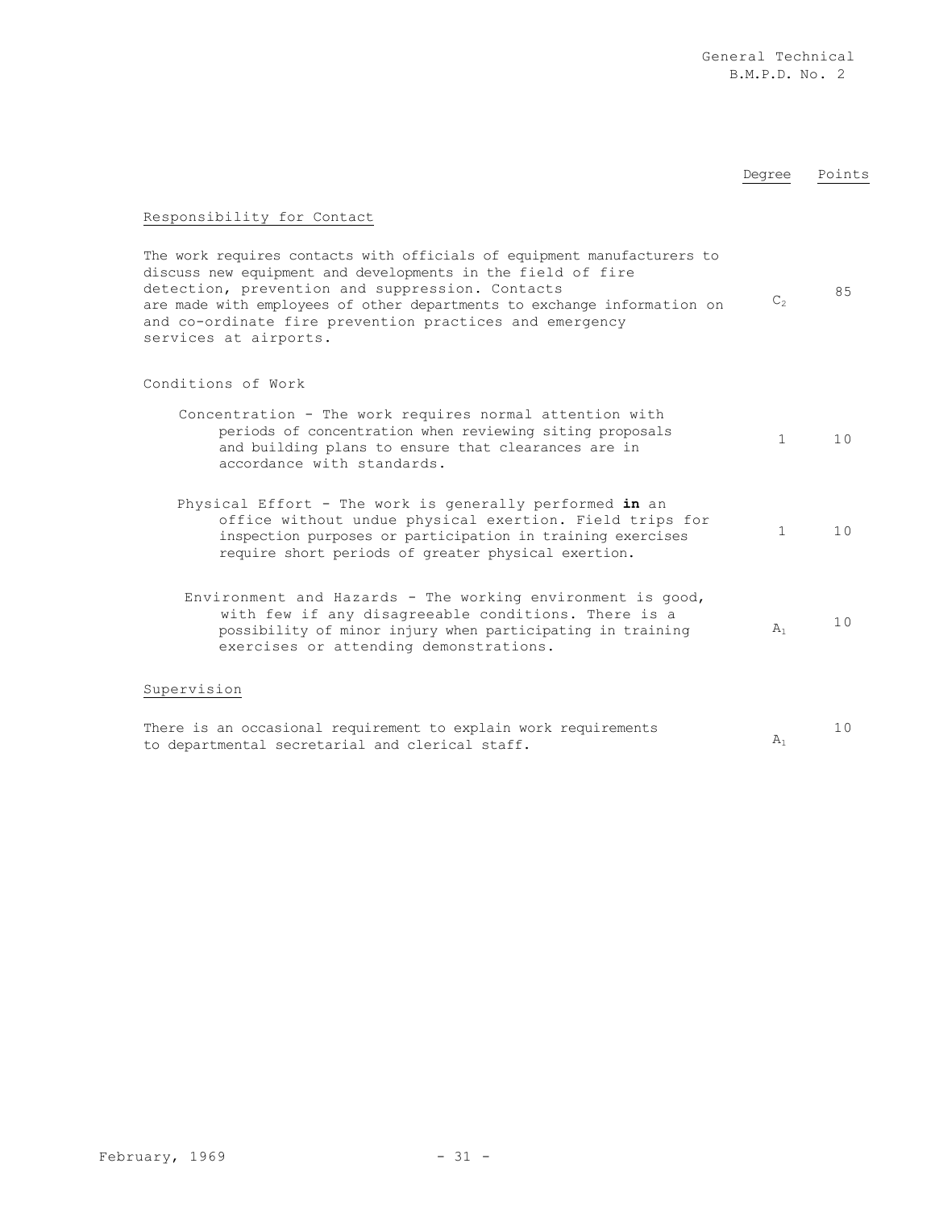| | Degree | Points |
|---|---|---|
| Responsibility for Contact | | |
| The work requires contacts with officials of equipment manufacturers to discuss new equipment and developments in the field of fire detection, prevention and suppression. Contacts are made with employees of other departments to exchange information on and co-ordinate fire prevention practices and emergency services at airports. | $C_2$ | 85 |
| Conditions of Work | | |
| Concentration - The work requires normal attention with periods of concentration when reviewing siting proposals and building plans to ensure that clearances are in accordance with standards. | 1 | 10 |
| Physical Effort - The work is generally performed **in** an office without undue physical exertion. Field trips for inspection purposes or participation in training exercises require short periods of greater physical exertion. | 1 | 10 |
| Environment and Hazards - The working environment is good, with few if any disagreeable conditions. There is a possibility of minor injury when participating in training exercises or attending demonstrations. | $A_1$ | 10 |
| Supervision | | |
| There is an occasional requirement to explain work requirements to departmental secretarial and clerical staff. | $A_1$ | 10 |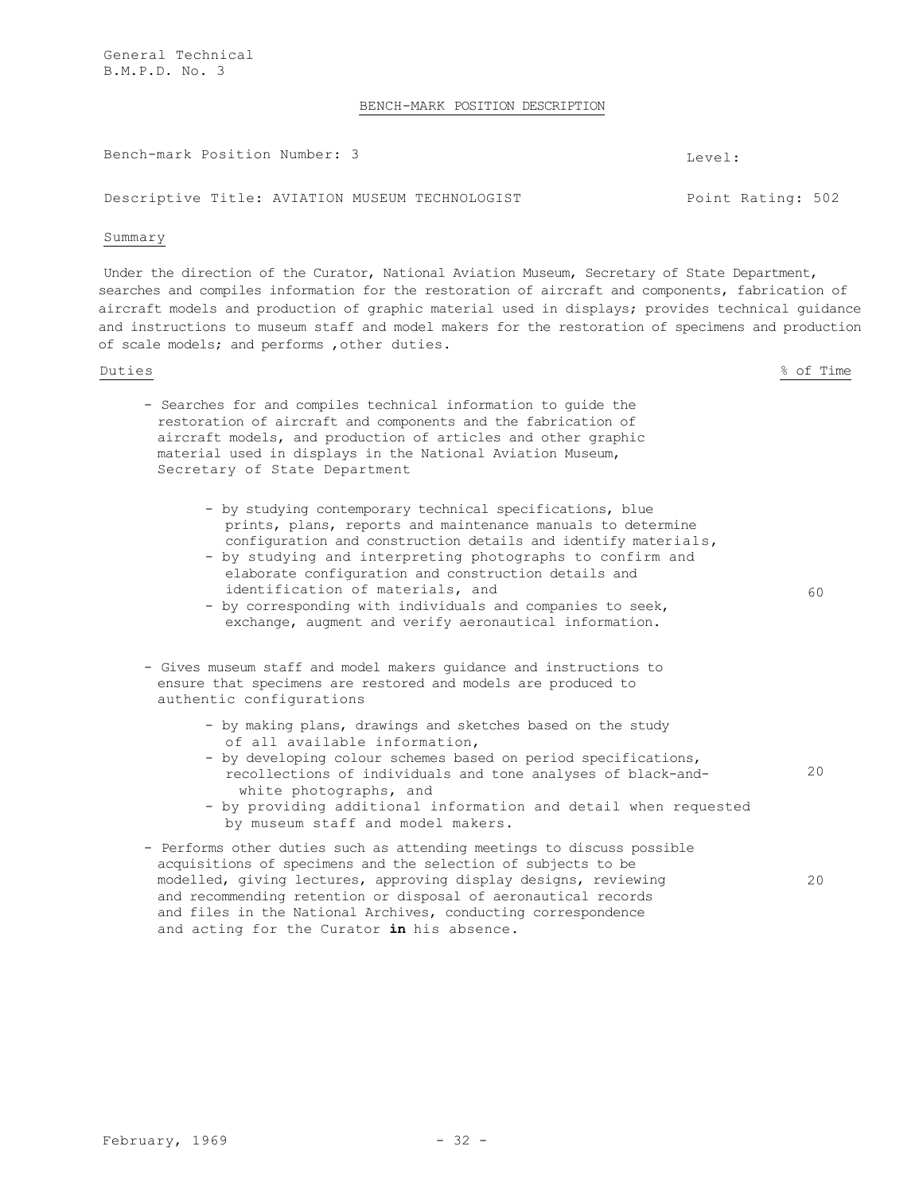General Technical
B.M.P.D. No. 3

## BENCH-MARK POSITION DESCRIPTION

Bench-mark Position Number: 3 — Level:

Descriptive Title: AVIATION MUSEUM TECHNOLOGIST — Point Rating: 502

### Summary

Under the direction of the Curator, National Aviation Museum, Secretary of State Department, searches and compiles information for the restoration of aircraft and components, fabrication of aircraft models and production of graphic material used in displays; provides technical guidance and instructions to museum staff and model makers for the restoration of specimens and production of scale models; and performs ,other duties.

| Duties | % of Time |
| --- | --- |
| - Searches for and compiles technical information to guide the restoration of aircraft and components and the fabrication of aircraft models, and production of articles and other graphic material used in displays in the National Aviation Museum, Secretary of State Department<br>- by studying contemporary technical specifications, blue prints, plans, reports and maintenance manuals to determine configuration and construction details and identify materials,<br>- by studying and interpreting photographs to confirm and elaborate configuration and construction details and identification of materials, and<br>- by corresponding with individuals and companies to seek, exchange, augment and verify aeronautical information. | 60 |
| - Gives museum staff and model makers guidance and instructions to ensure that specimens are restored and models are produced to authentic configurations<br>- by making plans, drawings and sketches based on the study of all available information,<br>- by developing colour schemes based on period specifications, recollections of individuals and tone analyses of black-and-white photographs, and<br>- by providing additional information and detail when requested by museum staff and model makers. | 20 |
| - Performs other duties such as attending meetings to discuss possible acquisitions of specimens and the selection of subjects to be modelled, giving lectures, approving display designs, reviewing and recommending retention or disposal of aeronautical records and files in the National Archives, conducting correspondence and acting for the Curator **in** his absence. | 20 |

February, 1969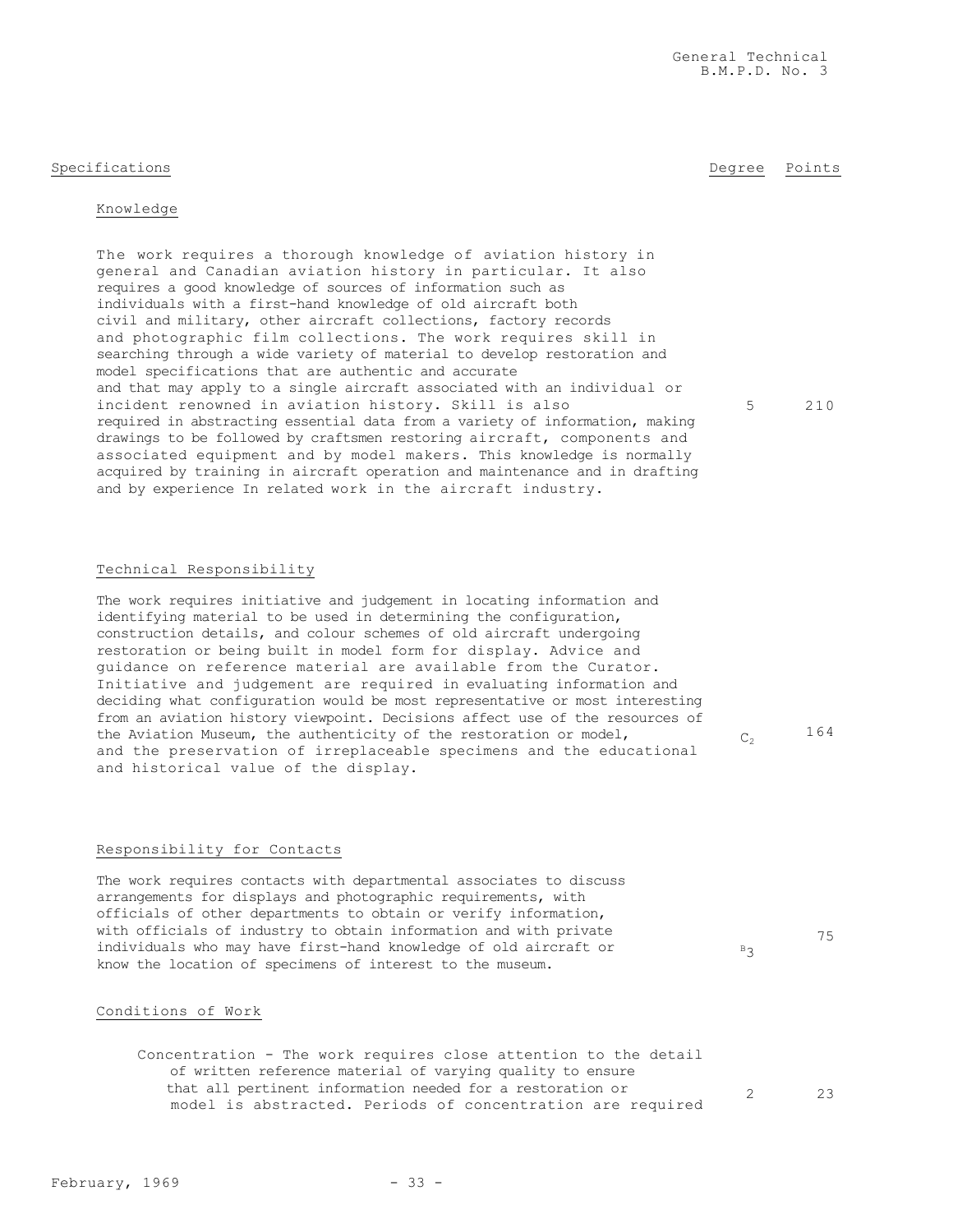| Specifications | Degree | Points |
|---|---|---|
| **Knowledge** | | |
| The work requires a thorough knowledge of aviation history in general and Canadian aviation history in particular. It also requires a good knowledge of sources of information such as individuals with a first-hand knowledge of old aircraft both civil and military, other aircraft collections, factory records and photographic film collections. The work requires skill in searching through a wide variety of material to develop restoration and model specifications that are authentic and accurate and that may apply to a single aircraft associated with an individual or incident renowned in aviation history. Skill is also required in abstracting essential data from a variety of information, making drawings to be followed by craftsmen restoring aircraft, components and associated equipment and by model makers. This knowledge is normally acquired by training in aircraft operation and maintenance and in drafting and by experience In related work in the aircraft industry. | 5 | 210 |
| **Technical Responsibility** | | |
| The work requires initiative and judgement in locating information and identifying material to be used in determining the configuration, construction details, and colour schemes of old aircraft undergoing restoration or being built in model form for display. Advice and guidance on reference material are available from the Curator. Initiative and judgement are required in evaluating information and deciding what configuration would be most representative or most interesting from an aviation history viewpoint. Decisions affect use of the resources of the Aviation Museum, the authenticity of the restoration or model, and the preservation of irreplaceable specimens and the educational and historical value of the display. | $C_2$ | 164 |
| **Responsibility for Contacts** | | |
| The work requires contacts with departmental associates to discuss arrangements for displays and photographic requirements, with officials of other departments to obtain or verify information, with officials of industry to obtain information and with private individuals who may have first-hand knowledge of old aircraft or know the location of specimens of interest to the museum. | $B_3$ | 75 |
| **Conditions of Work** | | |
| Concentration - The work requires close attention to the detail of written reference material of varying quality to ensure that all pertinent information needed for a restoration or model is abstracted. Periods of concentration are required | 2 | 23 |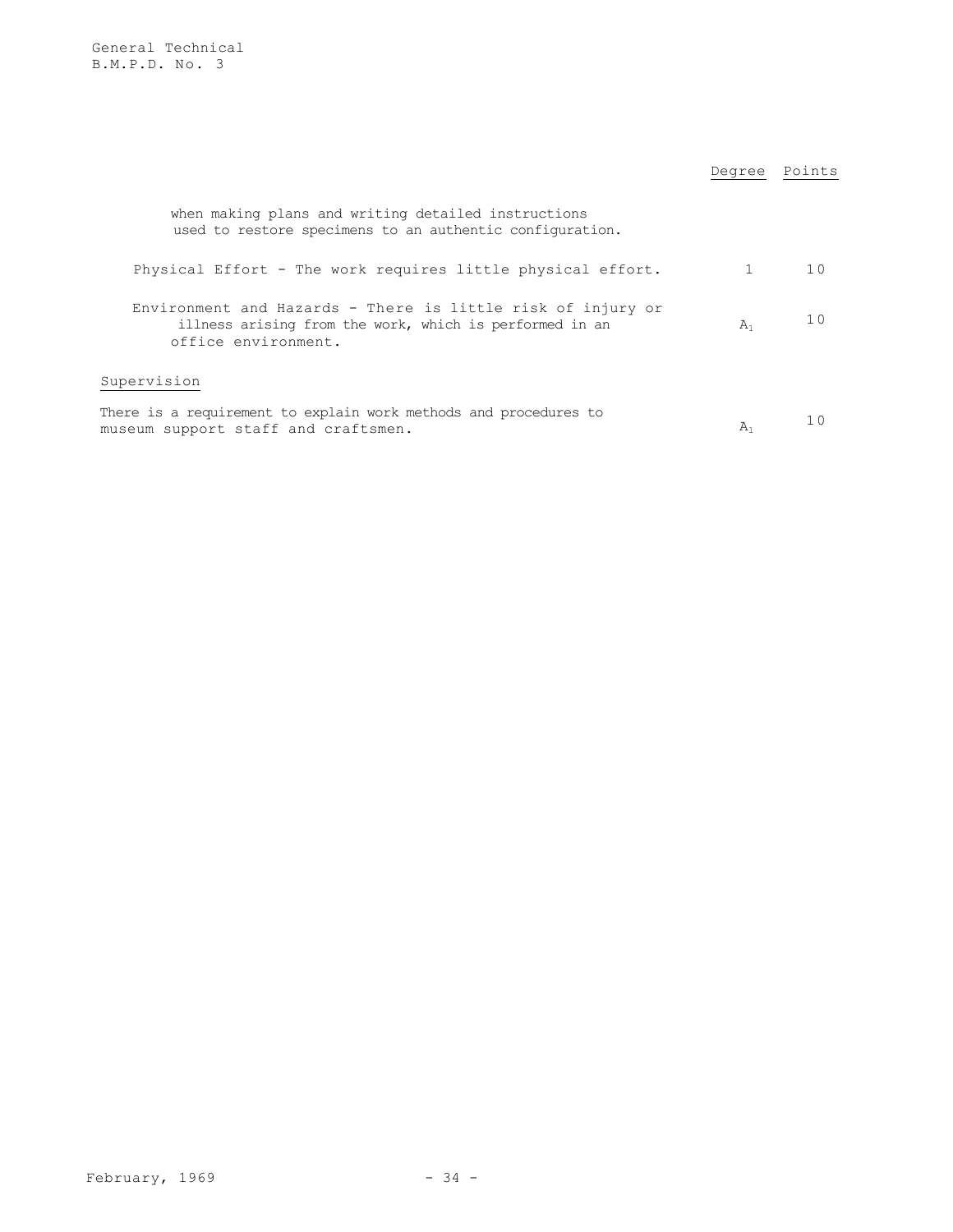| | Degree | Points |
|---|---|---|
| when making plans and writing detailed instructions used to restore specimens to an authentic configuration. | | |
| Physical Effort - The work requires little physical effort. | 1 | 10 |
| Environment and Hazards - There is little risk of injury or illness arising from the work, which is performed in an office environment. | $A_1$ | 10 |

Supervision

| | Degree | Points |
|---|---|---|
| There is a requirement to explain work methods and procedures to museum support staff and craftsmen. | $A_1$ | 10 |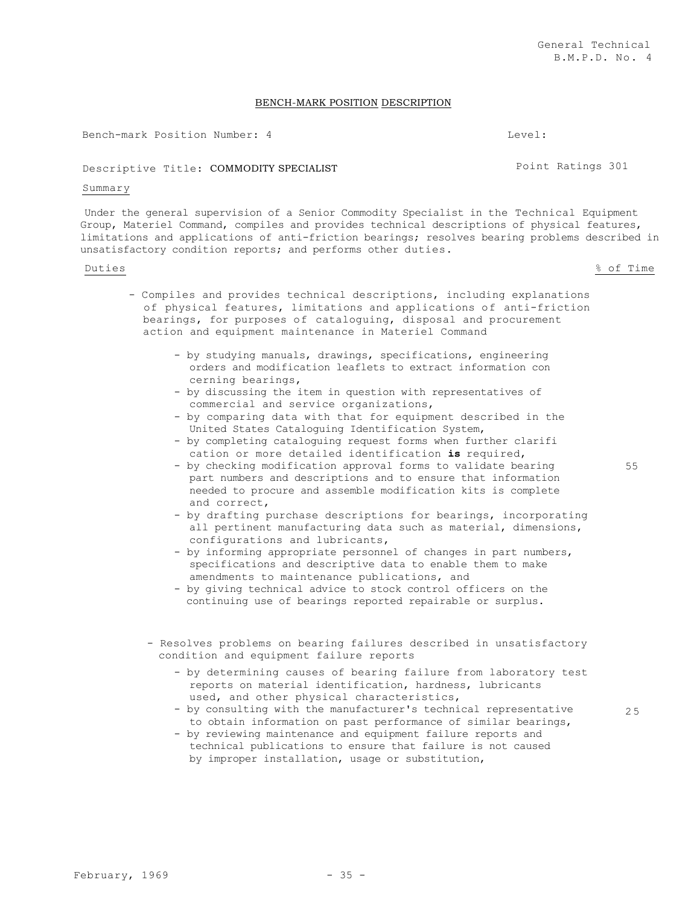General Technical
B.M.P.D. No. 4

## BENCH-MARK POSITION DESCRIPTION

Bench-mark Position Number: 4 Level:

Descriptive Title: COMMODITY SPECIALIST Point Ratings 301

Summary

Under the general supervision of a Senior Commodity Specialist in the Technical Equipment Group, Materiel Command, compiles and provides technical descriptions of physical features, limitations and applications of anti-friction bearings; resolves bearing problems described in unsatisfactory condition reports; and performs other duties.

| Duties | % of Time |
|---|---|
| - Compiles and provides technical descriptions, including explanations of physical features, limitations and applications of anti-friction bearings, for purposes of cataloguing, disposal and procurement action and equipment maintenance in Materiel Command<br>- by studying manuals, drawings, specifications, engineering orders and modification leaflets to extract information concerning bearings,<br>- by discussing the item in question with representatives of commercial and service organizations,<br>- by comparing data with that for equipment described in the United States Cataloguing Identification System,<br>- by completing cataloguing request forms when further clarification or more detailed identification **is** required,<br>- by checking modification approval forms to validate bearing part numbers and descriptions and to ensure that information needed to procure and assemble modification kits is complete and correct,<br>- by drafting purchase descriptions for bearings, incorporating all pertinent manufacturing data such as material, dimensions, configurations and lubricants,<br>- by informing appropriate personnel of changes in part numbers, specifications and descriptive data to enable them to make amendments to maintenance publications, and<br>- by giving technical advice to stock control officers on the continuing use of bearings reported repairable or surplus. | 55 |
| - Resolves problems on bearing failures described in unsatisfactory condition and equipment failure reports<br>- by determining causes of bearing failure from laboratory test reports on material identification, hardness, lubricants used, and other physical characteristics,<br>- by consulting with the manufacturer's technical representative to obtain information on past performance of similar bearings,<br>- by reviewing maintenance and equipment failure reports and technical publications to ensure that failure is not caused by improper installation, usage or substitution, | 25 |

February, 1969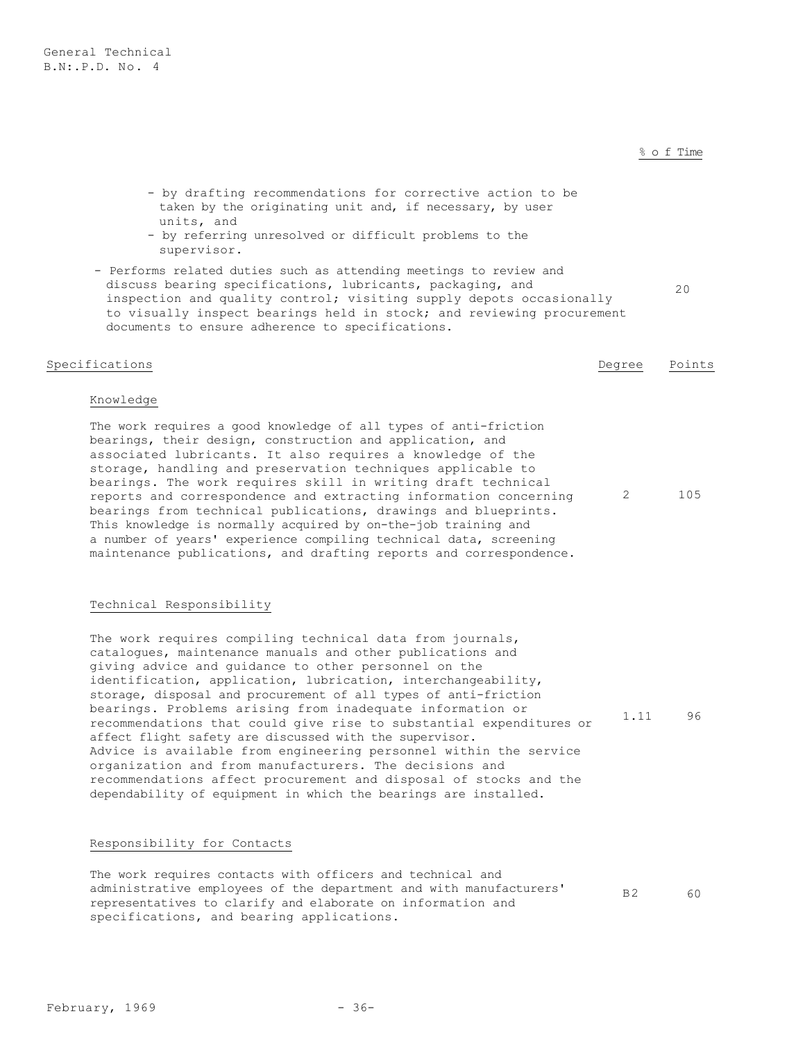% of Time

- by drafting recommendations for corrective action to be taken by the originating unit and, if necessary, by user units, and
- by referring unresolved or difficult problems to the supervisor.

- Performs related duties such as attending meetings to review and discuss bearing specifications, lubricants, packaging, and inspection and quality control; visiting supply depots occasionally to visually inspect bearings held in stock; and reviewing procurement documents to ensure adherence to specifications. — 20

| Specifications | Degree | Points |
|---|---|---|
| **Knowledge**<br>The work requires a good knowledge of all types of anti-friction bearings, their design, construction and application, and associated lubricants. It also requires a knowledge of the storage, handling and preservation techniques applicable to bearings. The work requires skill in writing draft technical reports and correspondence and extracting information concerning bearings from technical publications, drawings and blueprints. This knowledge is normally acquired by on-the-job training and a number of years' experience compiling technical data, screening maintenance publications, and drafting reports and correspondence. | 2 | 105 |
| **Technical Responsibility**<br>The work requires compiling technical data from journals, catalogues, maintenance manuals and other publications and giving advice and guidance to other personnel on the identification, application, lubrication, interchangeability, storage, disposal and procurement of all types of anti-friction bearings. Problems arising from inadequate information or recommendations that could give rise to substantial expenditures or affect flight safety are discussed with the supervisor. Advice is available from engineering personnel within the service organization and from manufacturers. The decisions and recommendations affect procurement and disposal of stocks and the dependability of equipment in which the bearings are installed. | 1.11 | 96 |
| **Responsibility for Contacts**<br>The work requires contacts with officers and technical and administrative employees of the department and with manufacturers' representatives to clarify and elaborate on information and specifications, and bearing applications. | B2 | 60 |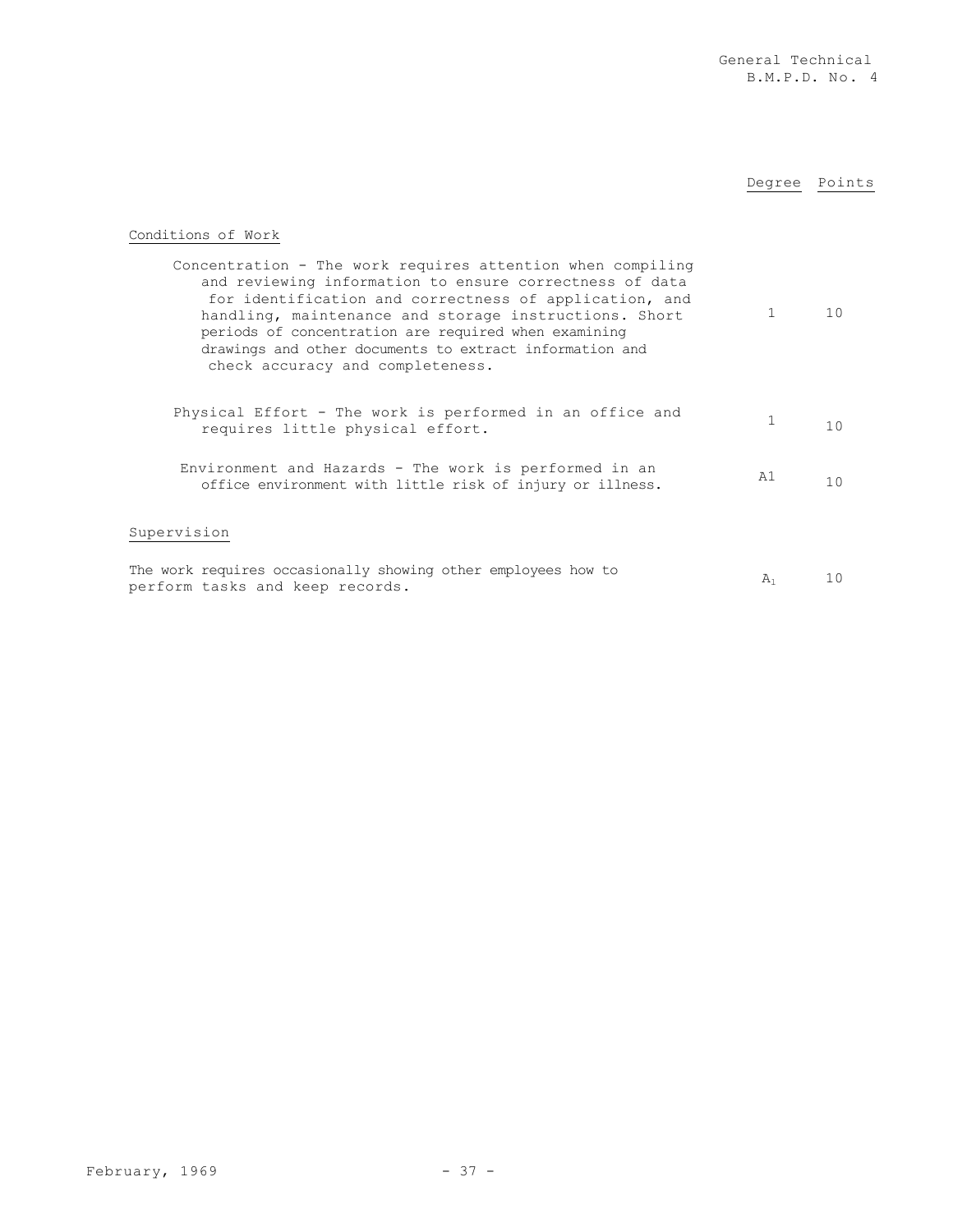| | Degree | Points |
|---|---|---|
| **Conditions of Work** | | |
| Concentration - The work requires attention when compiling and reviewing information to ensure correctness of data for identification and correctness of application, and handling, maintenance and storage instructions. Short periods of concentration are required when examining drawings and other documents to extract information and check accuracy and completeness. | 1 | 10 |
| Physical Effort - The work is performed in an office and requires little physical effort. | 1 | 10 |
| Environment and Hazards - The work is performed in an office environment with little risk of injury or illness. | A1 | 10 |
| **Supervision** | | |
| The work requires occasionally showing other employees how to perform tasks and keep records. | $A_1$ | 10 |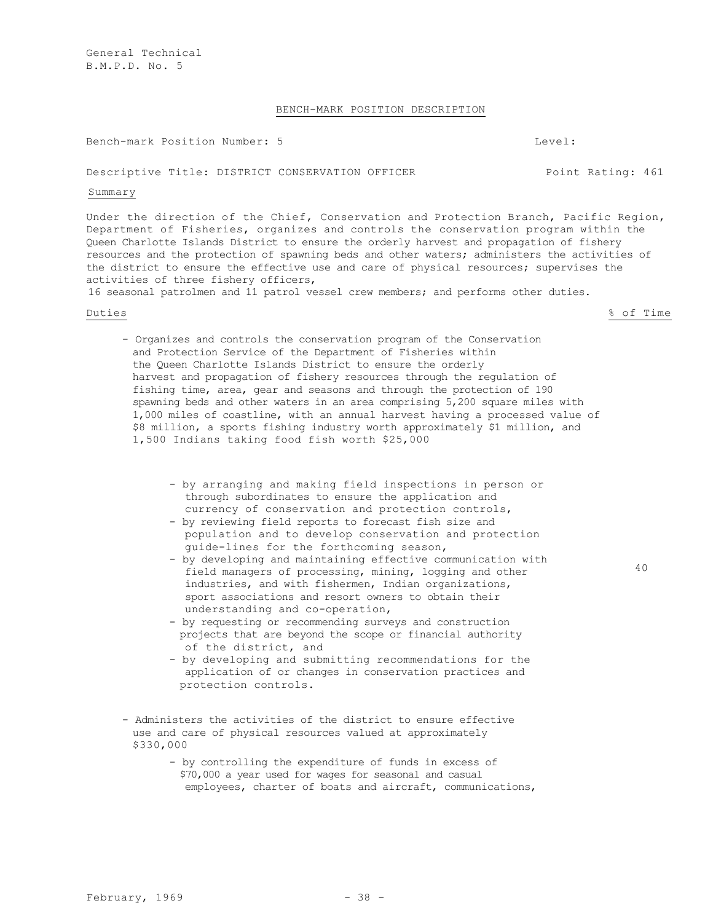General Technical
B.M.P.D. No. 5

## BENCH-MARK POSITION DESCRIPTION

Bench-mark Position Number: 5 Level:

Descriptive Title: DISTRICT CONSERVATION OFFICER Point Rating: 461

### Summary

Under the direction of the Chief, Conservation and Protection Branch, Pacific Region, Department of Fisheries, organizes and controls the conservation program within the Queen Charlotte Islands District to ensure the orderly harvest and propagation of fishery resources and the protection of spawning beds and other waters; administers the activities of the district to ensure the effective use and care of physical resources; supervises the activities of three fishery officers,
16 seasonal patrolmen and 11 patrol vessel crew members; and performs other duties.

### Duties — % of Time

- Organizes and controls the conservation program of the Conservation and Protection Service of the Department of Fisheries within the Queen Charlotte Islands District to ensure the orderly harvest and propagation of fishery resources through the regulation of fishing time, area, gear and seasons and through the protection of 190 spawning beds and other waters in an area comprising 5,200 square miles with 1,000 miles of coastline, with an annual harvest having a processed value of $8 million, a sports fishing industry worth approximately $1 million, and 1,500 Indians taking food fish worth $25,000 — **40**

    - by arranging and making field inspections in person or through subordinates to ensure the application and currency of conservation and protection controls,
    - by reviewing field reports to forecast fish size and population and to develop conservation and protection guide-lines for the forthcoming season,
    - by developing and maintaining effective communication with field managers of processing, mining, logging and other industries, and with fishermen, Indian organizations, sport associations and resort owners to obtain their understanding and co-operation,
    - by requesting or recommending surveys and construction projects that are beyond the scope or financial authority of the district, and
    - by developing and submitting recommendations for the application of or changes in conservation practices and protection controls.

- Administers the activities of the district to ensure effective use and care of physical resources valued at approximately $330,000

    - by controlling the expenditure of funds in excess of $70,000 a year used for wages for seasonal and casual employees, charter of boats and aircraft, communications,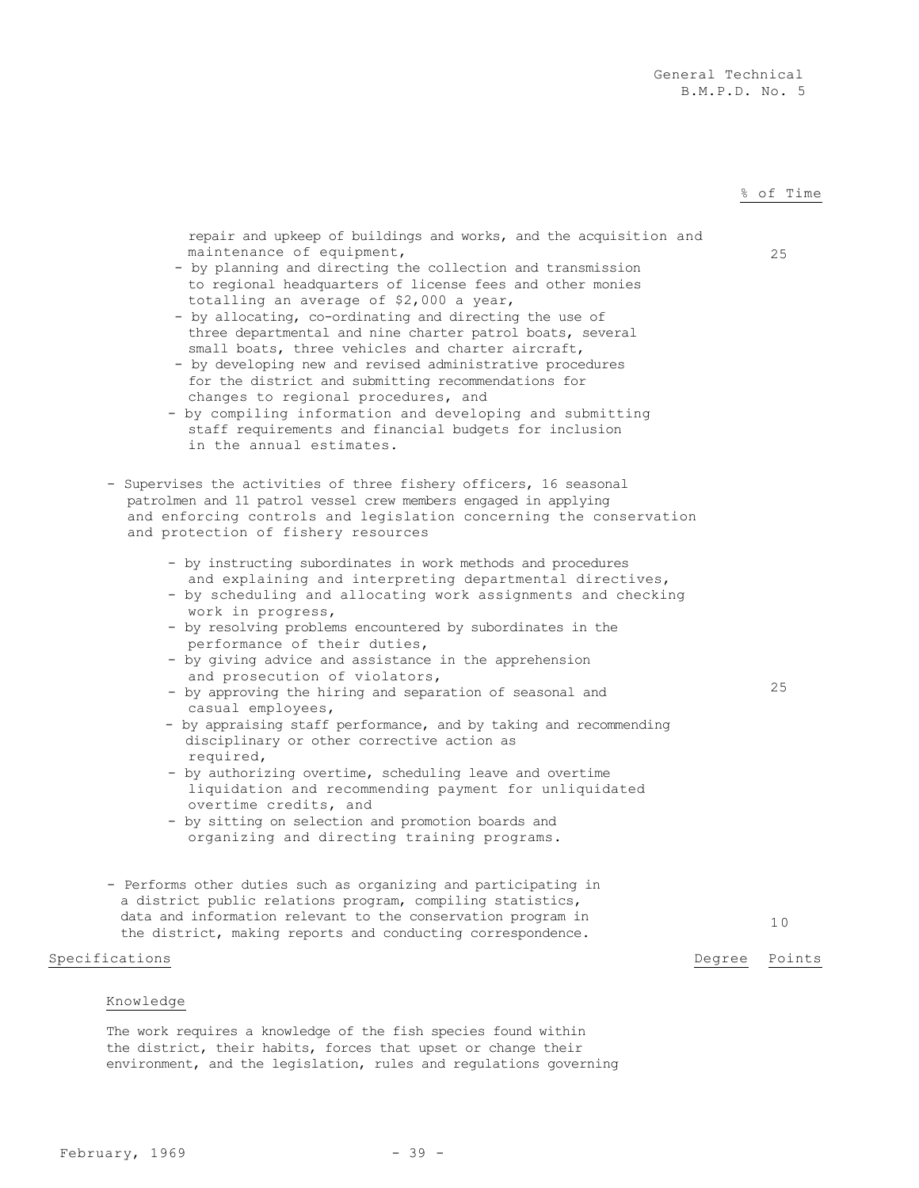% of Time

repair and upkeep of buildings and works, and the acquisition and maintenance of equipment,
- by planning and directing the collection and transmission to regional headquarters of license fees and other monies totalling an average of $2,000 a year,
- by allocating, co-ordinating and directing the use of three departmental and nine charter patrol boats, several small boats, three vehicles and charter aircraft,
- by developing new and revised administrative procedures for the district and submitting recommendations for changes to regional procedures, and
- by compiling information and developing and submitting staff requirements and financial budgets for inclusion in the annual estimates.

25

- Supervises the activities of three fishery officers, 16 seasonal patrolmen and 11 patrol vessel crew members engaged in applying and enforcing controls and legislation concerning the conservation and protection of fishery resources
  - by instructing subordinates in work methods and procedures and explaining and interpreting departmental directives,
  - by scheduling and allocating work assignments and checking work in progress,
  - by resolving problems encountered by subordinates in the performance of their duties,
  - by giving advice and assistance in the apprehension and prosecution of violators,
  - by approving the hiring and separation of seasonal and casual employees,
  - by appraising staff performance, and by taking and recommending disciplinary or other corrective action as required,
  - by authorizing overtime, scheduling leave and overtime liquidation and recommending payment for unliquidated overtime credits, and
  - by sitting on selection and promotion boards and organizing and directing training programs.

25

- Performs other duties such as organizing and participating in a district public relations program, compiling statistics, data and information relevant to the conservation program in the district, making reports and conducting correspondence.

10

Specifications — Degree — Points

Knowledge

The work requires a knowledge of the fish species found within the district, their habits, forces that upset or change their environment, and the legislation, rules and regulations governing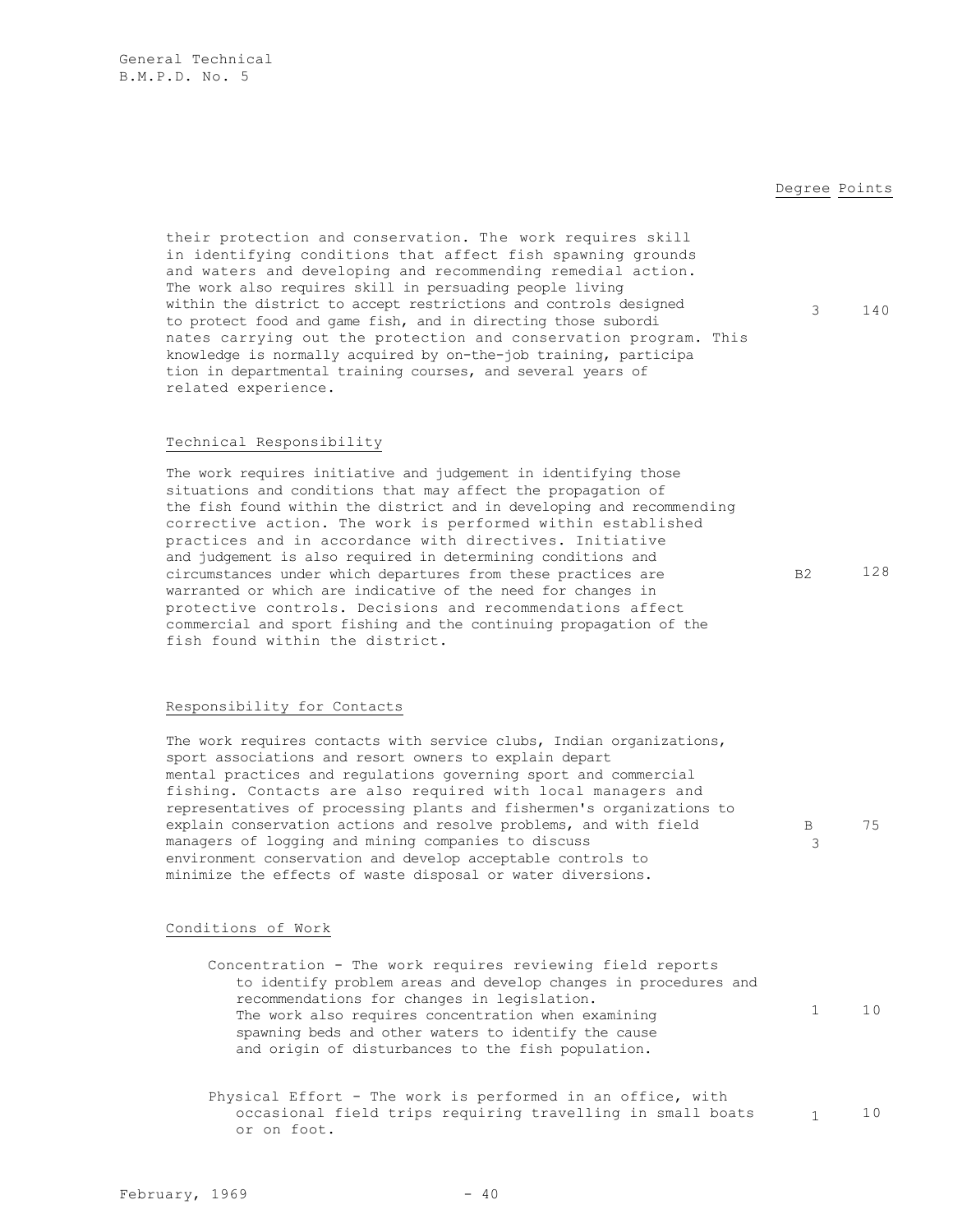| | Degree | Points |
|---|---|---|
| their protection and conservation. The work requires skill in identifying conditions that affect fish spawning grounds and waters and developing and recommending remedial action. The work also requires skill in persuading people living within the district to accept restrictions and controls designed to protect food and game fish, and in directing those subordinates carrying out the protection and conservation program. This knowledge is normally acquired by on-the-job training, participation in departmental training courses, and several years of related experience. | 3 | 140 |

### Technical Responsibility

| | Degree | Points |
|---|---|---|
| The work requires initiative and judgement in identifying those situations and conditions that may affect the propagation of the fish found within the district and in developing and recommending corrective action. The work is performed within established practices and in accordance with directives. Initiative and judgement is also required in determining conditions and circumstances under which departures from these practices are warranted or which are indicative of the need for changes in protective controls. Decisions and recommendations affect commercial and sport fishing and the continuing propagation of the fish found within the district. | B2 | 128 |

### Responsibility for Contacts

| | Degree | Points |
|---|---|---|
| The work requires contacts with service clubs, Indian organizations, sport associations and resort owners to explain departmental practices and regulations governing sport and commercial fishing. Contacts are also required with local managers and representatives of processing plants and fishermen's organizations to explain conservation actions and resolve problems, and with field managers of logging and mining companies to discuss environment conservation and develop acceptable controls to minimize the effects of waste disposal or water diversions. | B3 | 75 |

### Conditions of Work

| | Degree | Points |
|---|---|---|
| Concentration - The work requires reviewing field reports to identify problem areas and develop changes in procedures and recommendations for changes in legislation. The work also requires concentration when examining spawning beds and other waters to identify the cause and origin of disturbances to the fish population. | 1 | 10 |
| Physical Effort - The work is performed in an office, with occasional field trips requiring travelling in small boats or on foot. | 1 | 10 |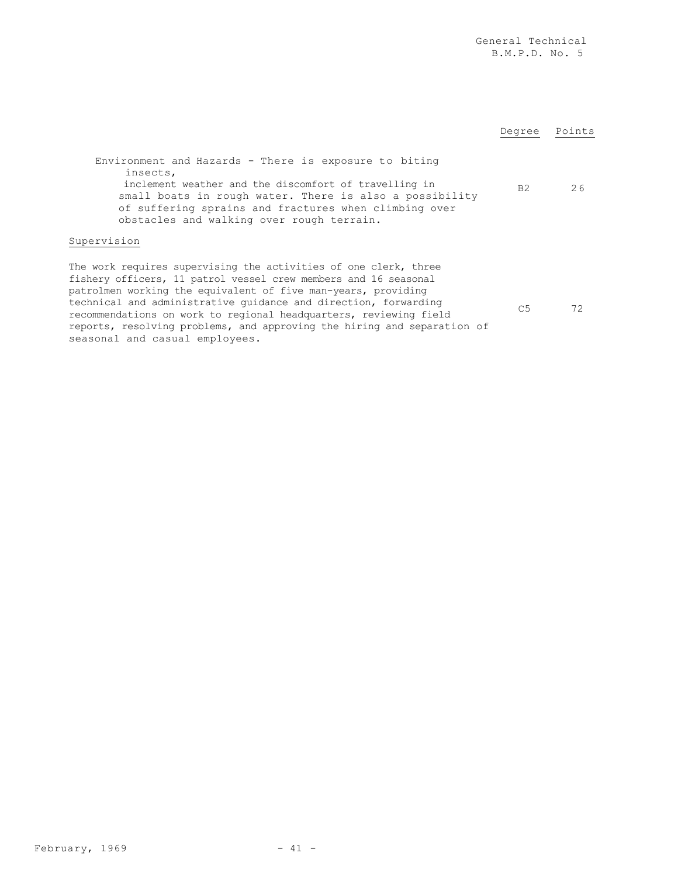| | Degree | Points |
|---|---|---|
| Environment and Hazards - There is exposure to biting insects, inclement weather and the discomfort of travelling in small boats in rough water. There is also a possibility of suffering sprains and fractures when climbing over obstacles and walking over rough terrain. | B2 | 26 |

Supervision

| | | |
|---|---|---|
| The work requires supervising the activities of one clerk, three fishery officers, 11 patrol vessel crew members and 16 seasonal patrolmen working the equivalent of five man-years, providing technical and administrative guidance and direction, forwarding recommendations on work to regional headquarters, reviewing field reports, resolving problems, and approving the hiring and separation of seasonal and casual employees. | C5 | 72 |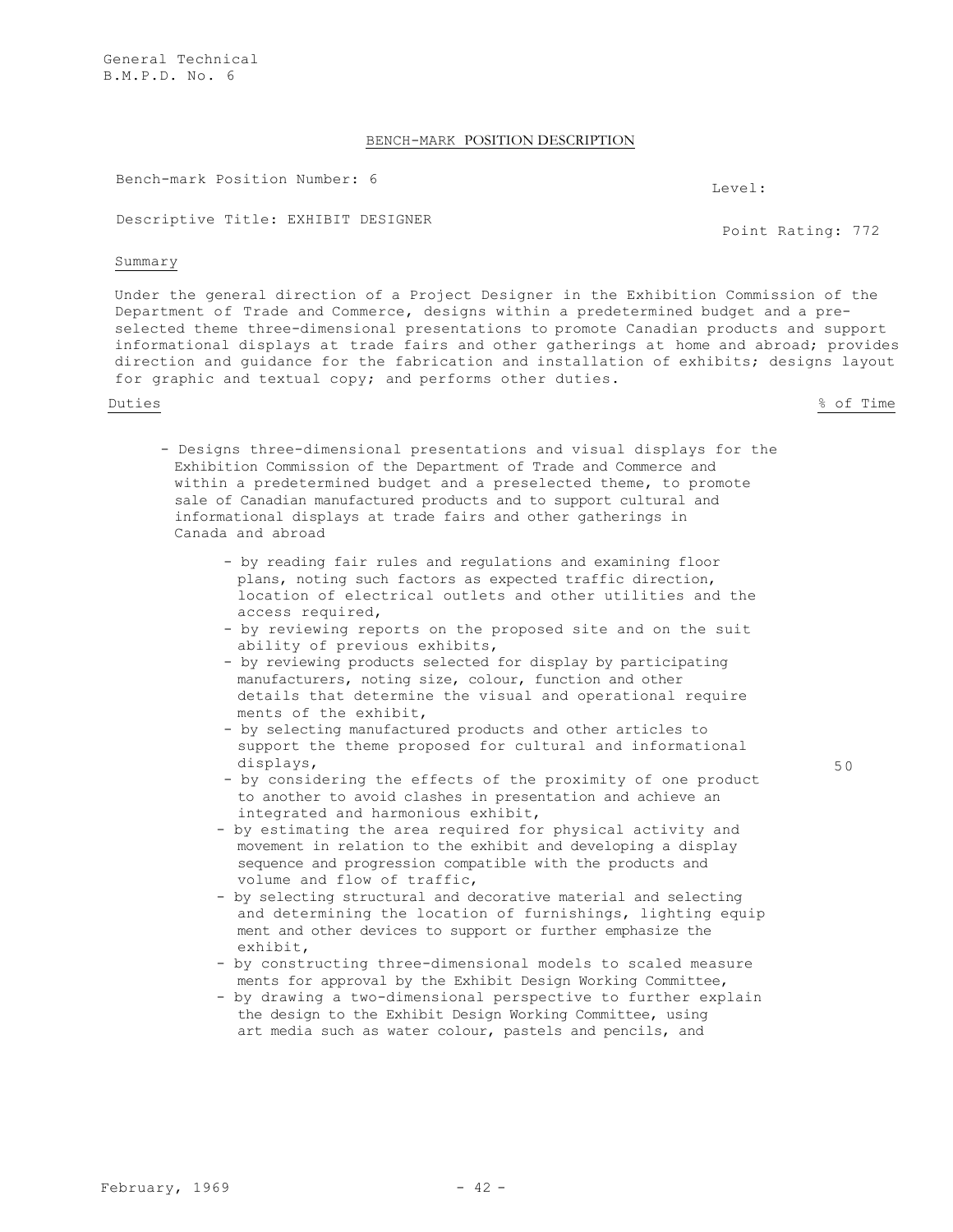General Technical
B.M.P.D. No. 6

BENCH-MARK POSITION DESCRIPTION

Bench-mark Position Number: 6

Level:

Descriptive Title: EXHIBIT DESIGNER

Point Rating: 772

Summary

Under the general direction of a Project Designer in the Exhibition Commission of the Department of Trade and Commerce, designs within a predetermined budget and a pre-selected theme three-dimensional presentations to promote Canadian products and support informational displays at trade fairs and other gatherings at home and abroad; provides direction and guidance for the fabrication and installation of exhibits; designs layout for graphic and textual copy; and performs other duties.

| Duties | % of Time |
|---|---|
| - Designs three-dimensional presentations and visual displays for the Exhibition Commission of the Department of Trade and Commerce and within a predetermined budget and a preselected theme, to promote sale of Canadian manufactured products and to support cultural and informational displays at trade fairs and other gatherings in Canada and abroad | 50 |

- by reading fair rules and regulations and examining floor plans, noting such factors as expected traffic direction, location of electrical outlets and other utilities and the access required,
- by reviewing reports on the proposed site and on the suit ability of previous exhibits,
- by reviewing products selected for display by participating manufacturers, noting size, colour, function and other details that determine the visual and operational require ments of the exhibit,
- by selecting manufactured products and other articles to support the theme proposed for cultural and informational displays,
- by considering the effects of the proximity of one product to another to avoid clashes in presentation and achieve an integrated and harmonious exhibit,
- by estimating the area required for physical activity and movement in relation to the exhibit and developing a display sequence and progression compatible with the products and volume and flow of traffic,
- by selecting structural and decorative material and selecting and determining the location of furnishings, lighting equip ment and other devices to support or further emphasize the exhibit,
- by constructing three-dimensional models to scaled measure ments for approval by the Exhibit Design Working Committee,
- by drawing a two-dimensional perspective to further explain the design to the Exhibit Design Working Committee, using art media such as water colour, pastels and pencils, and

February, 1969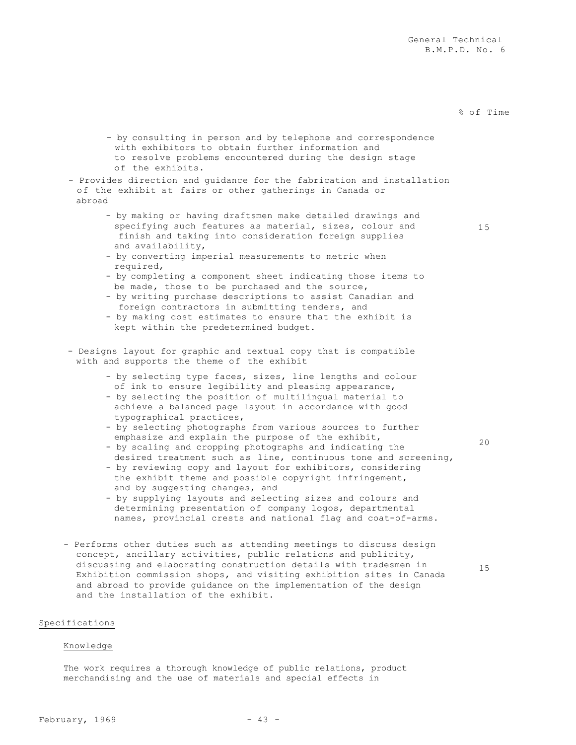% of Time

- by consulting in person and by telephone and correspondence with exhibitors to obtain further information and to resolve problems encountered during the design stage of the exhibits.

- Provides direction and guidance for the fabrication and installation of the exhibit at fairs or other gatherings in Canada or abroad — 15

  - by making or having draftsmen make detailed drawings and specifying such features as material, sizes, colour and finish and taking into consideration foreign supplies and availability,
  - by converting imperial measurements to metric when required,
  - by completing a component sheet indicating those items to be made, those to be purchased and the source,
  - by writing purchase descriptions to assist Canadian and foreign contractors in submitting tenders, and
  - by making cost estimates to ensure that the exhibit is kept within the predetermined budget.

- Designs layout for graphic and textual copy that is compatible with and supports the theme of the exhibit — 20

  - by selecting type faces, sizes, line lengths and colour of ink to ensure legibility and pleasing appearance,
  - by selecting the position of multilingual material to achieve a balanced page layout in accordance with good typographical practices,
  - by selecting photographs from various sources to further emphasize and explain the purpose of the exhibit,
  - by scaling and cropping photographs and indicating the desired treatment such as line, continuous tone and screening,
  - by reviewing copy and layout for exhibitors, considering the exhibit theme and possible copyright infringement, and by suggesting changes, and
  - by supplying layouts and selecting sizes and colours and determining presentation of company logos, departmental names, provincial crests and national flag and coat-of-arms.

- Performs other duties such as attending meetings to discuss design concept, ancillary activities, public relations and publicity, discussing and elaborating construction details with tradesmen in Exhibition commission shops, and visiting exhibition sites in Canada and abroad to provide guidance on the implementation of the design and the installation of the exhibit. — 15

## Specifications

### Knowledge

The work requires a thorough knowledge of public relations, product merchandising and the use of materials and special effects in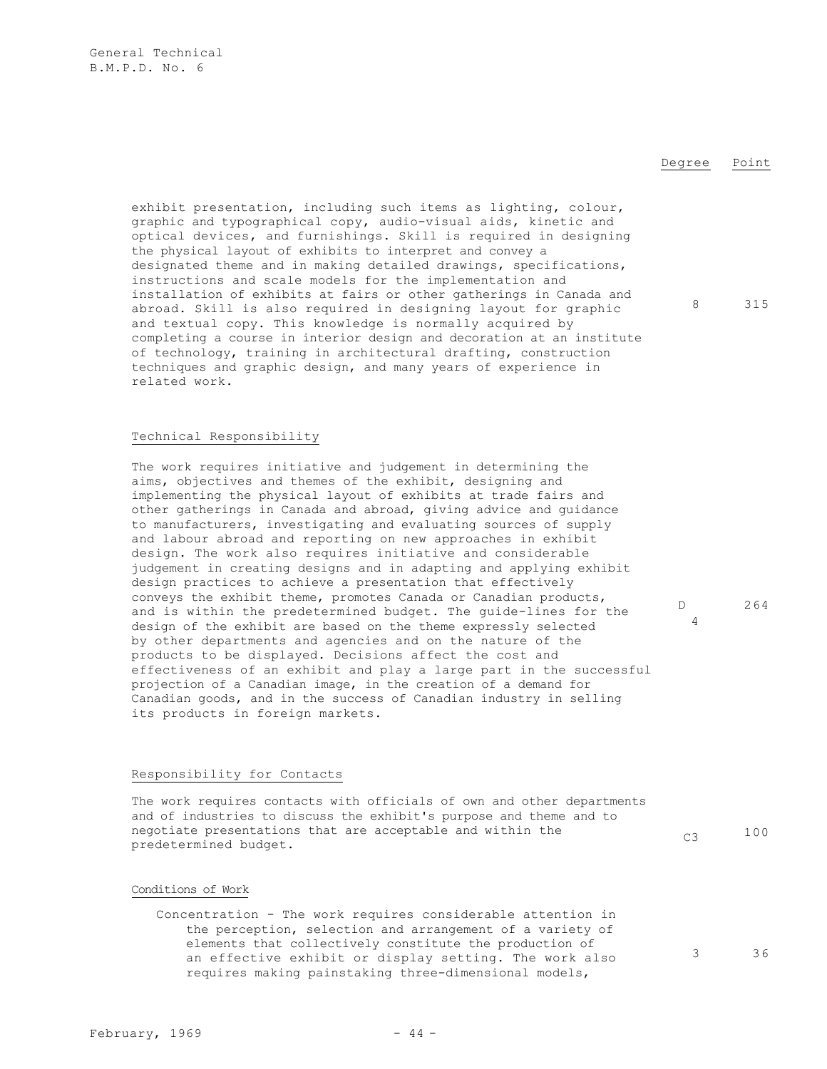| | Degree | Point |
|---|---|---|
| exhibit presentation, including such items as lighting, colour, graphic and typographical copy, audio-visual aids, kinetic and optical devices, and furnishings. Skill is required in designing the physical layout of exhibits to interpret and convey a designated theme and in making detailed drawings, specifications, instructions and scale models for the implementation and installation of exhibits at fairs or other gatherings in Canada and abroad. Skill is also required in designing layout for graphic and textual copy. This knowledge is normally acquired by completing a course in interior design and decoration at an institute of technology, training in architectural drafting, construction techniques and graphic design, and many years of experience in related work. | 8 | 315 |

## Technical Responsibility

| | Degree | Point |
|---|---|---|
| The work requires initiative and judgement in determining the aims, objectives and themes of the exhibit, designing and implementing the physical layout of exhibits at trade fairs and other gatherings in Canada and abroad, giving advice and guidance to manufacturers, investigating and evaluating sources of supply and labour abroad and reporting on new approaches in exhibit design. The work also requires initiative and considerable judgement in creating designs and in adapting and applying exhibit design practices to achieve a presentation that effectively conveys the exhibit theme, promotes Canada or Canadian products, and is within the predetermined budget. The guide-lines for the design of the exhibit are based on the theme expressly selected by other departments and agencies and on the nature of the products to be displayed. Decisions affect the cost and effectiveness of an exhibit and play a large part in the successful projection of a Canadian image, in the creation of a demand for Canadian goods, and in the success of Canadian industry in selling its products in foreign markets. | D 4 | 264 |

## Responsibility for Contacts

| | Degree | Point |
|---|---|---|
| The work requires contacts with officials of own and other departments and of industries to discuss the exhibit's purpose and theme and to negotiate presentations that are acceptable and within the predetermined budget. | C3 | 100 |

## Conditions of Work

| | Degree | Point |
|---|---|---|
| Concentration - The work requires considerable attention in the perception, selection and arrangement of a variety of elements that collectively constitute the production of an effective exhibit or display setting. The work also requires making painstaking three-dimensional models, | 3 | 36 |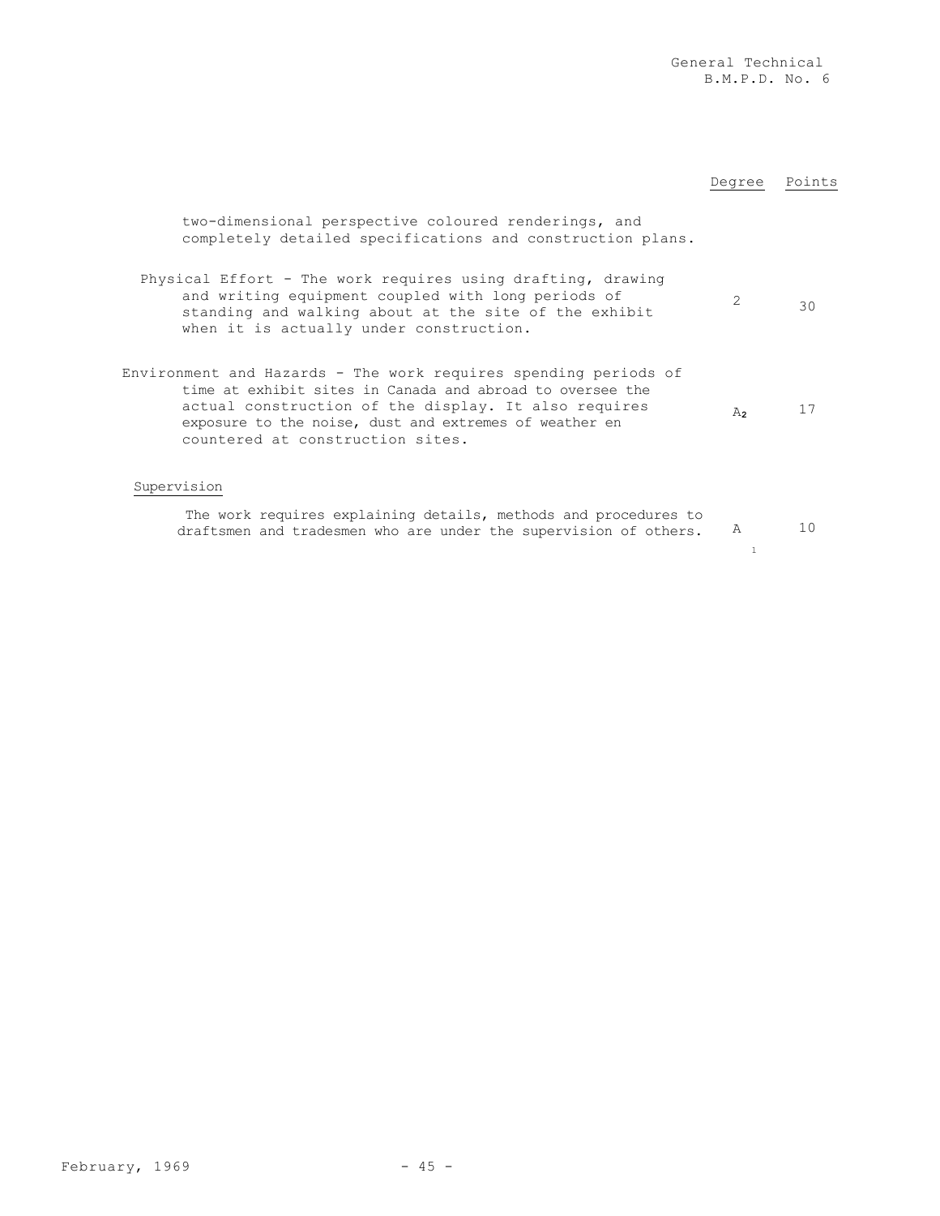| | Degree | Points |
|---|---|---|
| two-dimensional perspective coloured renderings, and completely detailed specifications and construction plans. | | |
| Physical Effort - The work requires using drafting, drawing and writing equipment coupled with long periods of standing and walking about at the site of the exhibit when it is actually under construction. | 2 | 30 |
| Environment and Hazards - The work requires spending periods of time at exhibit sites in Canada and abroad to oversee the actual construction of the display. It also requires exposure to the noise, dust and extremes of weather en countered at construction sites. | $A_2$ | 17 |

Supervision

| | Degree | Points |
|---|---|---|
| The work requires explaining details, methods and procedures to draftsmen and tradesmen who are under the supervision of others. | $A_1$ | 10 |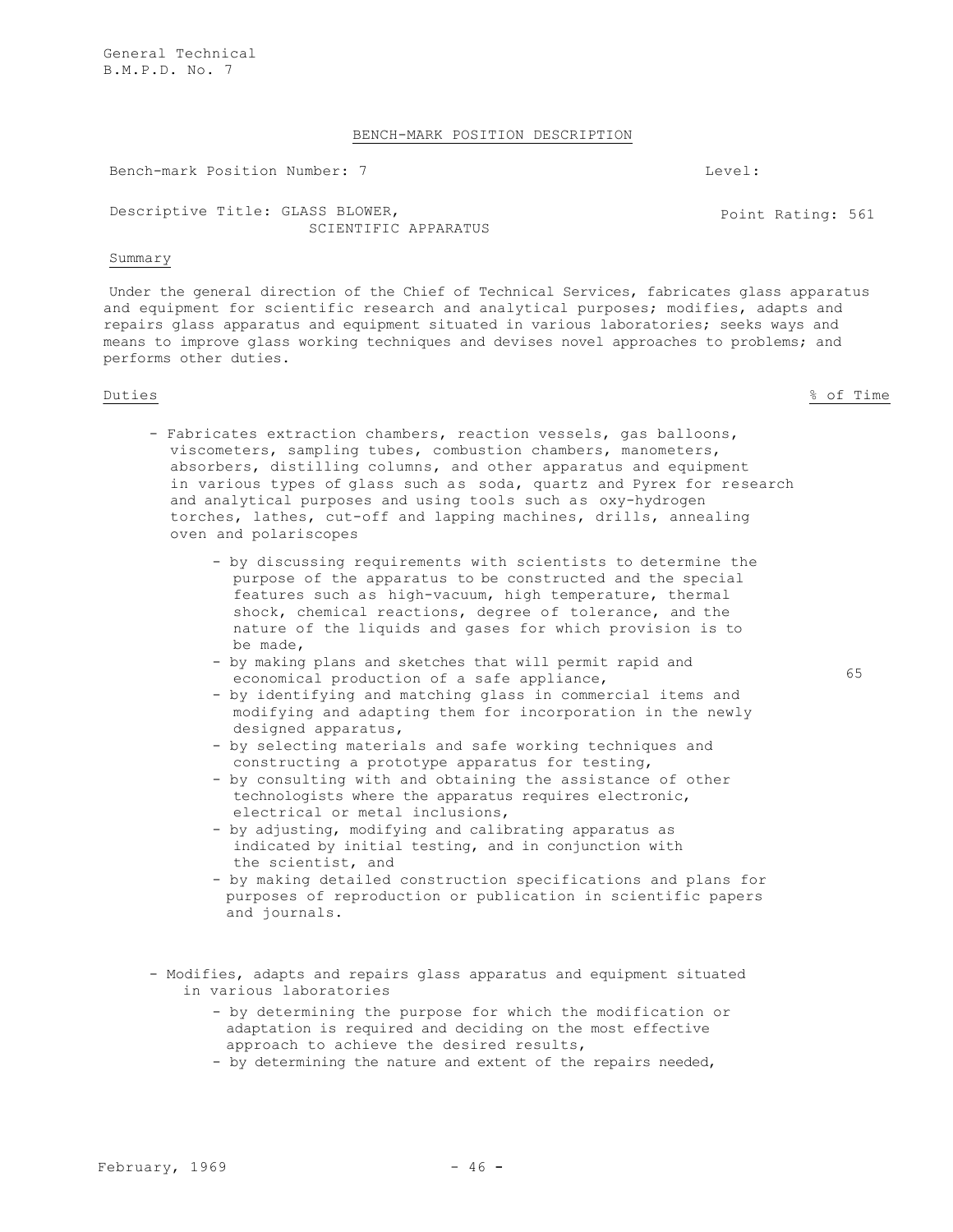General Technical
B.M.P.D. No. 7

## BENCH-MARK POSITION DESCRIPTION

Bench-mark Position Number: 7 Level:

Descriptive Title: GLASS BLOWER, SCIENTIFIC APPARATUS Point Rating: 561

### Summary

Under the general direction of the Chief of Technical Services, fabricates glass apparatus and equipment for scientific research and analytical purposes; modifies, adapts and repairs glass apparatus and equipment situated in various laboratories; seeks ways and means to improve glass working techniques and devises novel approaches to problems; and performs other duties.

| Duties | % of Time |
|---|---|
| - Fabricates extraction chambers, reaction vessels, gas balloons, viscometers, sampling tubes, combustion chambers, manometers, absorbers, distilling columns, and other apparatus and equipment in various types of glass such as soda, quartz and Pyrex for research and analytical purposes and using tools such as oxy-hydrogen torches, lathes, cut-off and lapping machines, drills, annealing oven and polariscopes<br>- by discussing requirements with scientists to determine the purpose of the apparatus to be constructed and the special features such as high-vacuum, high temperature, thermal shock, chemical reactions, degree of tolerance, and the nature of the liquids and gases for which provision is to be made,<br>- by making plans and sketches that will permit rapid and economical production of a safe appliance,<br>- by identifying and matching glass in commercial items and modifying and adapting them for incorporation in the newly designed apparatus,<br>- by selecting materials and safe working techniques and constructing a prototype apparatus for testing,<br>- by consulting with and obtaining the assistance of other technologists where the apparatus requires electronic, electrical or metal inclusions,<br>- by adjusting, modifying and calibrating apparatus as indicated by initial testing, and in conjunction with the scientist, and<br>- by making detailed construction specifications and plans for purposes of reproduction or publication in scientific papers and journals. | 65 |
| - Modifies, adapts and repairs glass apparatus and equipment situated in various laboratories<br>- by determining the purpose for which the modification or adaptation is required and deciding on the most effective approach to achieve the desired results,<br>- by determining the nature and extent of the repairs needed, | |

February, 1969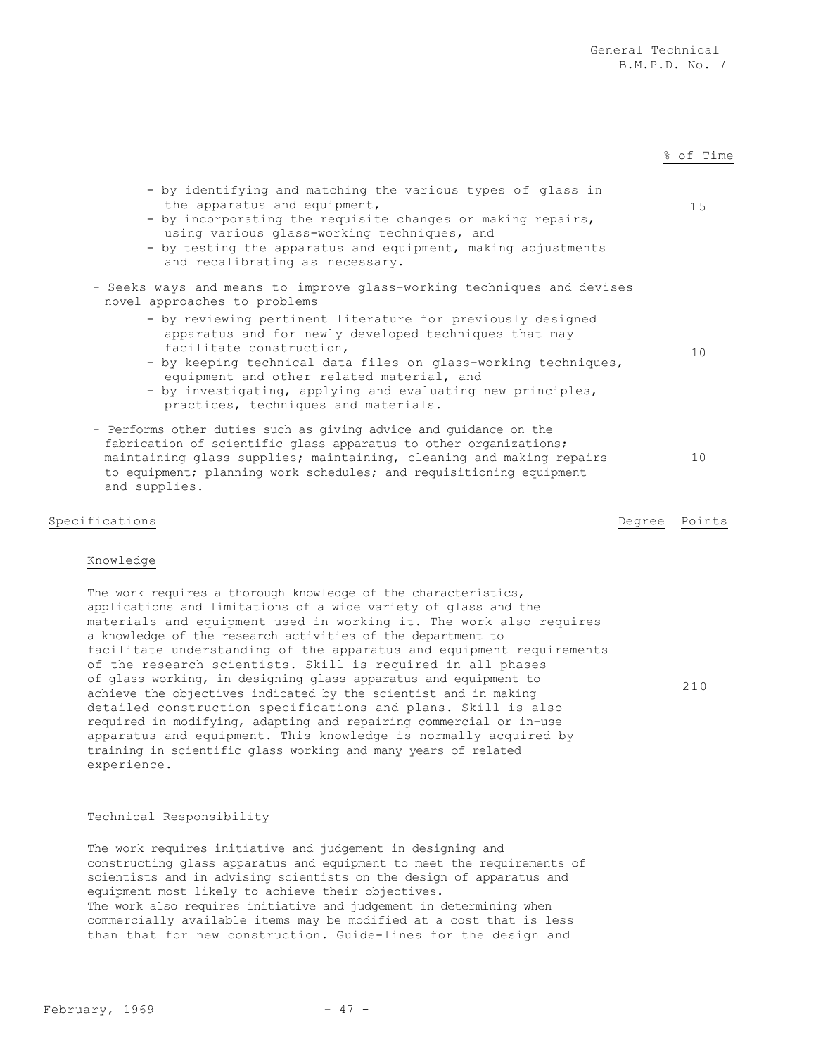% of Time

- by identifying and matching the various types of glass in the apparatus and equipment,
- by incorporating the requisite changes or making repairs, using various glass-working techniques, and
- by testing the apparatus and equipment, making adjustments and recalibrating as necessary.

15

- Seeks ways and means to improve glass-working techniques and devises novel approaches to problems
  - by reviewing pertinent literature for previously designed apparatus and for newly developed techniques that may facilitate construction,
  - by keeping technical data files on glass-working techniques, equipment and other related material, and
  - by investigating, applying and evaluating new principles, practices, techniques and materials.

10

- Performs other duties such as giving advice and guidance on the fabrication of scientific glass apparatus to other organizations; maintaining glass supplies; maintaining, cleaning and making repairs to equipment; planning work schedules; and requisitioning equipment and supplies.

10

Specifications — Degree — Points

Knowledge

The work requires a thorough knowledge of the characteristics, applications and limitations of a wide variety of glass and the materials and equipment used in working it. The work also requires a knowledge of the research activities of the department to facilitate understanding of the apparatus and equipment requirements of the research scientists. Skill is required in all phases of glass working, in designing glass apparatus and equipment to achieve the objectives indicated by the scientist and in making detailed construction specifications and plans. Skill is also required in modifying, adapting and repairing commercial or in-use apparatus and equipment. This knowledge is normally acquired by training in scientific glass working and many years of related experience.

210

Technical Responsibility

The work requires initiative and judgement in designing and constructing glass apparatus and equipment to meet the requirements of scientists and in advising scientists on the design of apparatus and equipment most likely to achieve their objectives.
The work also requires initiative and judgement in determining when commercially available items may be modified at a cost that is less than that for new construction. Guide-lines for the design and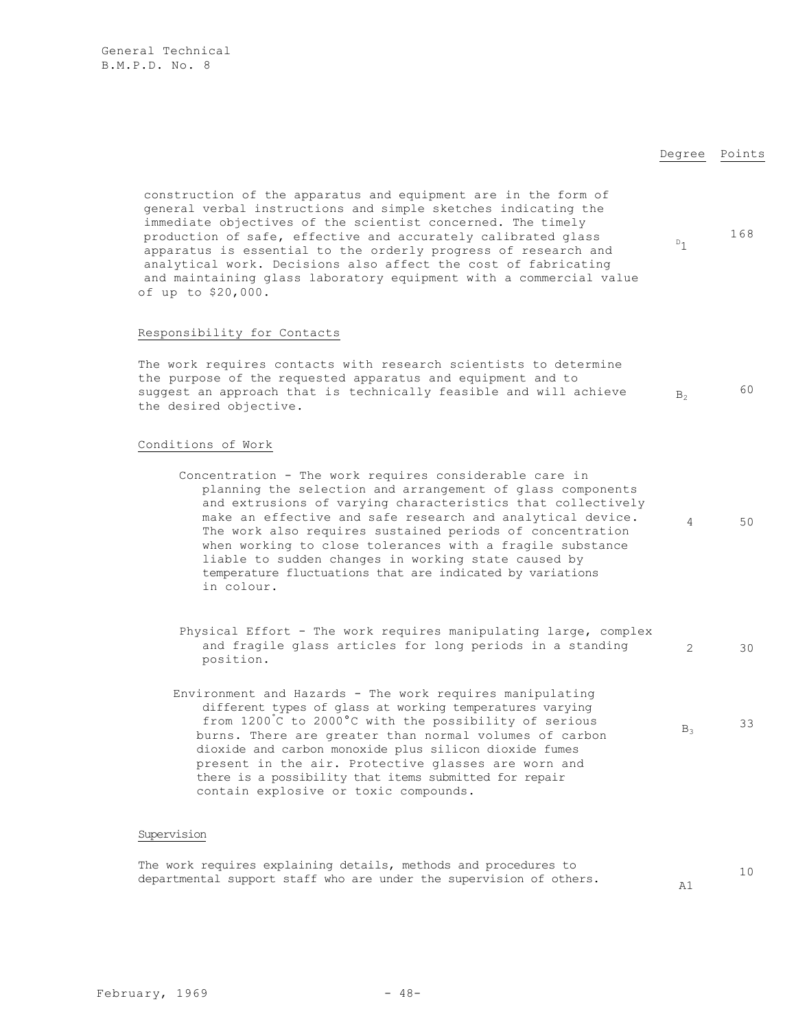| | Degree | Points |
|---|---|---|
| construction of the apparatus and equipment are in the form of general verbal instructions and simple sketches indicating the immediate objectives of the scientist concerned. The timely production of safe, effective and accurately calibrated glass apparatus is essential to the orderly progress of research and analytical work. Decisions also affect the cost of fabricating and maintaining glass laboratory equipment with a commercial value of up to $20,000. | $D_1$ | 168 |
| **Responsibility for Contacts** | | |
| The work requires contacts with research scientists to determine the purpose of the requested apparatus and equipment and to suggest an approach that is technically feasible and will achieve the desired objective. | $B_2$ | 60 |
| **Conditions of Work** | | |
| Concentration - The work requires considerable care in planning the selection and arrangement of glass components and extrusions of varying characteristics that collectively make an effective and safe research and analytical device. The work also requires sustained periods of concentration when working to close tolerances with a fragile substance liable to sudden changes in working state caused by temperature fluctuations that are indicated by variations in colour. | 4 | 50 |
| Physical Effort - The work requires manipulating large, complex and fragile glass articles for long periods in a standing position. | 2 | 30 |
| Environment and Hazards - The work requires manipulating different types of glass at working temperatures varying from 1200°C to 2000°C with the possibility of serious burns. There are greater than normal volumes of carbon dioxide and carbon monoxide plus silicon dioxide fumes present in the air. Protective glasses are worn and there is a possibility that items submitted for repair contain explosive or toxic compounds. | $B_3$ | 33 |
| **Supervision** | | |
| The work requires explaining details, methods and procedures to departmental support staff who are under the supervision of others. | A1 | 10 |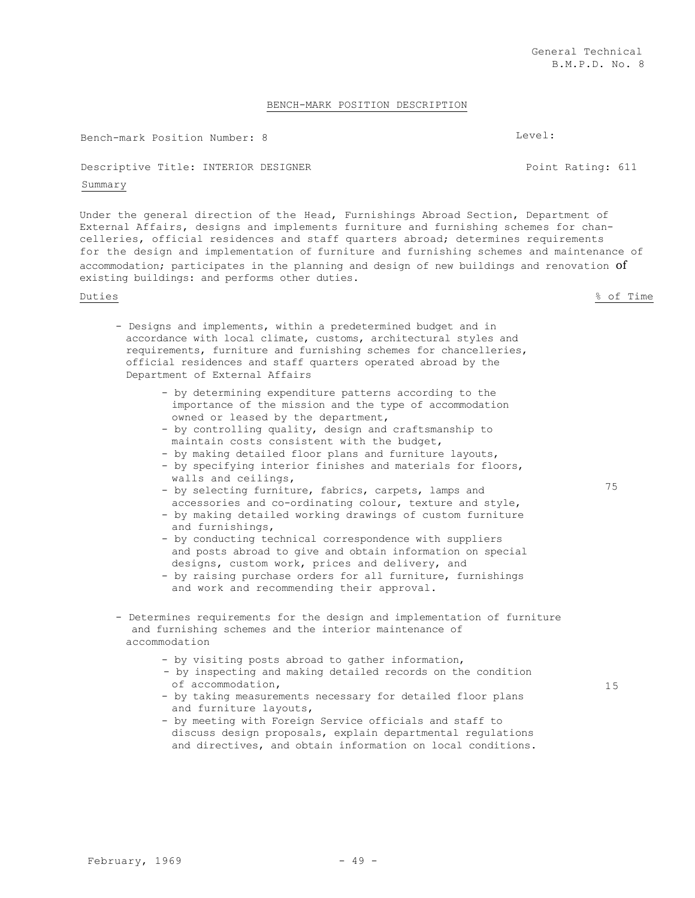General Technical
B.M.P.D. No. 8

# BENCH-MARK POSITION DESCRIPTION

Bench-mark Position Number: 8 | Level:

Descriptive Title: INTERIOR DESIGNER | Point Rating: 611

## Summary

Under the general direction of the Head, Furnishings Abroad Section, Department of External Affairs, designs and implements furniture and furnishing schemes for chancelleries, official residences and staff quarters abroad; determines requirements for the design and implementation of furniture and furnishing schemes and maintenance of accommodation; participates in the planning and design of new buildings and renovation of existing buildings: and performs other duties.

| Duties | % of Time |
|---|---|
| - Designs and implements, within a predetermined budget and in accordance with local climate, customs, architectural styles and requirements, furniture and furnishing schemes for chancelleries, official residences and staff quarters operated abroad by the Department of External Affairs<br>- by determining expenditure patterns according to the importance of the mission and the type of accommodation owned or leased by the department,<br>- by controlling quality, design and craftsmanship to maintain costs consistent with the budget,<br>- by making detailed floor plans and furniture layouts,<br>- by specifying interior finishes and materials for floors, walls and ceilings,<br>- by selecting furniture, fabrics, carpets, lamps and accessories and co-ordinating colour, texture and style,<br>- by making detailed working drawings of custom furniture and furnishings,<br>- by conducting technical correspondence with suppliers and posts abroad to give and obtain information on special designs, custom work, prices and delivery, and<br>- by raising purchase orders for all furniture, furnishings and work and recommending their approval. | 75 |
| - Determines requirements for the design and implementation of furniture and furnishing schemes and the interior maintenance of accommodation<br>- by visiting posts abroad to gather information,<br>- by inspecting and making detailed records on the condition of accommodation,<br>- by taking measurements necessary for detailed floor plans and furniture layouts,<br>- by meeting with Foreign Service officials and staff to discuss design proposals, explain departmental regulations and directives, and obtain information on local conditions. | 15 |

February, 1969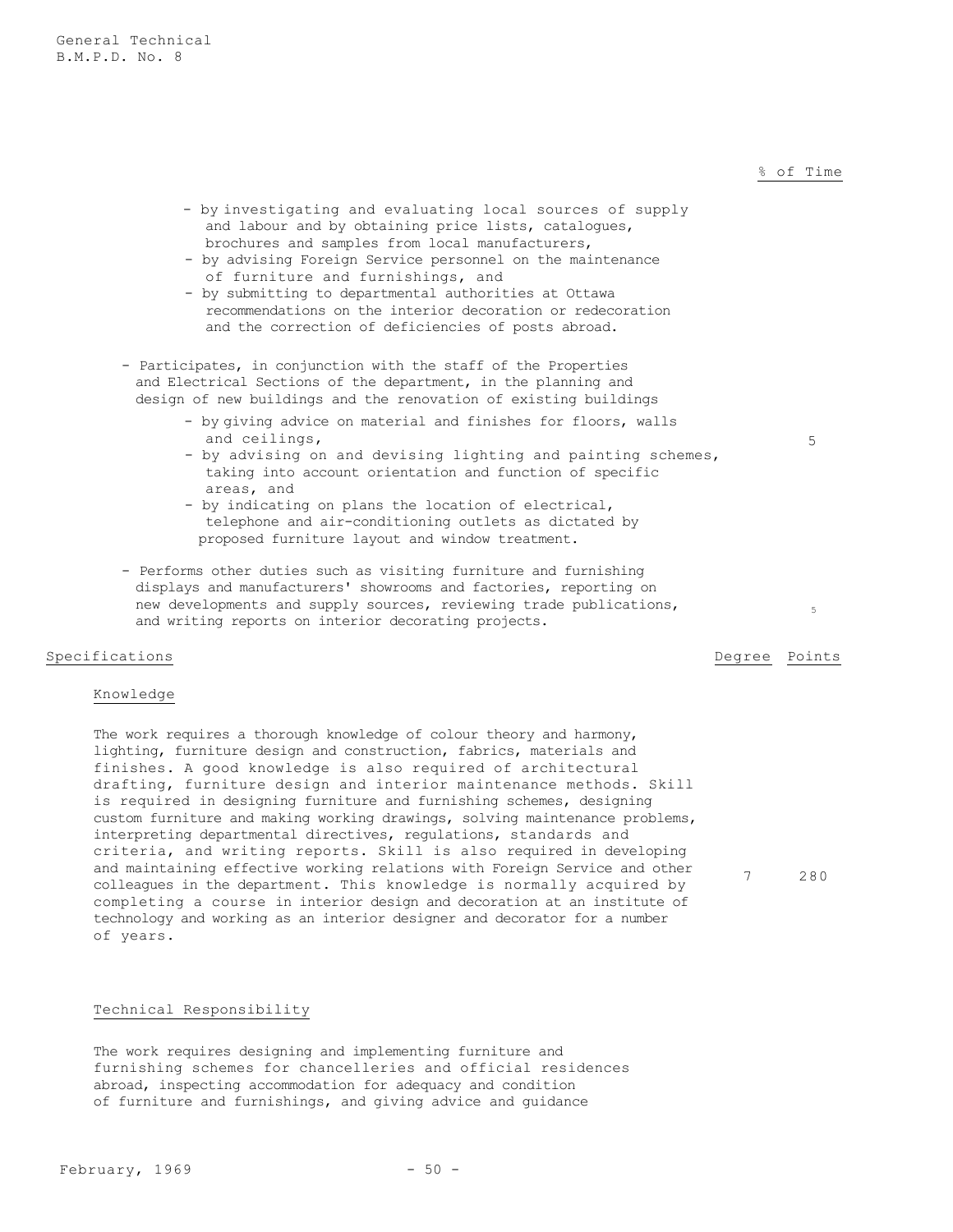% of Time

- by investigating and evaluating local sources of supply and labour and by obtaining price lists, catalogues, brochures and samples from local manufacturers,
- by advising Foreign Service personnel on the maintenance of furniture and furnishings, and
- by submitting to departmental authorities at Ottawa recommendations on the interior decoration or redecoration and the correction of deficiencies of posts abroad.

- Participates, in conjunction with the staff of the Properties and Electrical Sections of the department, in the planning and design of new buildings and the renovation of existing buildings — 5
  - by giving advice on material and finishes for floors, walls and ceilings,
  - by advising on and devising lighting and painting schemes, taking into account orientation and function of specific areas, and
  - by indicating on plans the location of electrical, telephone and air-conditioning outlets as dictated by proposed furniture layout and window treatment.

- Performs other duties such as visiting furniture and furnishing displays and manufacturers' showrooms and factories, reporting on new developments and supply sources, reviewing trade publications, and writing reports on interior decorating projects. — 5

## Specifications

Degree Points

### Knowledge

The work requires a thorough knowledge of colour theory and harmony, lighting, furniture design and construction, fabrics, materials and finishes. A good knowledge is also required of architectural drafting, furniture design and interior maintenance methods. Skill is required in designing furniture and furnishing schemes, designing custom furniture and making working drawings, solving maintenance problems, interpreting departmental directives, regulations, standards and criteria, and writing reports. Skill is also required in developing and maintaining effective working relations with Foreign Service and other colleagues in the department. This knowledge is normally acquired by completing a course in interior design and decoration at an institute of technology and working as an interior designer and decorator for a number of years. — Degree 7, Points 280

### Technical Responsibility

The work requires designing and implementing furniture and furnishing schemes for chancelleries and official residences abroad, inspecting accommodation for adequacy and condition of furniture and furnishings, and giving advice and guidance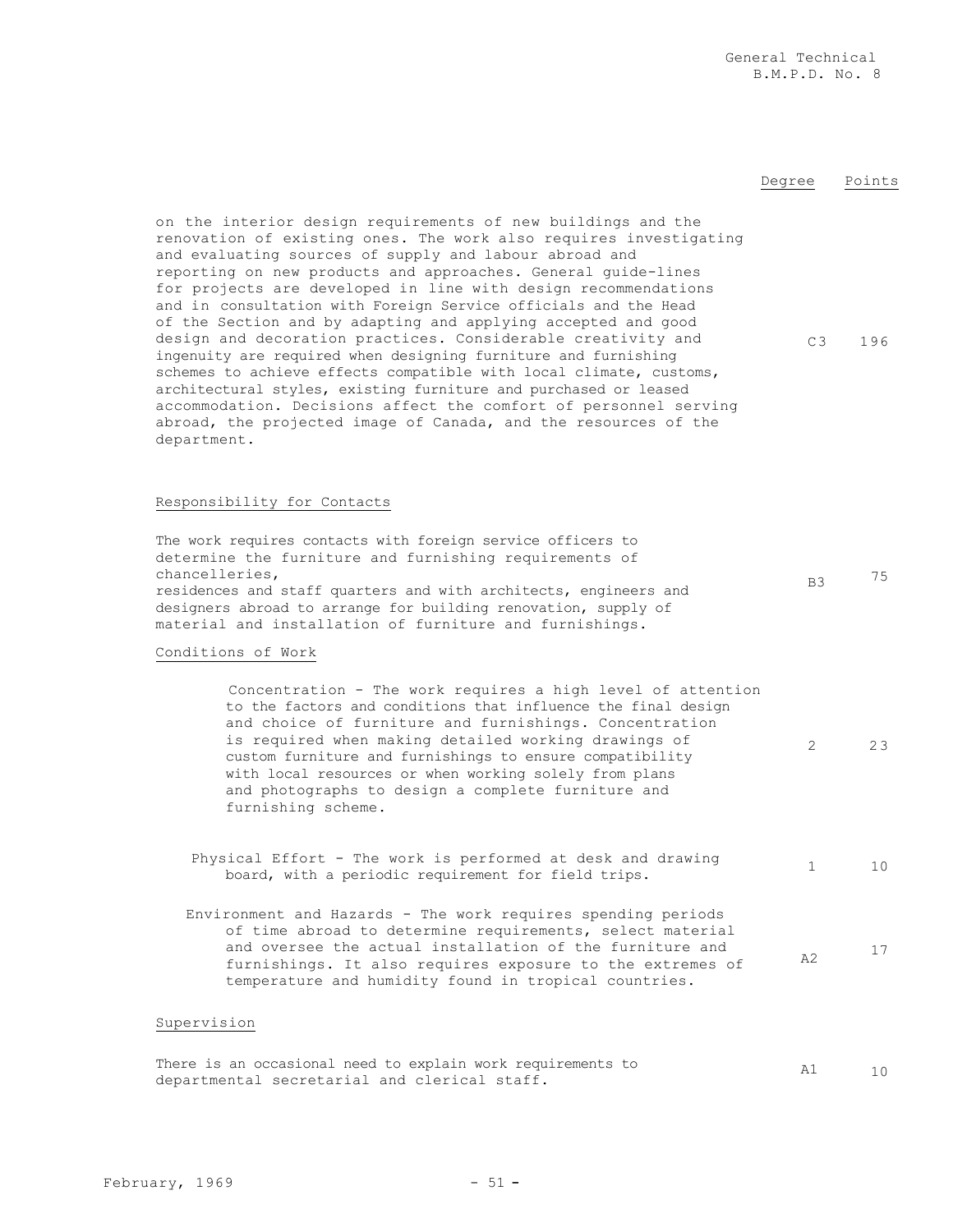| | Degree | Points |
|---|---|---|
| on the interior design requirements of new buildings and the renovation of existing ones. The work also requires investigating and evaluating sources of supply and labour abroad and reporting on new products and approaches. General guide-lines for projects are developed in line with design recommendations and in consultation with Foreign Service officials and the Head of the Section and by adapting and applying accepted and good design and decoration practices. Considerable creativity and ingenuity are required when designing furniture and furnishing schemes to achieve effects compatible with local climate, customs, architectural styles, existing furniture and purchased or leased accommodation. Decisions affect the comfort of personnel serving abroad, the projected image of Canada, and the resources of the department. | C3 | 196 |
| **Responsibility for Contacts** | | |
| The work requires contacts with foreign service officers to determine the furniture and furnishing requirements of chancelleries, residences and staff quarters and with architects, engineers and designers abroad to arrange for building renovation, supply of material and installation of furniture and furnishings. | B3 | 75 |
| **Conditions of Work** | | |
| Concentration - The work requires a high level of attention to the factors and conditions that influence the final design and choice of furniture and furnishings. Concentration is required when making detailed working drawings of custom furniture and furnishings to ensure compatibility with local resources or when working solely from plans and photographs to design a complete furniture and furnishing scheme. | 2 | 23 |
| Physical Effort - The work is performed at desk and drawing board, with a periodic requirement for field trips. | 1 | 10 |
| Environment and Hazards - The work requires spending periods of time abroad to determine requirements, select material and oversee the actual installation of the furniture and furnishings. It also requires exposure to the extremes of temperature and humidity found in tropical countries. | A2 | 17 |
| **Supervision** | | |
| There is an occasional need to explain work requirements to departmental secretarial and clerical staff. | A1 | 10 |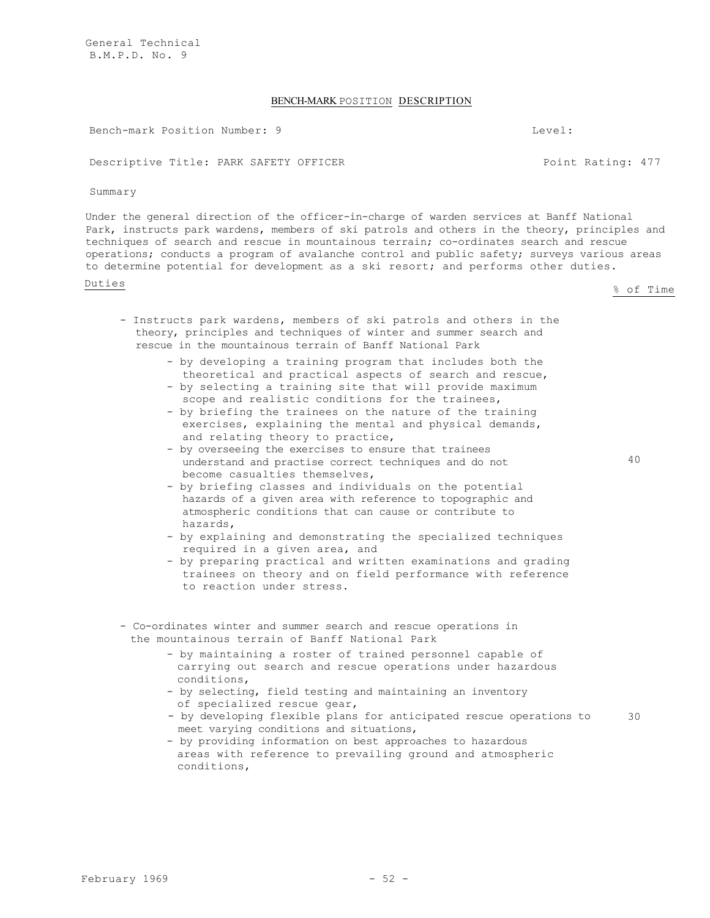General Technical
B.M.P.D. No. 9

## BENCH-MARK POSITION DESCRIPTION

Bench-mark Position Number: 9 Level:

Descriptive Title: PARK SAFETY OFFICER Point Rating: 477

Summary

Under the general direction of the officer-in-charge of warden services at Banff National Park, instructs park wardens, members of ski patrols and others in the theory, principles and techniques of search and rescue in mountainous terrain; co-ordinates search and rescue operations; conducts a program of avalanche control and public safety; surveys various areas to determine potential for development as a ski resort; and performs other duties.

| Duties | % of Time |
|---|---|
| - Instructs park wardens, members of ski patrols and others in the theory, principles and techniques of winter and summer search and rescue in the mountainous terrain of Banff National Park<br>- by developing a training program that includes both the theoretical and practical aspects of search and rescue,<br>- by selecting a training site that will provide maximum scope and realistic conditions for the trainees,<br>- by briefing the trainees on the nature of the training exercises, explaining the mental and physical demands, and relating theory to practice,<br>- by overseeing the exercises to ensure that trainees understand and practise correct techniques and do not become casualties themselves,<br>- by briefing classes and individuals on the potential hazards of a given area with reference to topographic and atmospheric conditions that can cause or contribute to hazards,<br>- by explaining and demonstrating the specialized techniques required in a given area, and<br>- by preparing practical and written examinations and grading trainees on theory and on field performance with reference to reaction under stress. | 40 |
| - Co-ordinates winter and summer search and rescue operations in the mountainous terrain of Banff National Park<br>- by maintaining a roster of trained personnel capable of carrying out search and rescue operations under hazardous conditions,<br>- by selecting, field testing and maintaining an inventory of specialized rescue gear,<br>- by developing flexible plans for anticipated rescue operations to meet varying conditions and situations,<br>- by providing information on best approaches to hazardous areas with reference to prevailing ground and atmospheric conditions, | 30 |

February 1969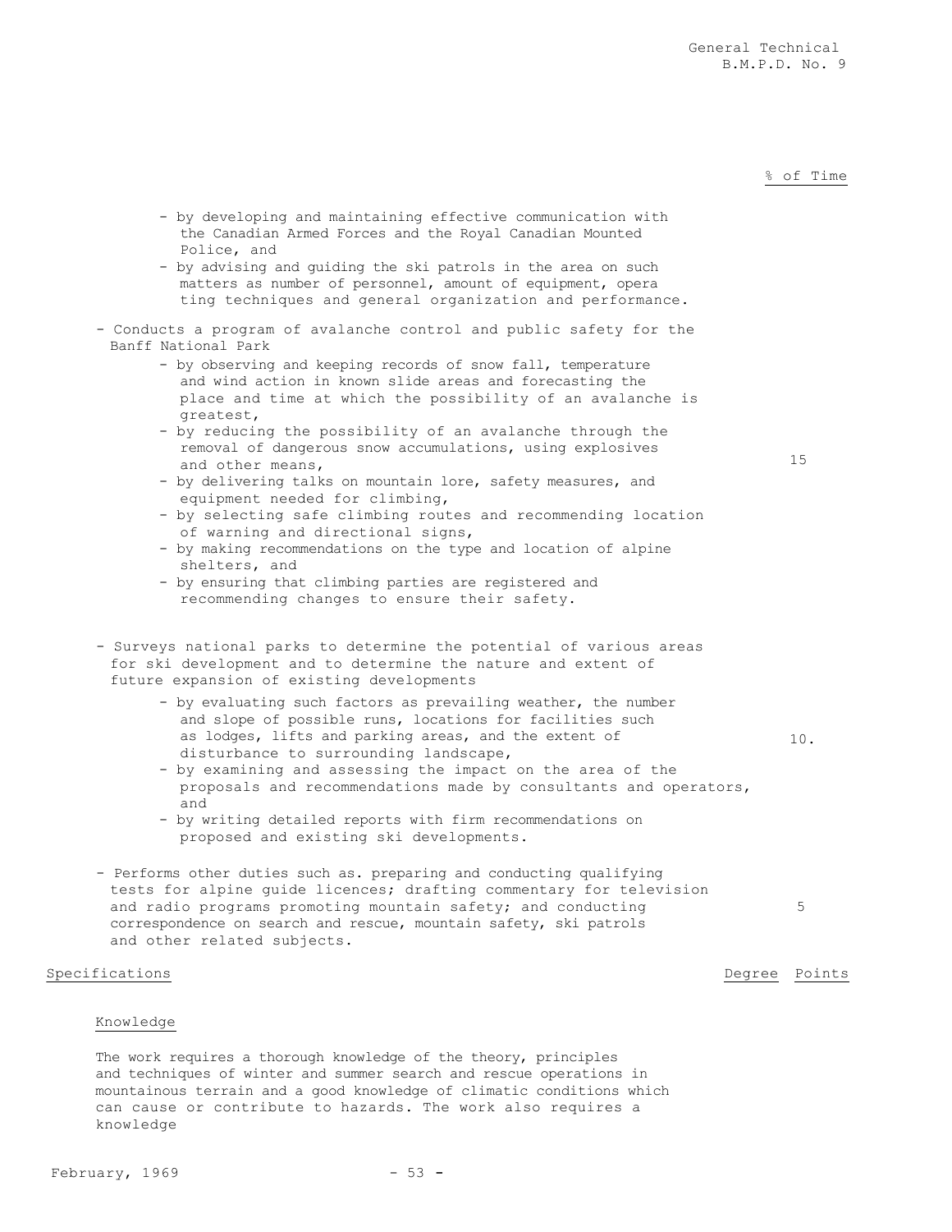% of Time

- by developing and maintaining effective communication with the Canadian Armed Forces and the Royal Canadian Mounted Police, and
- by advising and guiding the ski patrols in the area on such matters as number of personnel, amount of equipment, opera ting techniques and general organization and performance.

- Conducts a program of avalanche control and public safety for the Banff National Park — 15
  - by observing and keeping records of snow fall, temperature and wind action in known slide areas and forecasting the place and time at which the possibility of an avalanche is greatest,
  - by reducing the possibility of an avalanche through the removal of dangerous snow accumulations, using explosives and other means,
  - by delivering talks on mountain lore, safety measures, and equipment needed for climbing,
  - by selecting safe climbing routes and recommending location of warning and directional signs,
  - by making recommendations on the type and location of alpine shelters, and
  - by ensuring that climbing parties are registered and recommending changes to ensure their safety.

- Surveys national parks to determine the potential of various areas for ski development and to determine the nature and extent of future expansion of existing developments — 10.
  - by evaluating such factors as prevailing weather, the number and slope of possible runs, locations for facilities such as lodges, lifts and parking areas, and the extent of disturbance to surrounding landscape,
  - by examining and assessing the impact on the area of the proposals and recommendations made by consultants and operators, and
  - by writing detailed reports with firm recommendations on proposed and existing ski developments.

- Performs other duties such as. preparing and conducting qualifying tests for alpine guide licences; drafting commentary for television and radio programs promoting mountain safety; and conducting correspondence on search and rescue, mountain safety, ski patrols and other related subjects. — 5

Specifications — Degree Points

Knowledge

The work requires a thorough knowledge of the theory, principles and techniques of winter and summer search and rescue operations in mountainous terrain and a good knowledge of climatic conditions which can cause or contribute to hazards. The work also requires a knowledge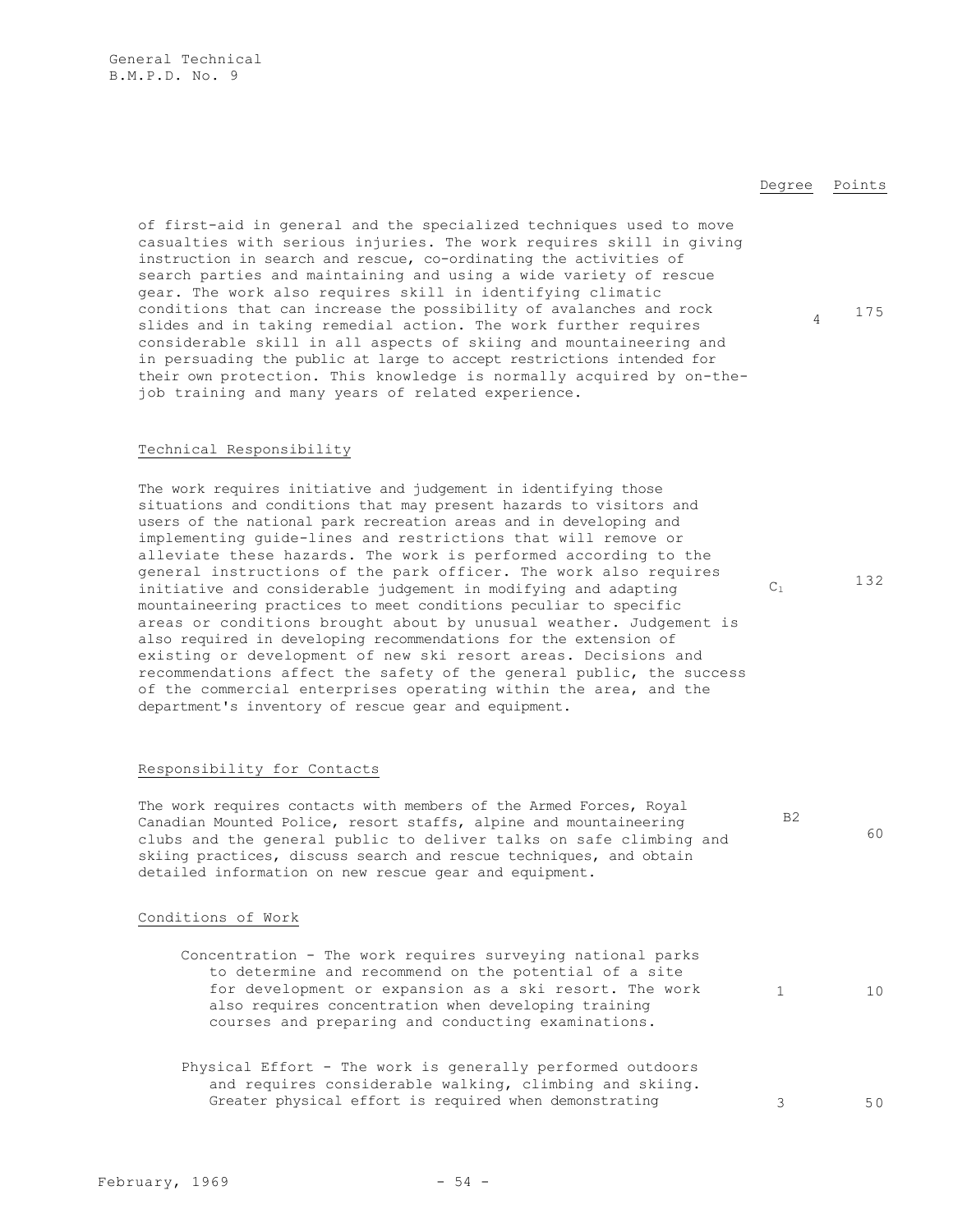| | Degree | Points |
|---|---|---|
| of first-aid in general and the specialized techniques used to move casualties with serious injuries. The work requires skill in giving instruction in search and rescue, co-ordinating the activities of search parties and maintaining and using a wide variety of rescue gear. The work also requires skill in identifying climatic conditions that can increase the possibility of avalanches and rock slides and in taking remedial action. The work further requires considerable skill in all aspects of skiing and mountaineering and in persuading the public at large to accept restrictions intended for their own protection. This knowledge is normally acquired by on-the-job training and many years of related experience. | 4 | 175 |

## Technical Responsibility

| | Degree | Points |
|---|---|---|
| The work requires initiative and judgement in identifying those situations and conditions that may present hazards to visitors and users of the national park recreation areas and in developing and implementing guide-lines and restrictions that will remove or alleviate these hazards. The work is performed according to the general instructions of the park officer. The work also requires initiative and considerable judgement in modifying and adapting mountaineering practices to meet conditions peculiar to specific areas or conditions brought about by unusual weather. Judgement is also required in developing recommendations for the extension of existing or development of new ski resort areas. Decisions and recommendations affect the safety of the general public, the success of the commercial enterprises operating within the area, and the department's inventory of rescue gear and equipment. | $C_1$ | 132 |

## Responsibility for Contacts

| | Degree | Points |
|---|---|---|
| The work requires contacts with members of the Armed Forces, Royal Canadian Mounted Police, resort staffs, alpine and mountaineering clubs and the general public to deliver talks on safe climbing and skiing practices, discuss search and rescue techniques, and obtain detailed information on new rescue gear and equipment. | B2 | 60 |

## Conditions of Work

| | Degree | Points |
|---|---|---|
| Concentration - The work requires surveying national parks to determine and recommend on the potential of a site for development or expansion as a ski resort. The work also requires concentration when developing training courses and preparing and conducting examinations. | 1 | 10 |
| Physical Effort - The work is generally performed outdoors and requires considerable walking, climbing and skiing. Greater physical effort is required when demonstrating | 3 | 50 |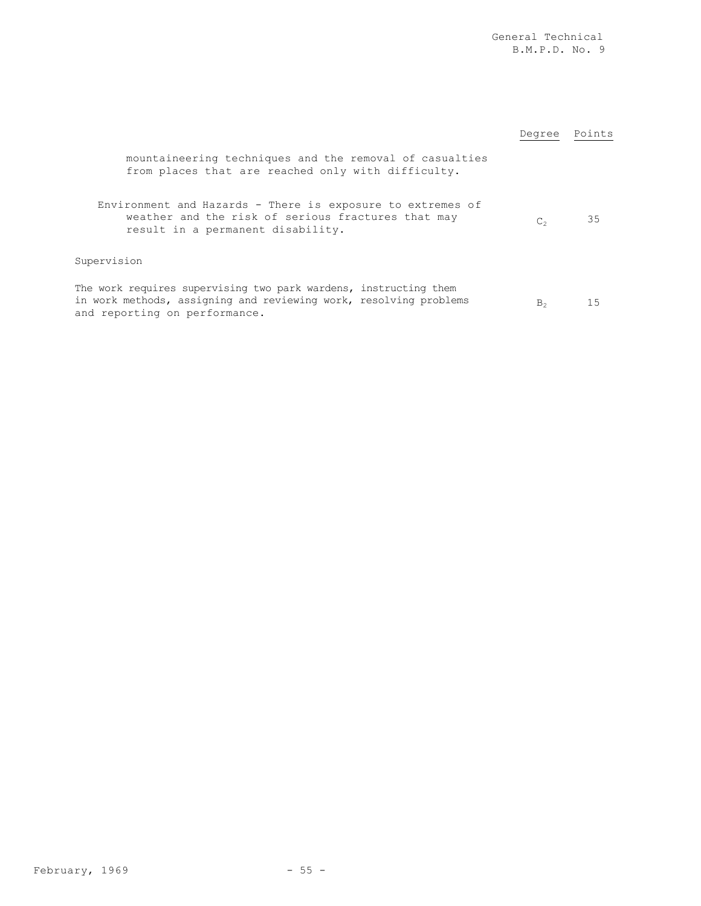| | Degree | Points |
|---|---|---|
| mountaineering techniques and the removal of casualties from places that are reached only with difficulty. | | |
| Environment and Hazards - There is exposure to extremes of weather and the risk of serious fractures that may result in a permanent disability. | $C_2$ | 35 |
| **Supervision** | | |
| The work requires supervising two park wardens, instructing them in work methods, assigning and reviewing work, resolving problems and reporting on performance. | $B_2$ | 15 |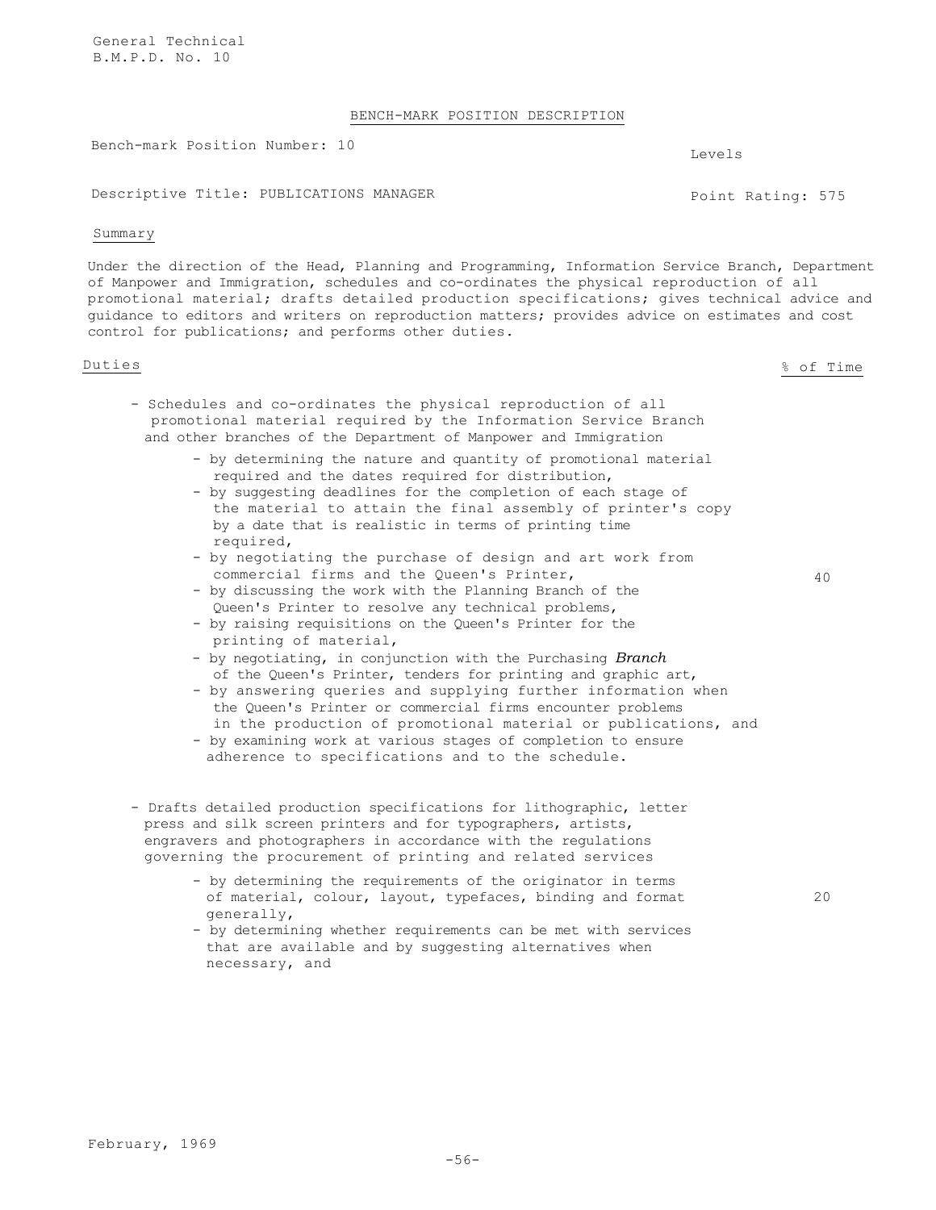General Technical
B.M.P.D. No. 10

## BENCH-MARK POSITION DESCRIPTION

Bench-mark Position Number: 10

Levels

Descriptive Title: PUBLICATIONS MANAGER

Point Rating: 575

### Summary

Under the direction of the Head, Planning and Programming, Information Service Branch, Department of Manpower and Immigration, schedules and co-ordinates the physical reproduction of all promotional material; drafts detailed production specifications; gives technical advice and guidance to editors and writers on reproduction matters; provides advice on estimates and cost control for publications; and performs other duties.

| Duties | % of Time |
|---|---|
| - Schedules and co-ordinates the physical reproduction of all promotional material required by the Information Service Branch and other branches of the Department of Manpower and Immigration<br>- by determining the nature and quantity of promotional material required and the dates required for distribution,<br>- by suggesting deadlines for the completion of each stage of the material to attain the final assembly of printer's copy by a date that is realistic in terms of printing time required,<br>- by negotiating the purchase of design and art work from commercial firms and the Queen's Printer,<br>- by discussing the work with the Planning Branch of the Queen's Printer to resolve any technical problems,<br>- by raising requisitions on the Queen's Printer for the printing of material,<br>- by negotiating, in conjunction with the Purchasing *Branch* of the Queen's Printer, tenders for printing and graphic art,<br>- by answering queries and supplying further information when the Queen's Printer or commercial firms encounter problems in the production of promotional material or publications, and<br>- by examining work at various stages of completion to ensure adherence to specifications and to the schedule. | 40 |
| - Drafts detailed production specifications for lithographic, letter press and silk screen printers and for typographers, artists, engravers and photographers in accordance with the regulations governing the procurement of printing and related services<br>- by determining the requirements of the originator in terms of material, colour, layout, typefaces, binding and format generally,<br>- by determining whether requirements can be met with services that are available and by suggesting alternatives when necessary, and | 20 |

February, 1969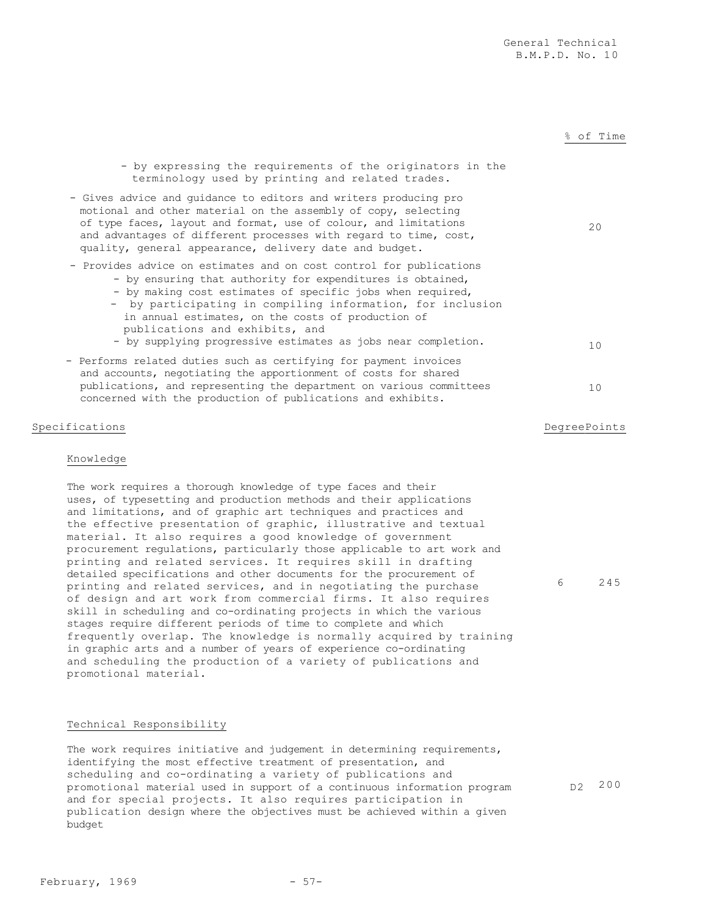% of Time

- by expressing the requirements of the originators in the terminology used by printing and related trades.

- Gives advice and guidance to editors and writers producing pro motional and other material on the assembly of copy, selecting of type faces, layout and format, use of colour, and limitations and advantages of different processes with regard to time, cost, quality, general appearance, delivery date and budget. — 20

- Provides advice on estimates and on cost control for publications
  - by ensuring that authority for expenditures is obtained,
  - by making cost estimates of specific jobs when required,
  - by participating in compiling information, for inclusion in annual estimates, on the costs of production of publications and exhibits, and
  - by supplying progressive estimates as jobs near completion. — 10

- Performs related duties such as certifying for payment invoices and accounts, negotiating the apportionment of costs for shared publications, and representing the department on various committees concerned with the production of publications and exhibits. — 10

| Specifications | Degree | Points |
| --- | --- | --- |
| **Knowledge** | | |
| The work requires a thorough knowledge of type faces and their uses, of typesetting and production methods and their applications and limitations, and of graphic art techniques and practices and the effective presentation of graphic, illustrative and textual material. It also requires a good knowledge of government procurement regulations, particularly those applicable to art work and printing and related services. It requires skill in drafting detailed specifications and other documents for the procurement of printing and related services, and in negotiating the purchase of design and art work from commercial firms. It also requires skill in scheduling and co-ordinating projects in which the various stages require different periods of time to complete and which frequently overlap. The knowledge is normally acquired by training in graphic arts and a number of years of experience co-ordinating and scheduling the production of a variety of publications and promotional material. | 6 | 245 |
| **Technical Responsibility** | | |
| The work requires initiative and judgement in determining requirements, identifying the most effective treatment of presentation, and scheduling and co-ordinating a variety of publications and promotional material used in support of a continuous information program and for special projects. It also requires participation in publication design where the objectives must be achieved within a given budget | D2 | 200 |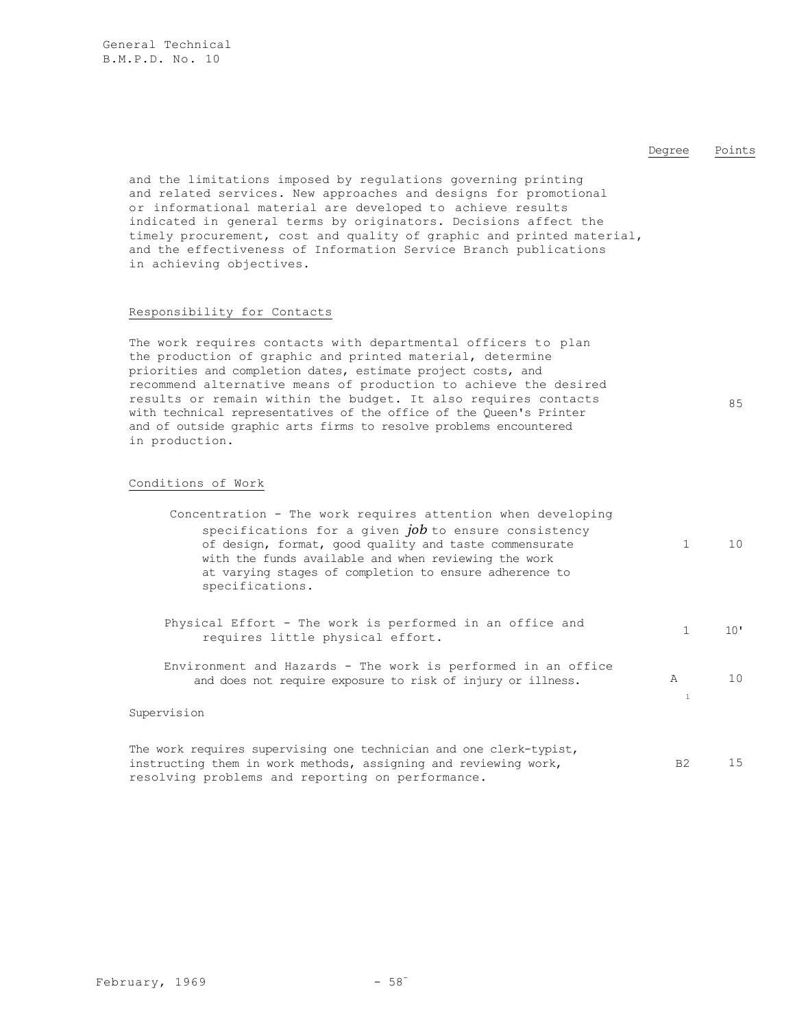| | Degree | Points |
|---|---|---|
| and the limitations imposed by regulations governing printing and related services. New approaches and designs for promotional or informational material are developed to achieve results indicated in general terms by originators. Decisions affect the timely procurement, cost and quality of graphic and printed material, and the effectiveness of Information Service Branch publications in achieving objectives. | | |

<u>Responsibility for Contacts</u>

| | Degree | Points |
|---|---|---|
| The work requires contacts with departmental officers to plan the production of graphic and printed material, determine priorities and completion dates, estimate project costs, and recommend alternative means of production to achieve the desired results or remain within the budget. It also requires contacts with technical representatives of the office of the Queen's Printer and of outside graphic arts firms to resolve problems encountered in production. | | 85 |

<u>Conditions of Work</u>

| | Degree | Points |
|---|---|---|
| Concentration - The work requires attention when developing specifications for a given *job* to ensure consistency of design, format, good quality and taste commensurate with the funds available and when reviewing the work at varying stages of completion to ensure adherence to specifications. | 1 | 10 |
| Physical Effort - The work is performed in an office and requires little physical effort. | 1 | 10' |
| Environment and Hazards - The work is performed in an office and does not require exposure to risk of injury or illness. | A 1 | 10 |

Supervision

| | Degree | Points |
|---|---|---|
| The work requires supervising one technician and one clerk-typist, instructing them in work methods, assigning and reviewing work, resolving problems and reporting on performance. | B2 | 15 |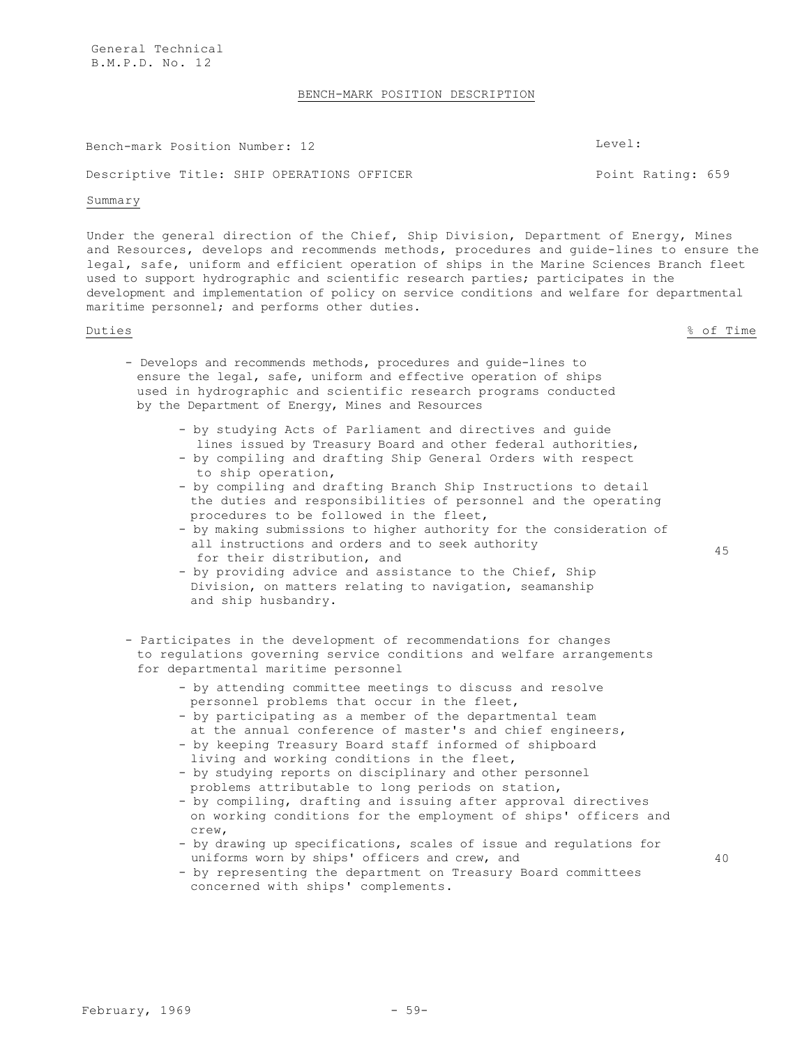## BENCH-MARK POSITION DESCRIPTION

Bench-mark Position Number: 12

Level:

Descriptive Title: SHIP OPERATIONS OFFICER

Point Rating: 659

### Summary

Under the general direction of the Chief, Ship Division, Department of Energy, Mines and Resources, develops and recommends methods, procedures and guide-lines to ensure the legal, safe, uniform and efficient operation of ships in the Marine Sciences Branch fleet used to support hydrographic and scientific research parties; participates in the development and implementation of policy on service conditions and welfare for departmental maritime personnel; and performs other duties.

| Duties | % of Time |
|---|---|
| - Develops and recommends methods, procedures and guide-lines to ensure the legal, safe, uniform and effective operation of ships used in hydrographic and scientific research programs conducted by the Department of Energy, Mines and Resources<br>- by studying Acts of Parliament and directives and guide lines issued by Treasury Board and other federal authorities,<br>- by compiling and drafting Ship General Orders with respect to ship operation,<br>- by compiling and drafting Branch Ship Instructions to detail the duties and responsibilities of personnel and the operating procedures to be followed in the fleet,<br>- by making submissions to higher authority for the consideration of all instructions and orders and to seek authority for their distribution, and<br>- by providing advice and assistance to the Chief, Ship Division, on matters relating to navigation, seamanship and ship husbandry. | 45 |
| - Participates in the development of recommendations for changes to regulations governing service conditions and welfare arrangements for departmental maritime personnel<br>- by attending committee meetings to discuss and resolve personnel problems that occur in the fleet,<br>- by participating as a member of the departmental team at the annual conference of master's and chief engineers,<br>- by keeping Treasury Board staff informed of shipboard living and working conditions in the fleet,<br>- by studying reports on disciplinary and other personnel problems attributable to long periods on station,<br>- by compiling, drafting and issuing after approval directives on working conditions for the employment of ships' officers and crew,<br>- by drawing up specifications, scales of issue and regulations for uniforms worn by ships' officers and crew, and<br>- by representing the department on Treasury Board committees concerned with ships' complements. | 40 |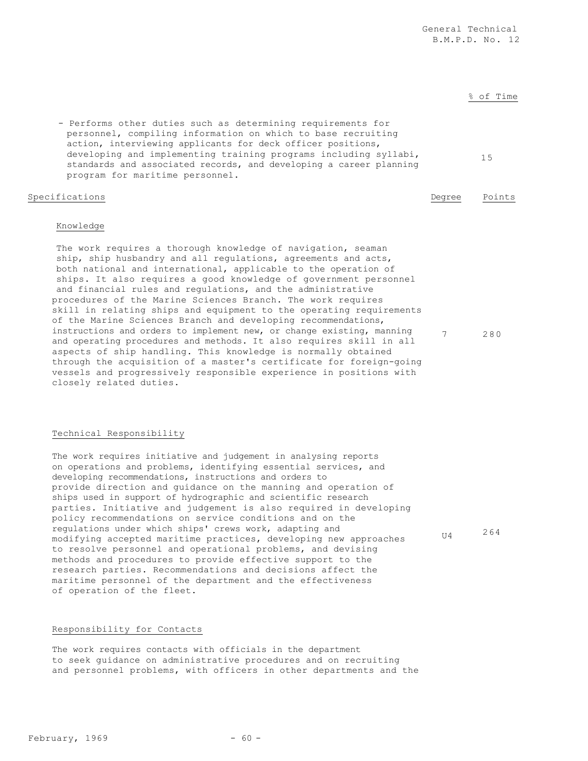% of Time

- Performs other duties such as determining requirements for personnel, compiling information on which to base recruiting action, interviewing applicants for deck officer positions, developing and implementing training programs including syllabi, standards and associated records, and developing a career planning program for maritime personnel. — 15

| Specifications | Degree | Points |
|---|---|---|
| **Knowledge**<br><br>The work requires a thorough knowledge of navigation, seaman ship, ship husbandry and all regulations, agreements and acts, both national and international, applicable to the operation of ships. It also requires a good knowledge of government personnel and financial rules and regulations, and the administrative procedures of the Marine Sciences Branch. The work requires skill in relating ships and equipment to the operating requirements of the Marine Sciences Branch and developing recommendations, instructions and orders to implement new, or change existing, manning and operating procedures and methods. It also requires skill in all aspects of ship handling. This knowledge is normally obtained through the acquisition of a master's certificate for foreign-going vessels and progressively responsible experience in positions with closely related duties. | 7 | 280 |
| **Technical Responsibility**<br><br>The work requires initiative and judgement in analysing reports on operations and problems, identifying essential services, and developing recommendations, instructions and orders to provide direction and guidance on the manning and operation of ships used in support of hydrographic and scientific research parties. Initiative and judgement is also required in developing policy recommendations on service conditions and on the regulations under which ships' crews work, adapting and modifying accepted maritime practices, developing new approaches to resolve personnel and operational problems, and devising methods and procedures to provide effective support to the research parties. Recommendations and decisions affect the maritime personnel of the department and the effectiveness of operation of the fleet. | U4 | 264 |

**Responsibility for Contacts**

The work requires contacts with officials in the department to seek guidance on administrative procedures and on recruiting and personnel problems, with officers in other departments and the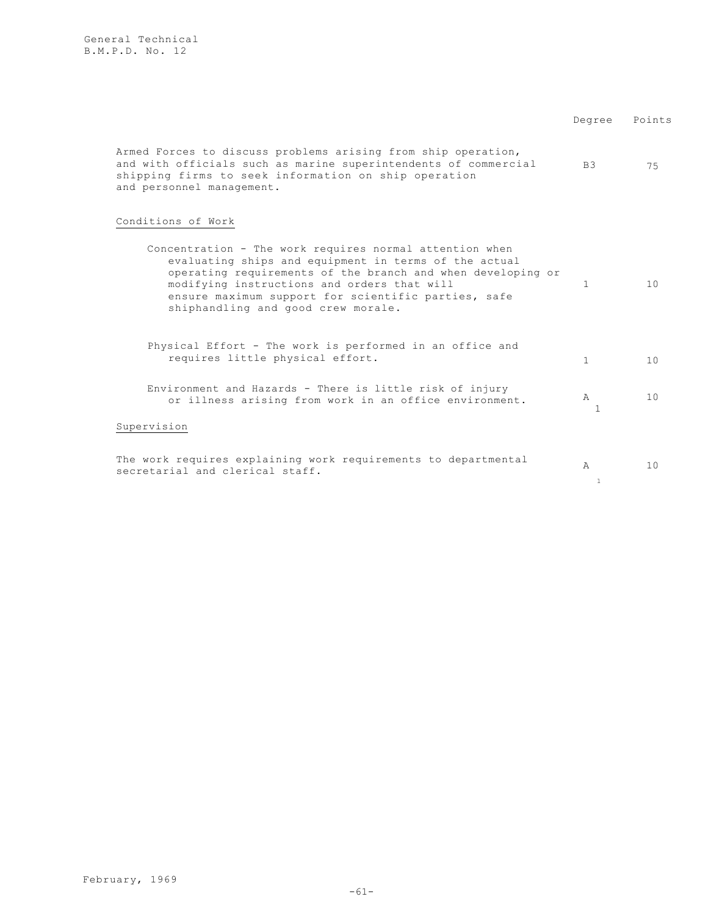| | Degree | Points |
|---|---|---|
| Armed Forces to discuss problems arising from ship operation, and with officials such as marine superintendents of commercial shipping firms to seek information on ship operation and personnel management. | B3 | 75 |
| **Conditions of Work** | | |
| Concentration - The work requires normal attention when evaluating ships and equipment in terms of the actual operating requirements of the branch and when developing or modifying instructions and orders that will ensure maximum support for scientific parties, safe shiphandling and good crew morale. | 1 | 10 |
| Physical Effort - The work is performed in an office and requires little physical effort. | 1 | 10 |
| Environment and Hazards - There is little risk of injury or illness arising from work in an office environment. | A1 | 10 |
| **Supervision** | | |
| The work requires explaining work requirements to departmental secretarial and clerical staff. | A1 | 10 |

February, 1969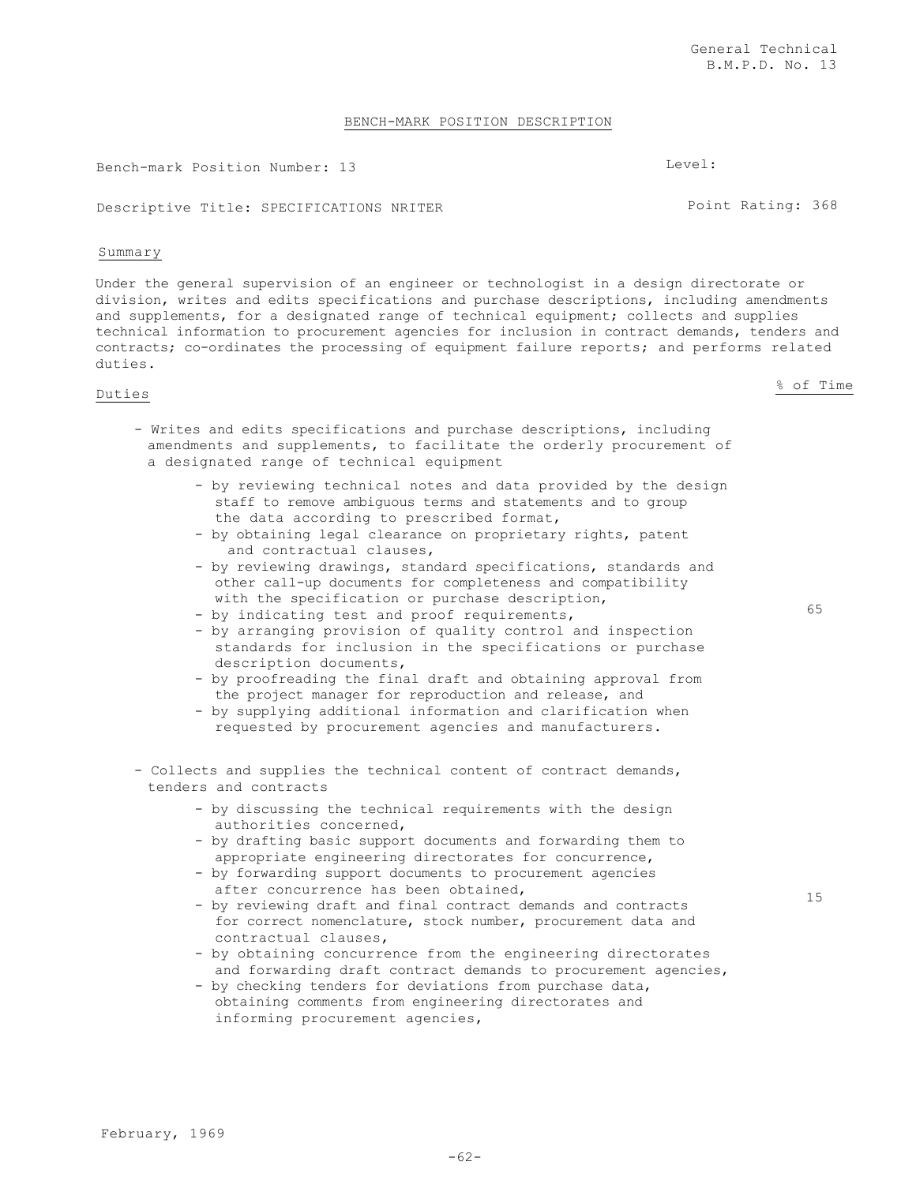BENCH-MARK POSITION DESCRIPTION

Bench-mark Position Number: 13

Level:

Descriptive Title: SPECIFICATIONS NRITER

Point Rating: 368

## Summary

Under the general supervision of an engineer or technologist in a design directorate or division, writes and edits specifications and purchase descriptions, including amendments and supplements, for a designated range of technical equipment; collects and supplies technical information to procurement agencies for inclusion in contract demands, tenders and contracts; co-ordinates the processing of equipment failure reports; and performs related duties.

## Duties

| Duties | % of Time |
|---|---|
| - Writes and edits specifications and purchase descriptions, including amendments and supplements, to facilitate the orderly procurement of a designated range of technical equipment<br>- by reviewing technical notes and data provided by the design staff to remove ambiguous terms and statements and to group the data according to prescribed format,<br>- by obtaining legal clearance on proprietary rights, patent and contractual clauses,<br>- by reviewing drawings, standard specifications, standards and other call-up documents for completeness and compatibility with the specification or purchase description,<br>- by indicating test and proof requirements,<br>- by arranging provision of quality control and inspection standards for inclusion in the specifications or purchase description documents,<br>- by proofreading the final draft and obtaining approval from the project manager for reproduction and release, and<br>- by supplying additional information and clarification when requested by procurement agencies and manufacturers. | 65 |
| - Collects and supplies the technical content of contract demands, tenders and contracts<br>- by discussing the technical requirements with the design authorities concerned,<br>- by drafting basic support documents and forwarding them to appropriate engineering directorates for concurrence,<br>- by forwarding support documents to procurement agencies after concurrence has been obtained,<br>- by reviewing draft and final contract demands and contracts for correct nomenclature, stock number, procurement data and contractual clauses,<br>- by obtaining concurrence from the engineering directorates and forwarding draft contract demands to procurement agencies,<br>- by checking tenders for deviations from purchase data, obtaining comments from engineering directorates and informing procurement agencies, | 15 |

February, 1969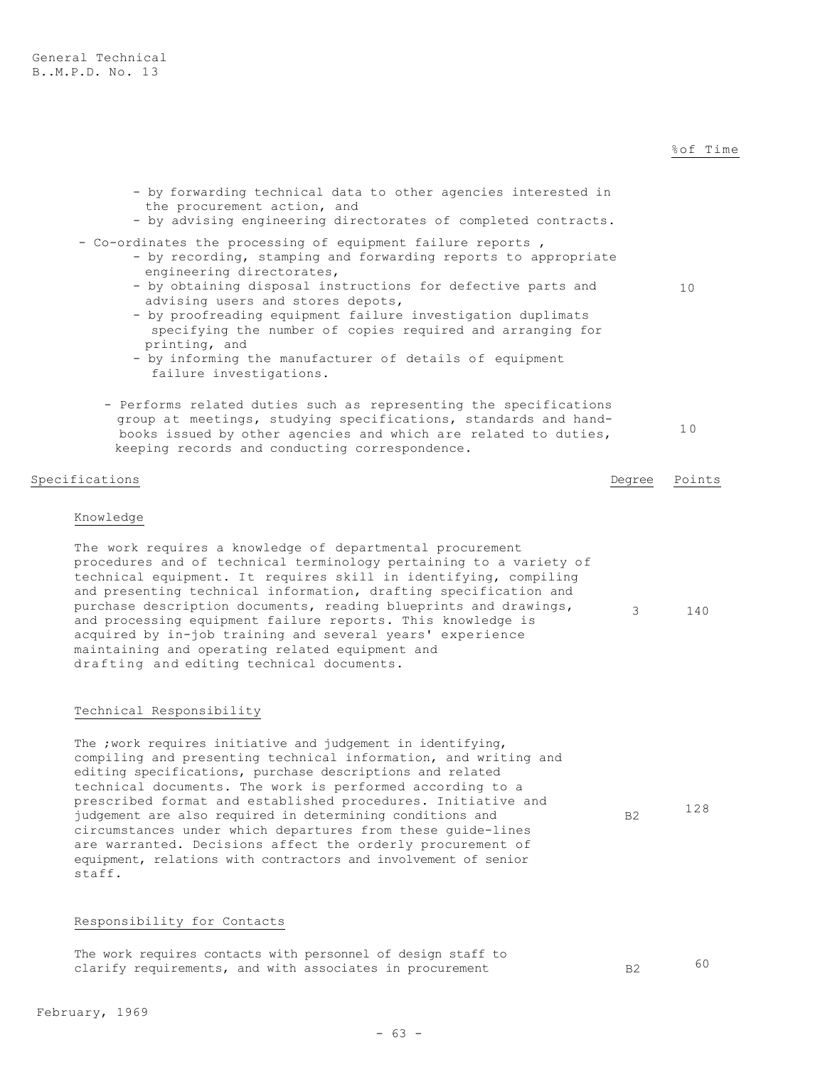%of Time

- by forwarding technical data to other agencies interested in the procurement action, and
- by advising engineering directorates of completed contracts.

- Co-ordinates the processing of equipment failure reports , — 10
  - by recording, stamping and forwarding reports to appropriate engineering directorates,
  - by obtaining disposal instructions for defective parts and advising users and stores depots,
  - by proofreading equipment failure investigation duplimats specifying the number of copies required and arranging for printing, and
  - by informing the manufacturer of details of equipment failure investigations.

- Performs related duties such as representing the specifications group at meetings, studying specifications, standards and handbooks issued by other agencies and which are related to duties, keeping records and conducting correspondence. — 10

| Specifications | Degree | Points |
|---|---|---|
| **Knowledge** | | |
| The work requires a knowledge of departmental procurement procedures and of technical terminology pertaining to a variety of technical equipment. It requires skill in identifying, compiling and presenting technical information, drafting specification and purchase description documents, reading blueprints and drawings, and processing equipment failure reports. This knowledge is acquired by in-job training and several years' experience maintaining and operating related equipment and drafting and editing technical documents. | 3 | 140 |
| **Technical Responsibility** | | |
| The ;work requires initiative and judgement in identifying, compiling and presenting technical information, and writing and editing specifications, purchase descriptions and related technical documents. The work is performed according to a prescribed format and established procedures. Initiative and judgement are also required in determining conditions and circumstances under which departures from these guide-lines are warranted. Decisions affect the orderly procurement of equipment, relations with contractors and involvement of senior staff. | B2 | 128 |
| **Responsibility for Contacts** | | |
| The work requires contacts with personnel of design staff to clarify requirements, and with associates in procurement | B2 | 60 |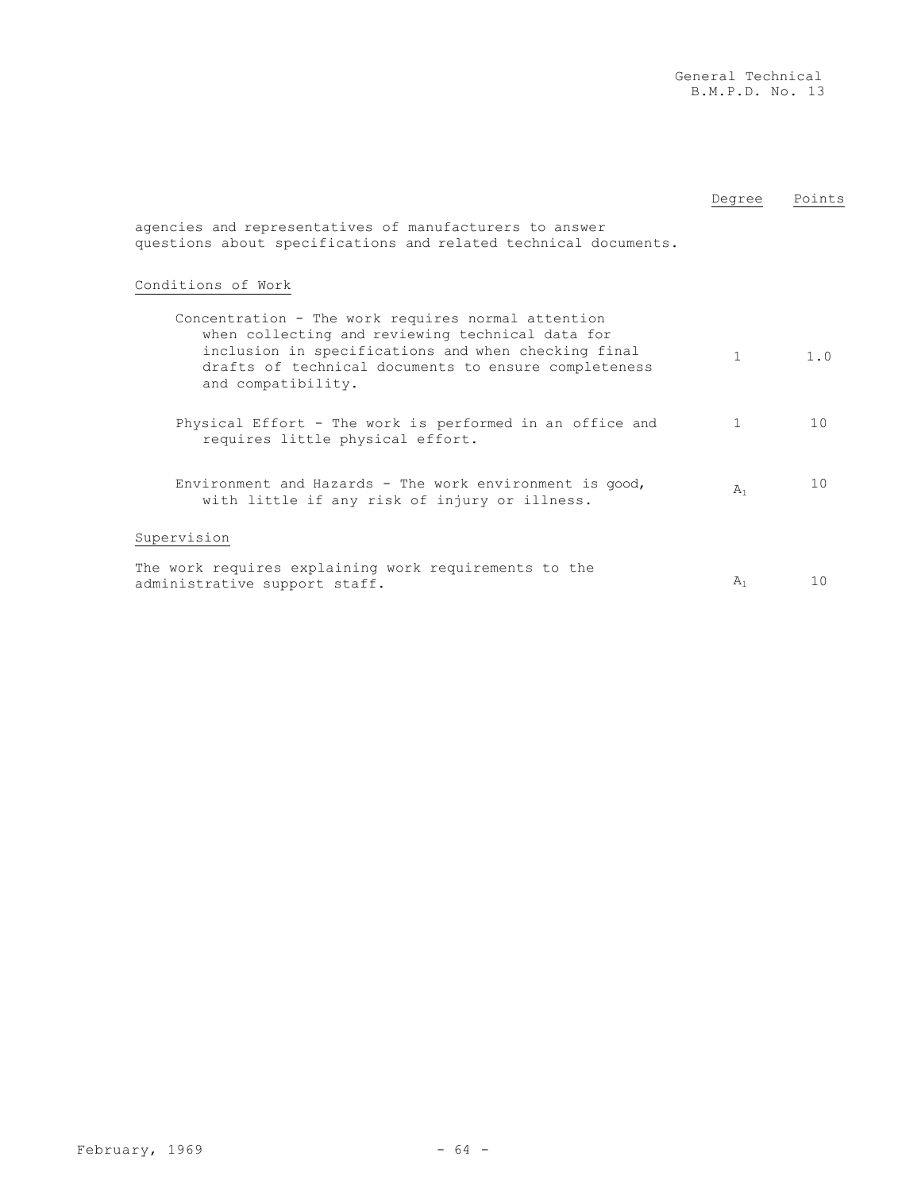| | Degree | Points |
|---|---|---|
| agencies and representatives of manufacturers to answer questions about specifications and related technical documents. | | |
| **Conditions of Work** | | |
| Concentration - The work requires normal attention when collecting and reviewing technical data for inclusion in specifications and when checking final drafts of technical documents to ensure completeness and compatibility. | 1 | 1.0 |
| Physical Effort - The work is performed in an office and requires little physical effort. | 1 | 10 |
| Environment and Hazards - The work environment is good, with little if any risk of injury or illness. | $A_1$ | 10 |
| **Supervision** | | |
| The work requires explaining work requirements to the administrative support staff. | $A_1$ | 10 |